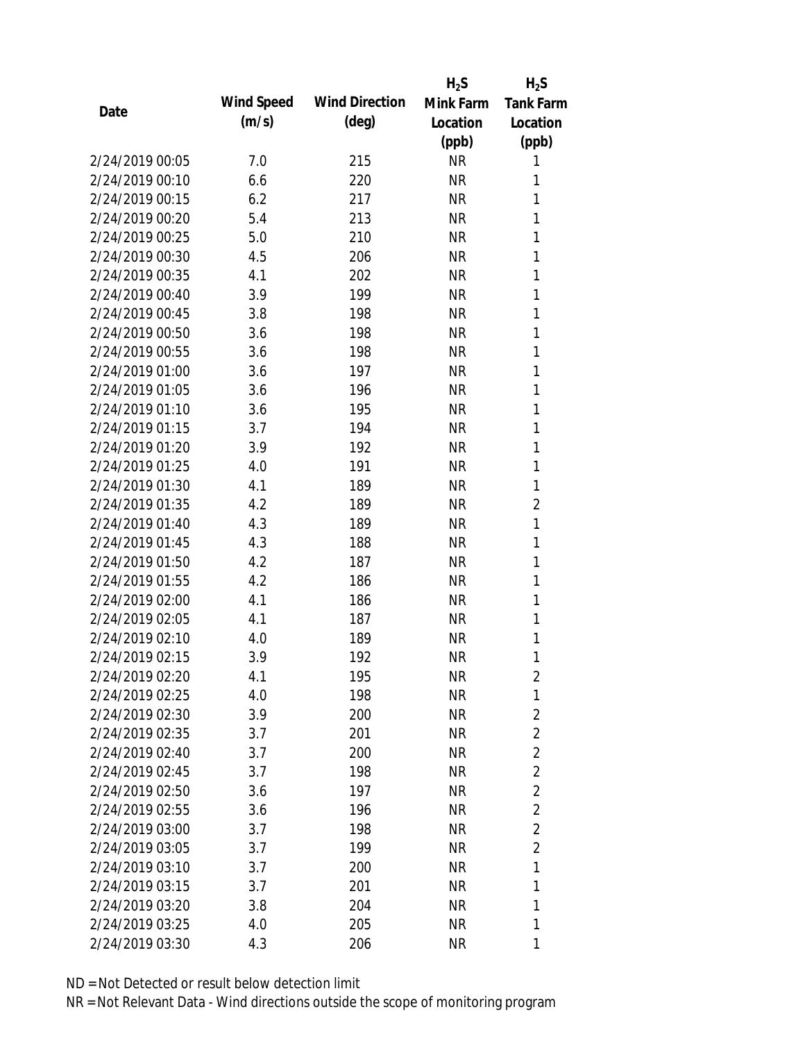| Date | Wind Speed (m/s) | Wind Direction (deg) | $H_2S$ Mink Farm Location (ppb) | $H_2S$ Tank Farm Location (ppb) |
|---|---|---|---|---|
| 2/24/2019 00:05 | 7.0 | 215 | NR | 1 |
| 2/24/2019 00:10 | 6.6 | 220 | NR | 1 |
| 2/24/2019 00:15 | 6.2 | 217 | NR | 1 |
| 2/24/2019 00:20 | 5.4 | 213 | NR | 1 |
| 2/24/2019 00:25 | 5.0 | 210 | NR | 1 |
| 2/24/2019 00:30 | 4.5 | 206 | NR | 1 |
| 2/24/2019 00:35 | 4.1 | 202 | NR | 1 |
| 2/24/2019 00:40 | 3.9 | 199 | NR | 1 |
| 2/24/2019 00:45 | 3.8 | 198 | NR | 1 |
| 2/24/2019 00:50 | 3.6 | 198 | NR | 1 |
| 2/24/2019 00:55 | 3.6 | 198 | NR | 1 |
| 2/24/2019 01:00 | 3.6 | 197 | NR | 1 |
| 2/24/2019 01:05 | 3.6 | 196 | NR | 1 |
| 2/24/2019 01:10 | 3.6 | 195 | NR | 1 |
| 2/24/2019 01:15 | 3.7 | 194 | NR | 1 |
| 2/24/2019 01:20 | 3.9 | 192 | NR | 1 |
| 2/24/2019 01:25 | 4.0 | 191 | NR | 1 |
| 2/24/2019 01:30 | 4.1 | 189 | NR | 1 |
| 2/24/2019 01:35 | 4.2 | 189 | NR | 2 |
| 2/24/2019 01:40 | 4.3 | 189 | NR | 1 |
| 2/24/2019 01:45 | 4.3 | 188 | NR | 1 |
| 2/24/2019 01:50 | 4.2 | 187 | NR | 1 |
| 2/24/2019 01:55 | 4.2 | 186 | NR | 1 |
| 2/24/2019 02:00 | 4.1 | 186 | NR | 1 |
| 2/24/2019 02:05 | 4.1 | 187 | NR | 1 |
| 2/24/2019 02:10 | 4.0 | 189 | NR | 1 |
| 2/24/2019 02:15 | 3.9 | 192 | NR | 1 |
| 2/24/2019 02:20 | 4.1 | 195 | NR | 2 |
| 2/24/2019 02:25 | 4.0 | 198 | NR | 1 |
| 2/24/2019 02:30 | 3.9 | 200 | NR | 2 |
| 2/24/2019 02:35 | 3.7 | 201 | NR | 2 |
| 2/24/2019 02:40 | 3.7 | 200 | NR | 2 |
| 2/24/2019 02:45 | 3.7 | 198 | NR | 2 |
| 2/24/2019 02:50 | 3.6 | 197 | NR | 2 |
| 2/24/2019 02:55 | 3.6 | 196 | NR | 2 |
| 2/24/2019 03:00 | 3.7 | 198 | NR | 2 |
| 2/24/2019 03:05 | 3.7 | 199 | NR | 2 |
| 2/24/2019 03:10 | 3.7 | 200 | NR | 1 |
| 2/24/2019 03:15 | 3.7 | 201 | NR | 1 |
| 2/24/2019 03:20 | 3.8 | 204 | NR | 1 |
| 2/24/2019 03:25 | 4.0 | 205 | NR | 1 |
| 2/24/2019 03:30 | 4.3 | 206 | NR | 1 |

ND = Not Detected or result below detection limit

NR = Not Relevant Data - Wind directions outside the scope of monitoring program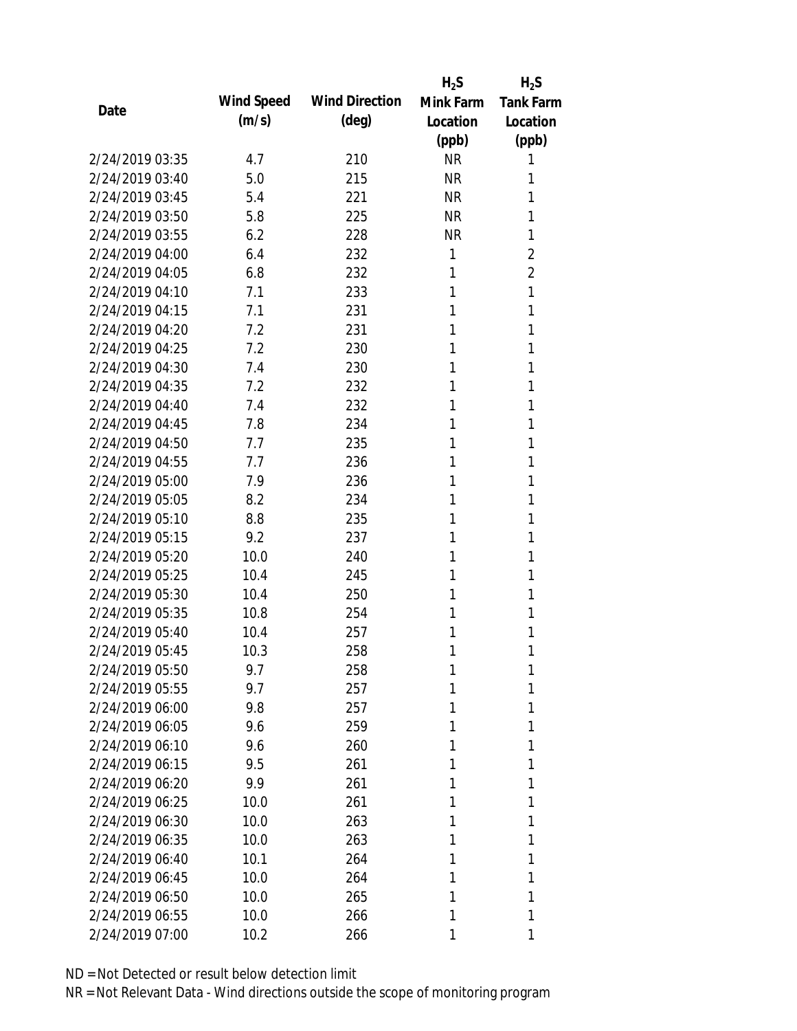| Date | Wind Speed (m/s) | Wind Direction (deg) | $H_2S$ Mink Farm Location (ppb) | $H_2S$ Tank Farm Location (ppb) |
|---|---|---|---|---|
| 2/24/2019 03:35 | 4.7 | 210 | NR | 1 |
| 2/24/2019 03:40 | 5.0 | 215 | NR | 1 |
| 2/24/2019 03:45 | 5.4 | 221 | NR | 1 |
| 2/24/2019 03:50 | 5.8 | 225 | NR | 1 |
| 2/24/2019 03:55 | 6.2 | 228 | NR | 1 |
| 2/24/2019 04:00 | 6.4 | 232 | 1 | 2 |
| 2/24/2019 04:05 | 6.8 | 232 | 1 | 2 |
| 2/24/2019 04:10 | 7.1 | 233 | 1 | 1 |
| 2/24/2019 04:15 | 7.1 | 231 | 1 | 1 |
| 2/24/2019 04:20 | 7.2 | 231 | 1 | 1 |
| 2/24/2019 04:25 | 7.2 | 230 | 1 | 1 |
| 2/24/2019 04:30 | 7.4 | 230 | 1 | 1 |
| 2/24/2019 04:35 | 7.2 | 232 | 1 | 1 |
| 2/24/2019 04:40 | 7.4 | 232 | 1 | 1 |
| 2/24/2019 04:45 | 7.8 | 234 | 1 | 1 |
| 2/24/2019 04:50 | 7.7 | 235 | 1 | 1 |
| 2/24/2019 04:55 | 7.7 | 236 | 1 | 1 |
| 2/24/2019 05:00 | 7.9 | 236 | 1 | 1 |
| 2/24/2019 05:05 | 8.2 | 234 | 1 | 1 |
| 2/24/2019 05:10 | 8.8 | 235 | 1 | 1 |
| 2/24/2019 05:15 | 9.2 | 237 | 1 | 1 |
| 2/24/2019 05:20 | 10.0 | 240 | 1 | 1 |
| 2/24/2019 05:25 | 10.4 | 245 | 1 | 1 |
| 2/24/2019 05:30 | 10.4 | 250 | 1 | 1 |
| 2/24/2019 05:35 | 10.8 | 254 | 1 | 1 |
| 2/24/2019 05:40 | 10.4 | 257 | 1 | 1 |
| 2/24/2019 05:45 | 10.3 | 258 | 1 | 1 |
| 2/24/2019 05:50 | 9.7 | 258 | 1 | 1 |
| 2/24/2019 05:55 | 9.7 | 257 | 1 | 1 |
| 2/24/2019 06:00 | 9.8 | 257 | 1 | 1 |
| 2/24/2019 06:05 | 9.6 | 259 | 1 | 1 |
| 2/24/2019 06:10 | 9.6 | 260 | 1 | 1 |
| 2/24/2019 06:15 | 9.5 | 261 | 1 | 1 |
| 2/24/2019 06:20 | 9.9 | 261 | 1 | 1 |
| 2/24/2019 06:25 | 10.0 | 261 | 1 | 1 |
| 2/24/2019 06:30 | 10.0 | 263 | 1 | 1 |
| 2/24/2019 06:35 | 10.0 | 263 | 1 | 1 |
| 2/24/2019 06:40 | 10.1 | 264 | 1 | 1 |
| 2/24/2019 06:45 | 10.0 | 264 | 1 | 1 |
| 2/24/2019 06:50 | 10.0 | 265 | 1 | 1 |
| 2/24/2019 06:55 | 10.0 | 266 | 1 | 1 |
| 2/24/2019 07:00 | 10.2 | 266 | 1 | 1 |

ND = Not Detected or result below detection limit

NR = Not Relevant Data - Wind directions outside the scope of monitoring program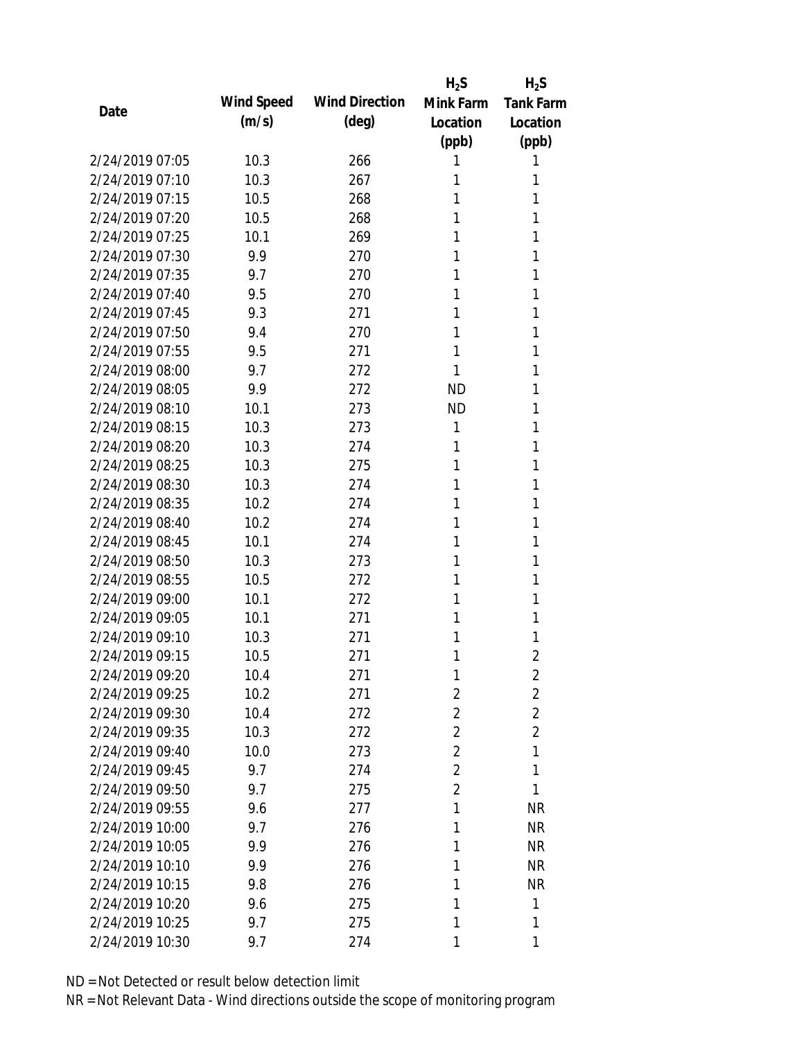| Date | Wind Speed (m/s) | Wind Direction (deg) | $H_2S$ Mink Farm Location (ppb) | $H_2S$ Tank Farm Location (ppb) |
|---|---|---|---|---|
| 2/24/2019 07:05 | 10.3 | 266 | 1 | 1 |
| 2/24/2019 07:10 | 10.3 | 267 | 1 | 1 |
| 2/24/2019 07:15 | 10.5 | 268 | 1 | 1 |
| 2/24/2019 07:20 | 10.5 | 268 | 1 | 1 |
| 2/24/2019 07:25 | 10.1 | 269 | 1 | 1 |
| 2/24/2019 07:30 | 9.9 | 270 | 1 | 1 |
| 2/24/2019 07:35 | 9.7 | 270 | 1 | 1 |
| 2/24/2019 07:40 | 9.5 | 270 | 1 | 1 |
| 2/24/2019 07:45 | 9.3 | 271 | 1 | 1 |
| 2/24/2019 07:50 | 9.4 | 270 | 1 | 1 |
| 2/24/2019 07:55 | 9.5 | 271 | 1 | 1 |
| 2/24/2019 08:00 | 9.7 | 272 | 1 | 1 |
| 2/24/2019 08:05 | 9.9 | 272 | ND | 1 |
| 2/24/2019 08:10 | 10.1 | 273 | ND | 1 |
| 2/24/2019 08:15 | 10.3 | 273 | 1 | 1 |
| 2/24/2019 08:20 | 10.3 | 274 | 1 | 1 |
| 2/24/2019 08:25 | 10.3 | 275 | 1 | 1 |
| 2/24/2019 08:30 | 10.3 | 274 | 1 | 1 |
| 2/24/2019 08:35 | 10.2 | 274 | 1 | 1 |
| 2/24/2019 08:40 | 10.2 | 274 | 1 | 1 |
| 2/24/2019 08:45 | 10.1 | 274 | 1 | 1 |
| 2/24/2019 08:50 | 10.3 | 273 | 1 | 1 |
| 2/24/2019 08:55 | 10.5 | 272 | 1 | 1 |
| 2/24/2019 09:00 | 10.1 | 272 | 1 | 1 |
| 2/24/2019 09:05 | 10.1 | 271 | 1 | 1 |
| 2/24/2019 09:10 | 10.3 | 271 | 1 | 1 |
| 2/24/2019 09:15 | 10.5 | 271 | 1 | 2 |
| 2/24/2019 09:20 | 10.4 | 271 | 1 | 2 |
| 2/24/2019 09:25 | 10.2 | 271 | 2 | 2 |
| 2/24/2019 09:30 | 10.4 | 272 | 2 | 2 |
| 2/24/2019 09:35 | 10.3 | 272 | 2 | 2 |
| 2/24/2019 09:40 | 10.0 | 273 | 2 | 1 |
| 2/24/2019 09:45 | 9.7 | 274 | 2 | 1 |
| 2/24/2019 09:50 | 9.7 | 275 | 2 | 1 |
| 2/24/2019 09:55 | 9.6 | 277 | 1 | NR |
| 2/24/2019 10:00 | 9.7 | 276 | 1 | NR |
| 2/24/2019 10:05 | 9.9 | 276 | 1 | NR |
| 2/24/2019 10:10 | 9.9 | 276 | 1 | NR |
| 2/24/2019 10:15 | 9.8 | 276 | 1 | NR |
| 2/24/2019 10:20 | 9.6 | 275 | 1 | 1 |
| 2/24/2019 10:25 | 9.7 | 275 | 1 | 1 |
| 2/24/2019 10:30 | 9.7 | 274 | 1 | 1 |

ND = Not Detected or result below detection limit
NR = Not Relevant Data - Wind directions outside the scope of monitoring program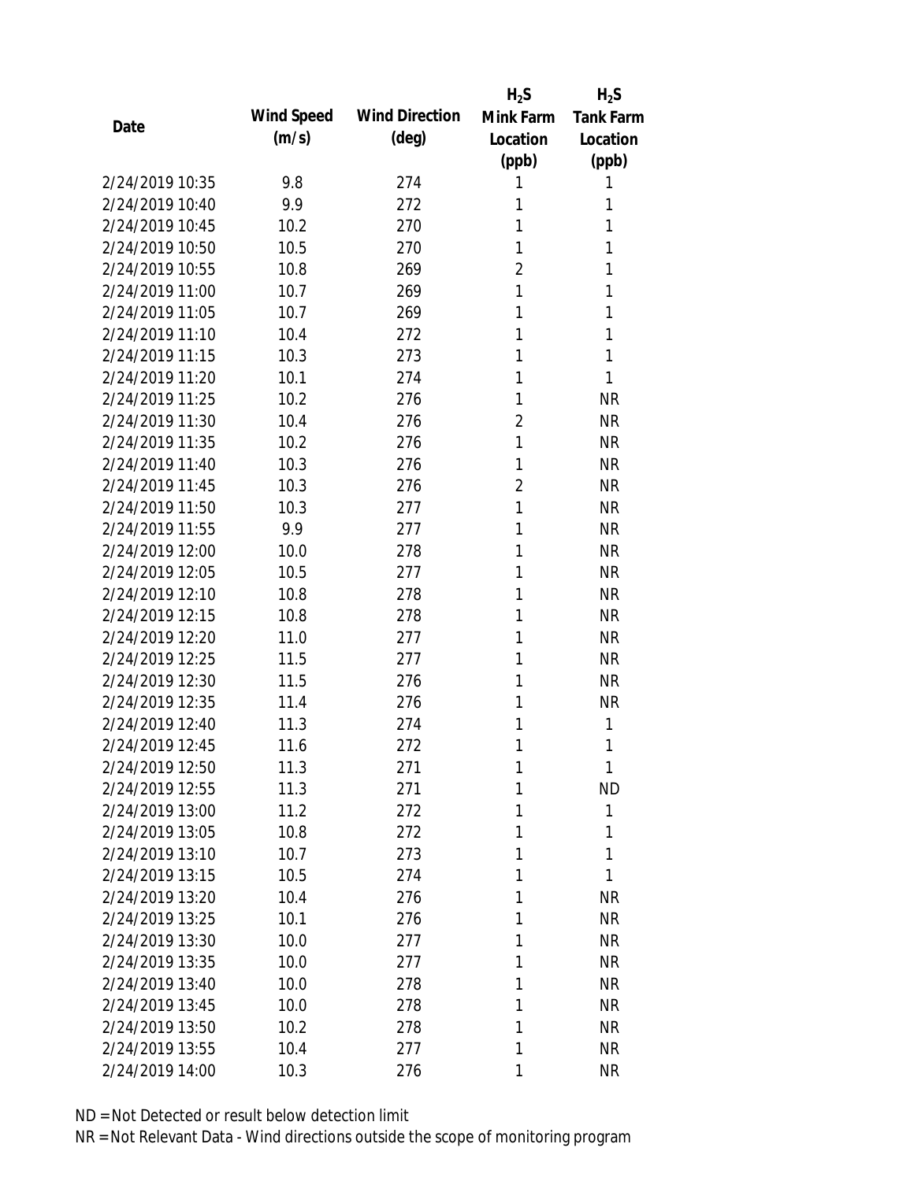| Date | Wind Speed (m/s) | Wind Direction (deg) | $H_2S$ Mink Farm Location (ppb) | $H_2S$ Tank Farm Location (ppb) |
|---|---|---|---|---|
| 2/24/2019 10:35 | 9.8 | 274 | 1 | 1 |
| 2/24/2019 10:40 | 9.9 | 272 | 1 | 1 |
| 2/24/2019 10:45 | 10.2 | 270 | 1 | 1 |
| 2/24/2019 10:50 | 10.5 | 270 | 1 | 1 |
| 2/24/2019 10:55 | 10.8 | 269 | 2 | 1 |
| 2/24/2019 11:00 | 10.7 | 269 | 1 | 1 |
| 2/24/2019 11:05 | 10.7 | 269 | 1 | 1 |
| 2/24/2019 11:10 | 10.4 | 272 | 1 | 1 |
| 2/24/2019 11:15 | 10.3 | 273 | 1 | 1 |
| 2/24/2019 11:20 | 10.1 | 274 | 1 | 1 |
| 2/24/2019 11:25 | 10.2 | 276 | 1 | NR |
| 2/24/2019 11:30 | 10.4 | 276 | 2 | NR |
| 2/24/2019 11:35 | 10.2 | 276 | 1 | NR |
| 2/24/2019 11:40 | 10.3 | 276 | 1 | NR |
| 2/24/2019 11:45 | 10.3 | 276 | 2 | NR |
| 2/24/2019 11:50 | 10.3 | 277 | 1 | NR |
| 2/24/2019 11:55 | 9.9 | 277 | 1 | NR |
| 2/24/2019 12:00 | 10.0 | 278 | 1 | NR |
| 2/24/2019 12:05 | 10.5 | 277 | 1 | NR |
| 2/24/2019 12:10 | 10.8 | 278 | 1 | NR |
| 2/24/2019 12:15 | 10.8 | 278 | 1 | NR |
| 2/24/2019 12:20 | 11.0 | 277 | 1 | NR |
| 2/24/2019 12:25 | 11.5 | 277 | 1 | NR |
| 2/24/2019 12:30 | 11.5 | 276 | 1 | NR |
| 2/24/2019 12:35 | 11.4 | 276 | 1 | NR |
| 2/24/2019 12:40 | 11.3 | 274 | 1 | 1 |
| 2/24/2019 12:45 | 11.6 | 272 | 1 | 1 |
| 2/24/2019 12:50 | 11.3 | 271 | 1 | 1 |
| 2/24/2019 12:55 | 11.3 | 271 | 1 | ND |
| 2/24/2019 13:00 | 11.2 | 272 | 1 | 1 |
| 2/24/2019 13:05 | 10.8 | 272 | 1 | 1 |
| 2/24/2019 13:10 | 10.7 | 273 | 1 | 1 |
| 2/24/2019 13:15 | 10.5 | 274 | 1 | 1 |
| 2/24/2019 13:20 | 10.4 | 276 | 1 | NR |
| 2/24/2019 13:25 | 10.1 | 276 | 1 | NR |
| 2/24/2019 13:30 | 10.0 | 277 | 1 | NR |
| 2/24/2019 13:35 | 10.0 | 277 | 1 | NR |
| 2/24/2019 13:40 | 10.0 | 278 | 1 | NR |
| 2/24/2019 13:45 | 10.0 | 278 | 1 | NR |
| 2/24/2019 13:50 | 10.2 | 278 | 1 | NR |
| 2/24/2019 13:55 | 10.4 | 277 | 1 | NR |
| 2/24/2019 14:00 | 10.3 | 276 | 1 | NR |

ND = Not Detected or result below detection limit

NR = Not Relevant Data - Wind directions outside the scope of monitoring program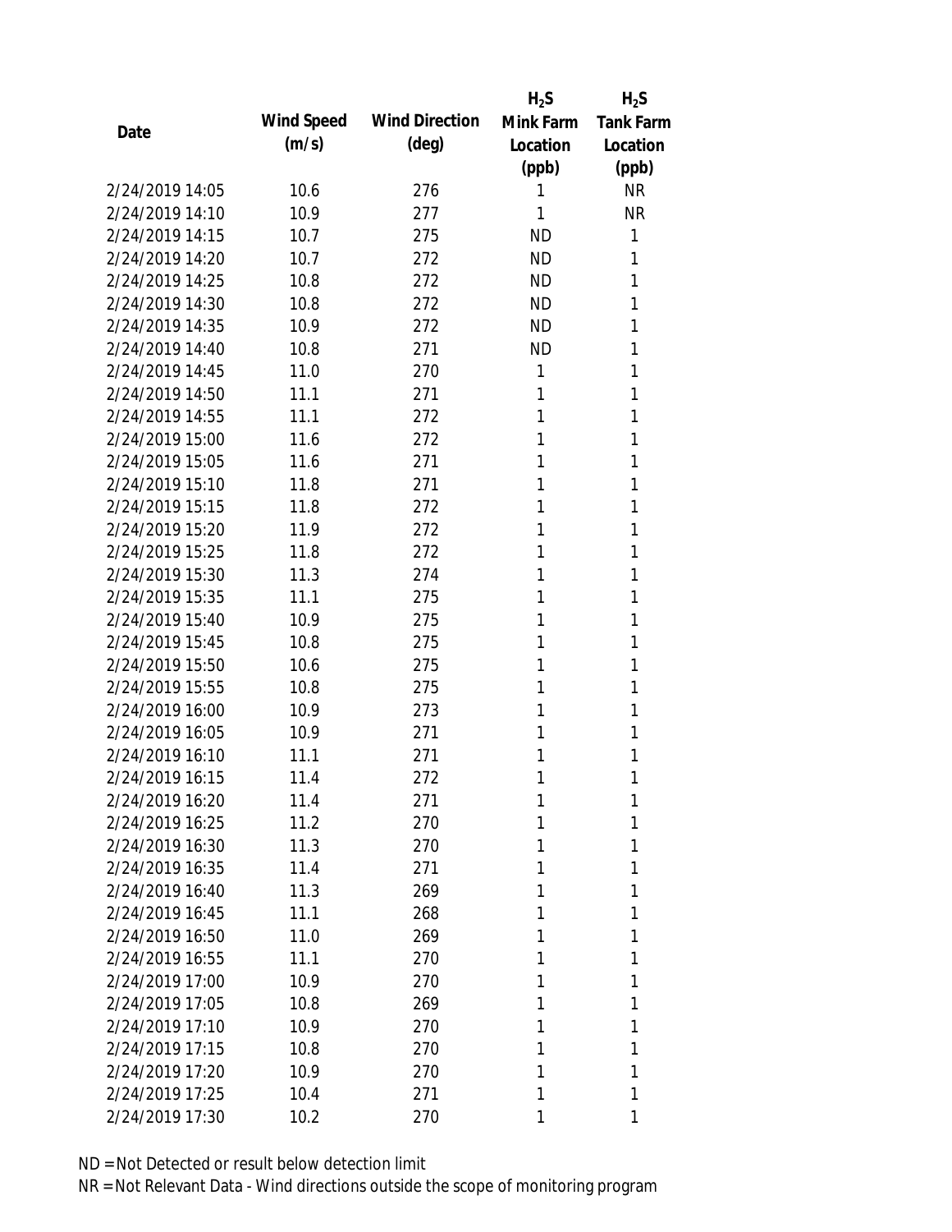| Date | Wind Speed (m/s) | Wind Direction (deg) | $H_2S$ Mink Farm Location (ppb) | $H_2S$ Tank Farm Location (ppb) |
|---|---|---|---|---|
| 2/24/2019 14:05 | 10.6 | 276 | 1 | NR |
| 2/24/2019 14:10 | 10.9 | 277 | 1 | NR |
| 2/24/2019 14:15 | 10.7 | 275 | ND | 1 |
| 2/24/2019 14:20 | 10.7 | 272 | ND | 1 |
| 2/24/2019 14:25 | 10.8 | 272 | ND | 1 |
| 2/24/2019 14:30 | 10.8 | 272 | ND | 1 |
| 2/24/2019 14:35 | 10.9 | 272 | ND | 1 |
| 2/24/2019 14:40 | 10.8 | 271 | ND | 1 |
| 2/24/2019 14:45 | 11.0 | 270 | 1 | 1 |
| 2/24/2019 14:50 | 11.1 | 271 | 1 | 1 |
| 2/24/2019 14:55 | 11.1 | 272 | 1 | 1 |
| 2/24/2019 15:00 | 11.6 | 272 | 1 | 1 |
| 2/24/2019 15:05 | 11.6 | 271 | 1 | 1 |
| 2/24/2019 15:10 | 11.8 | 271 | 1 | 1 |
| 2/24/2019 15:15 | 11.8 | 272 | 1 | 1 |
| 2/24/2019 15:20 | 11.9 | 272 | 1 | 1 |
| 2/24/2019 15:25 | 11.8 | 272 | 1 | 1 |
| 2/24/2019 15:30 | 11.3 | 274 | 1 | 1 |
| 2/24/2019 15:35 | 11.1 | 275 | 1 | 1 |
| 2/24/2019 15:40 | 10.9 | 275 | 1 | 1 |
| 2/24/2019 15:45 | 10.8 | 275 | 1 | 1 |
| 2/24/2019 15:50 | 10.6 | 275 | 1 | 1 |
| 2/24/2019 15:55 | 10.8 | 275 | 1 | 1 |
| 2/24/2019 16:00 | 10.9 | 273 | 1 | 1 |
| 2/24/2019 16:05 | 10.9 | 271 | 1 | 1 |
| 2/24/2019 16:10 | 11.1 | 271 | 1 | 1 |
| 2/24/2019 16:15 | 11.4 | 272 | 1 | 1 |
| 2/24/2019 16:20 | 11.4 | 271 | 1 | 1 |
| 2/24/2019 16:25 | 11.2 | 270 | 1 | 1 |
| 2/24/2019 16:30 | 11.3 | 270 | 1 | 1 |
| 2/24/2019 16:35 | 11.4 | 271 | 1 | 1 |
| 2/24/2019 16:40 | 11.3 | 269 | 1 | 1 |
| 2/24/2019 16:45 | 11.1 | 268 | 1 | 1 |
| 2/24/2019 16:50 | 11.0 | 269 | 1 | 1 |
| 2/24/2019 16:55 | 11.1 | 270 | 1 | 1 |
| 2/24/2019 17:00 | 10.9 | 270 | 1 | 1 |
| 2/24/2019 17:05 | 10.8 | 269 | 1 | 1 |
| 2/24/2019 17:10 | 10.9 | 270 | 1 | 1 |
| 2/24/2019 17:15 | 10.8 | 270 | 1 | 1 |
| 2/24/2019 17:20 | 10.9 | 270 | 1 | 1 |
| 2/24/2019 17:25 | 10.4 | 271 | 1 | 1 |
| 2/24/2019 17:30 | 10.2 | 270 | 1 | 1 |

ND = Not Detected or result below detection limit

NR = Not Relevant Data - Wind directions outside the scope of monitoring program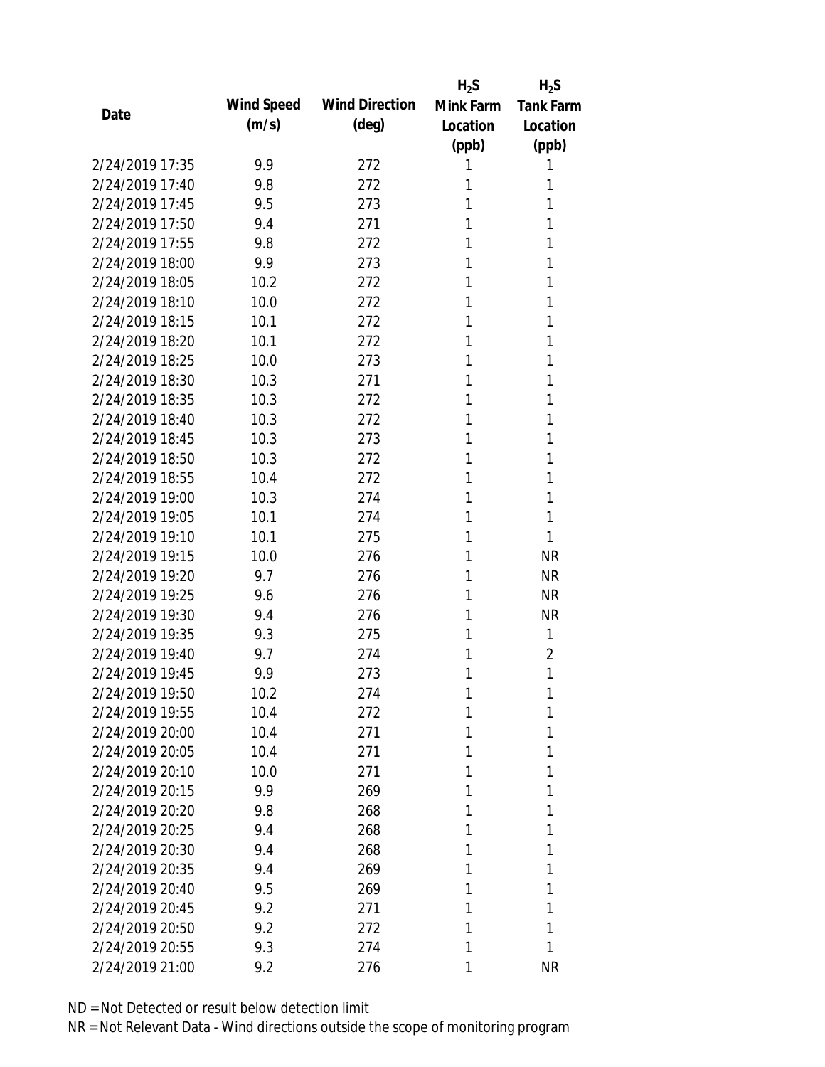| Date | Wind Speed (m/s) | Wind Direction (deg) | $H_2S$ Mink Farm Location (ppb) | $H_2S$ Tank Farm Location (ppb) |
|---|---|---|---|---|
| 2/24/2019 17:35 | 9.9 | 272 | 1 | 1 |
| 2/24/2019 17:40 | 9.8 | 272 | 1 | 1 |
| 2/24/2019 17:45 | 9.5 | 273 | 1 | 1 |
| 2/24/2019 17:50 | 9.4 | 271 | 1 | 1 |
| 2/24/2019 17:55 | 9.8 | 272 | 1 | 1 |
| 2/24/2019 18:00 | 9.9 | 273 | 1 | 1 |
| 2/24/2019 18:05 | 10.2 | 272 | 1 | 1 |
| 2/24/2019 18:10 | 10.0 | 272 | 1 | 1 |
| 2/24/2019 18:15 | 10.1 | 272 | 1 | 1 |
| 2/24/2019 18:20 | 10.1 | 272 | 1 | 1 |
| 2/24/2019 18:25 | 10.0 | 273 | 1 | 1 |
| 2/24/2019 18:30 | 10.3 | 271 | 1 | 1 |
| 2/24/2019 18:35 | 10.3 | 272 | 1 | 1 |
| 2/24/2019 18:40 | 10.3 | 272 | 1 | 1 |
| 2/24/2019 18:45 | 10.3 | 273 | 1 | 1 |
| 2/24/2019 18:50 | 10.3 | 272 | 1 | 1 |
| 2/24/2019 18:55 | 10.4 | 272 | 1 | 1 |
| 2/24/2019 19:00 | 10.3 | 274 | 1 | 1 |
| 2/24/2019 19:05 | 10.1 | 274 | 1 | 1 |
| 2/24/2019 19:10 | 10.1 | 275 | 1 | 1 |
| 2/24/2019 19:15 | 10.0 | 276 | 1 | NR |
| 2/24/2019 19:20 | 9.7 | 276 | 1 | NR |
| 2/24/2019 19:25 | 9.6 | 276 | 1 | NR |
| 2/24/2019 19:30 | 9.4 | 276 | 1 | NR |
| 2/24/2019 19:35 | 9.3 | 275 | 1 | 1 |
| 2/24/2019 19:40 | 9.7 | 274 | 1 | 2 |
| 2/24/2019 19:45 | 9.9 | 273 | 1 | 1 |
| 2/24/2019 19:50 | 10.2 | 274 | 1 | 1 |
| 2/24/2019 19:55 | 10.4 | 272 | 1 | 1 |
| 2/24/2019 20:00 | 10.4 | 271 | 1 | 1 |
| 2/24/2019 20:05 | 10.4 | 271 | 1 | 1 |
| 2/24/2019 20:10 | 10.0 | 271 | 1 | 1 |
| 2/24/2019 20:15 | 9.9 | 269 | 1 | 1 |
| 2/24/2019 20:20 | 9.8 | 268 | 1 | 1 |
| 2/24/2019 20:25 | 9.4 | 268 | 1 | 1 |
| 2/24/2019 20:30 | 9.4 | 268 | 1 | 1 |
| 2/24/2019 20:35 | 9.4 | 269 | 1 | 1 |
| 2/24/2019 20:40 | 9.5 | 269 | 1 | 1 |
| 2/24/2019 20:45 | 9.2 | 271 | 1 | 1 |
| 2/24/2019 20:50 | 9.2 | 272 | 1 | 1 |
| 2/24/2019 20:55 | 9.3 | 274 | 1 | 1 |
| 2/24/2019 21:00 | 9.2 | 276 | 1 | NR |

ND = Not Detected or result below detection limit

NR = Not Relevant Data - Wind directions outside the scope of monitoring program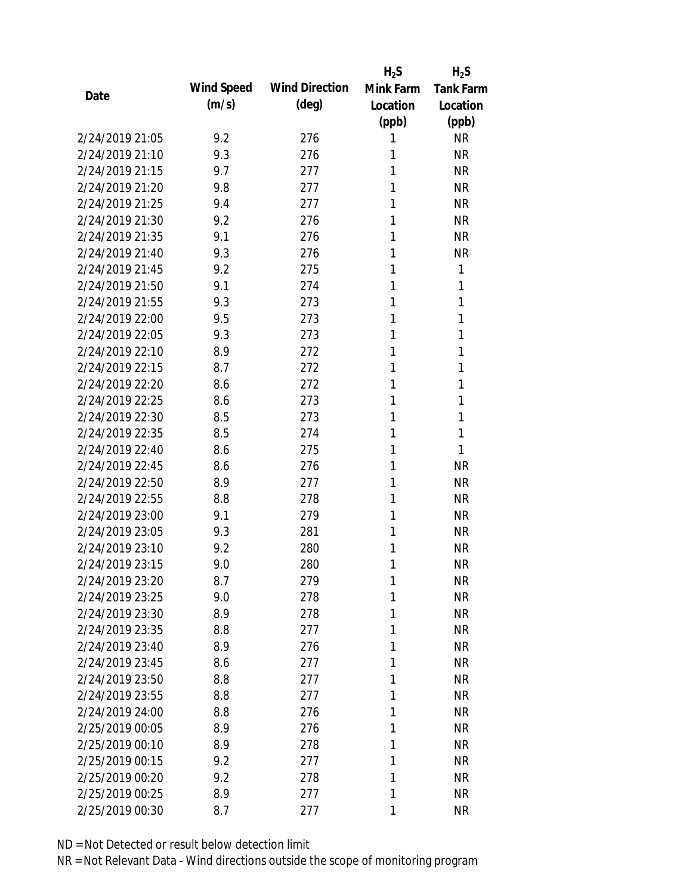| Date | Wind Speed (m/s) | Wind Direction (deg) | $H_2S$ Mink Farm Location (ppb) | $H_2S$ Tank Farm Location (ppb) |
|---|---|---|---|---|
| 2/24/2019 21:05 | 9.2 | 276 | 1 | NR |
| 2/24/2019 21:10 | 9.3 | 276 | 1 | NR |
| 2/24/2019 21:15 | 9.7 | 277 | 1 | NR |
| 2/24/2019 21:20 | 9.8 | 277 | 1 | NR |
| 2/24/2019 21:25 | 9.4 | 277 | 1 | NR |
| 2/24/2019 21:30 | 9.2 | 276 | 1 | NR |
| 2/24/2019 21:35 | 9.1 | 276 | 1 | NR |
| 2/24/2019 21:40 | 9.3 | 276 | 1 | NR |
| 2/24/2019 21:45 | 9.2 | 275 | 1 | 1 |
| 2/24/2019 21:50 | 9.1 | 274 | 1 | 1 |
| 2/24/2019 21:55 | 9.3 | 273 | 1 | 1 |
| 2/24/2019 22:00 | 9.5 | 273 | 1 | 1 |
| 2/24/2019 22:05 | 9.3 | 273 | 1 | 1 |
| 2/24/2019 22:10 | 8.9 | 272 | 1 | 1 |
| 2/24/2019 22:15 | 8.7 | 272 | 1 | 1 |
| 2/24/2019 22:20 | 8.6 | 272 | 1 | 1 |
| 2/24/2019 22:25 | 8.6 | 273 | 1 | 1 |
| 2/24/2019 22:30 | 8.5 | 273 | 1 | 1 |
| 2/24/2019 22:35 | 8.5 | 274 | 1 | 1 |
| 2/24/2019 22:40 | 8.6 | 275 | 1 | 1 |
| 2/24/2019 22:45 | 8.6 | 276 | 1 | NR |
| 2/24/2019 22:50 | 8.9 | 277 | 1 | NR |
| 2/24/2019 22:55 | 8.8 | 278 | 1 | NR |
| 2/24/2019 23:00 | 9.1 | 279 | 1 | NR |
| 2/24/2019 23:05 | 9.3 | 281 | 1 | NR |
| 2/24/2019 23:10 | 9.2 | 280 | 1 | NR |
| 2/24/2019 23:15 | 9.0 | 280 | 1 | NR |
| 2/24/2019 23:20 | 8.7 | 279 | 1 | NR |
| 2/24/2019 23:25 | 9.0 | 278 | 1 | NR |
| 2/24/2019 23:30 | 8.9 | 278 | 1 | NR |
| 2/24/2019 23:35 | 8.8 | 277 | 1 | NR |
| 2/24/2019 23:40 | 8.9 | 276 | 1 | NR |
| 2/24/2019 23:45 | 8.6 | 277 | 1 | NR |
| 2/24/2019 23:50 | 8.8 | 277 | 1 | NR |
| 2/24/2019 23:55 | 8.8 | 277 | 1 | NR |
| 2/24/2019 24:00 | 8.8 | 276 | 1 | NR |
| 2/25/2019 00:05 | 8.9 | 276 | 1 | NR |
| 2/25/2019 00:10 | 8.9 | 278 | 1 | NR |
| 2/25/2019 00:15 | 9.2 | 277 | 1 | NR |
| 2/25/2019 00:20 | 9.2 | 278 | 1 | NR |
| 2/25/2019 00:25 | 8.9 | 277 | 1 | NR |
| 2/25/2019 00:30 | 8.7 | 277 | 1 | NR |

ND = Not Detected or result below detection limit
NR = Not Relevant Data - Wind directions outside the scope of monitoring program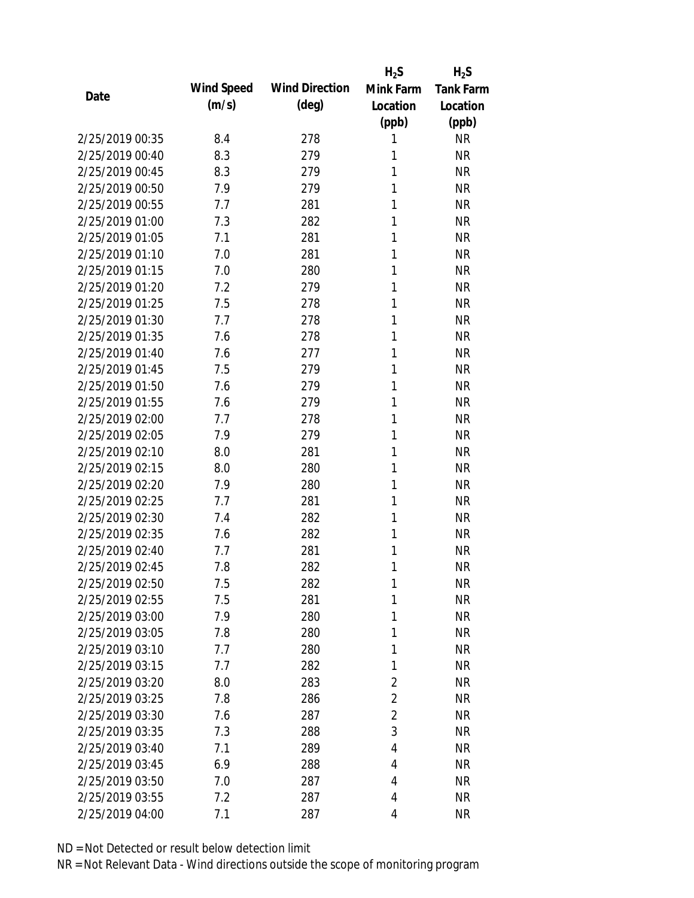| Date | Wind Speed (m/s) | Wind Direction (deg) | $H_2S$ Mink Farm Location (ppb) | $H_2S$ Tank Farm Location (ppb) |
|---|---|---|---|---|
| 2/25/2019 00:35 | 8.4 | 278 | 1 | NR |
| 2/25/2019 00:40 | 8.3 | 279 | 1 | NR |
| 2/25/2019 00:45 | 8.3 | 279 | 1 | NR |
| 2/25/2019 00:50 | 7.9 | 279 | 1 | NR |
| 2/25/2019 00:55 | 7.7 | 281 | 1 | NR |
| 2/25/2019 01:00 | 7.3 | 282 | 1 | NR |
| 2/25/2019 01:05 | 7.1 | 281 | 1 | NR |
| 2/25/2019 01:10 | 7.0 | 281 | 1 | NR |
| 2/25/2019 01:15 | 7.0 | 280 | 1 | NR |
| 2/25/2019 01:20 | 7.2 | 279 | 1 | NR |
| 2/25/2019 01:25 | 7.5 | 278 | 1 | NR |
| 2/25/2019 01:30 | 7.7 | 278 | 1 | NR |
| 2/25/2019 01:35 | 7.6 | 278 | 1 | NR |
| 2/25/2019 01:40 | 7.6 | 277 | 1 | NR |
| 2/25/2019 01:45 | 7.5 | 279 | 1 | NR |
| 2/25/2019 01:50 | 7.6 | 279 | 1 | NR |
| 2/25/2019 01:55 | 7.6 | 279 | 1 | NR |
| 2/25/2019 02:00 | 7.7 | 278 | 1 | NR |
| 2/25/2019 02:05 | 7.9 | 279 | 1 | NR |
| 2/25/2019 02:10 | 8.0 | 281 | 1 | NR |
| 2/25/2019 02:15 | 8.0 | 280 | 1 | NR |
| 2/25/2019 02:20 | 7.9 | 280 | 1 | NR |
| 2/25/2019 02:25 | 7.7 | 281 | 1 | NR |
| 2/25/2019 02:30 | 7.4 | 282 | 1 | NR |
| 2/25/2019 02:35 | 7.6 | 282 | 1 | NR |
| 2/25/2019 02:40 | 7.7 | 281 | 1 | NR |
| 2/25/2019 02:45 | 7.8 | 282 | 1 | NR |
| 2/25/2019 02:50 | 7.5 | 282 | 1 | NR |
| 2/25/2019 02:55 | 7.5 | 281 | 1 | NR |
| 2/25/2019 03:00 | 7.9 | 280 | 1 | NR |
| 2/25/2019 03:05 | 7.8 | 280 | 1 | NR |
| 2/25/2019 03:10 | 7.7 | 280 | 1 | NR |
| 2/25/2019 03:15 | 7.7 | 282 | 1 | NR |
| 2/25/2019 03:20 | 8.0 | 283 | 2 | NR |
| 2/25/2019 03:25 | 7.8 | 286 | 2 | NR |
| 2/25/2019 03:30 | 7.6 | 287 | 2 | NR |
| 2/25/2019 03:35 | 7.3 | 288 | 3 | NR |
| 2/25/2019 03:40 | 7.1 | 289 | 4 | NR |
| 2/25/2019 03:45 | 6.9 | 288 | 4 | NR |
| 2/25/2019 03:50 | 7.0 | 287 | 4 | NR |
| 2/25/2019 03:55 | 7.2 | 287 | 4 | NR |
| 2/25/2019 04:00 | 7.1 | 287 | 4 | NR |

ND = Not Detected or result below detection limit

NR = Not Relevant Data - Wind directions outside the scope of monitoring program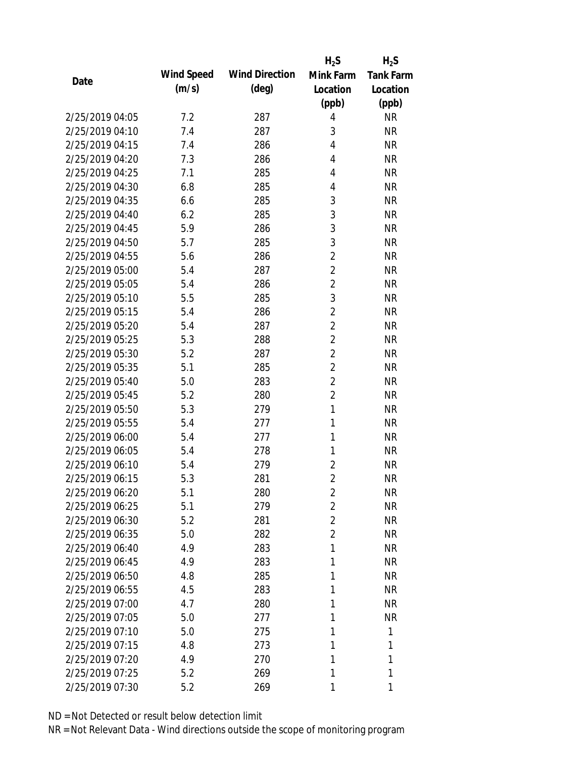| Date | Wind Speed (m/s) | Wind Direction (deg) | $H_2S$ Mink Farm Location (ppb) | $H_2S$ Tank Farm Location (ppb) |
|---|---|---|---|---|
| 2/25/2019 04:05 | 7.2 | 287 | 4 | NR |
| 2/25/2019 04:10 | 7.4 | 287 | 3 | NR |
| 2/25/2019 04:15 | 7.4 | 286 | 4 | NR |
| 2/25/2019 04:20 | 7.3 | 286 | 4 | NR |
| 2/25/2019 04:25 | 7.1 | 285 | 4 | NR |
| 2/25/2019 04:30 | 6.8 | 285 | 4 | NR |
| 2/25/2019 04:35 | 6.6 | 285 | 3 | NR |
| 2/25/2019 04:40 | 6.2 | 285 | 3 | NR |
| 2/25/2019 04:45 | 5.9 | 286 | 3 | NR |
| 2/25/2019 04:50 | 5.7 | 285 | 3 | NR |
| 2/25/2019 04:55 | 5.6 | 286 | 2 | NR |
| 2/25/2019 05:00 | 5.4 | 287 | 2 | NR |
| 2/25/2019 05:05 | 5.4 | 286 | 2 | NR |
| 2/25/2019 05:10 | 5.5 | 285 | 3 | NR |
| 2/25/2019 05:15 | 5.4 | 286 | 2 | NR |
| 2/25/2019 05:20 | 5.4 | 287 | 2 | NR |
| 2/25/2019 05:25 | 5.3 | 288 | 2 | NR |
| 2/25/2019 05:30 | 5.2 | 287 | 2 | NR |
| 2/25/2019 05:35 | 5.1 | 285 | 2 | NR |
| 2/25/2019 05:40 | 5.0 | 283 | 2 | NR |
| 2/25/2019 05:45 | 5.2 | 280 | 2 | NR |
| 2/25/2019 05:50 | 5.3 | 279 | 1 | NR |
| 2/25/2019 05:55 | 5.4 | 277 | 1 | NR |
| 2/25/2019 06:00 | 5.4 | 277 | 1 | NR |
| 2/25/2019 06:05 | 5.4 | 278 | 1 | NR |
| 2/25/2019 06:10 | 5.4 | 279 | 2 | NR |
| 2/25/2019 06:15 | 5.3 | 281 | 2 | NR |
| 2/25/2019 06:20 | 5.1 | 280 | 2 | NR |
| 2/25/2019 06:25 | 5.1 | 279 | 2 | NR |
| 2/25/2019 06:30 | 5.2 | 281 | 2 | NR |
| 2/25/2019 06:35 | 5.0 | 282 | 2 | NR |
| 2/25/2019 06:40 | 4.9 | 283 | 1 | NR |
| 2/25/2019 06:45 | 4.9 | 283 | 1 | NR |
| 2/25/2019 06:50 | 4.8 | 285 | 1 | NR |
| 2/25/2019 06:55 | 4.5 | 283 | 1 | NR |
| 2/25/2019 07:00 | 4.7 | 280 | 1 | NR |
| 2/25/2019 07:05 | 5.0 | 277 | 1 | NR |
| 2/25/2019 07:10 | 5.0 | 275 | 1 | 1 |
| 2/25/2019 07:15 | 4.8 | 273 | 1 | 1 |
| 2/25/2019 07:20 | 4.9 | 270 | 1 | 1 |
| 2/25/2019 07:25 | 5.2 | 269 | 1 | 1 |
| 2/25/2019 07:30 | 5.2 | 269 | 1 | 1 |

ND = Not Detected or result below detection limit

NR = Not Relevant Data - Wind directions outside the scope of monitoring program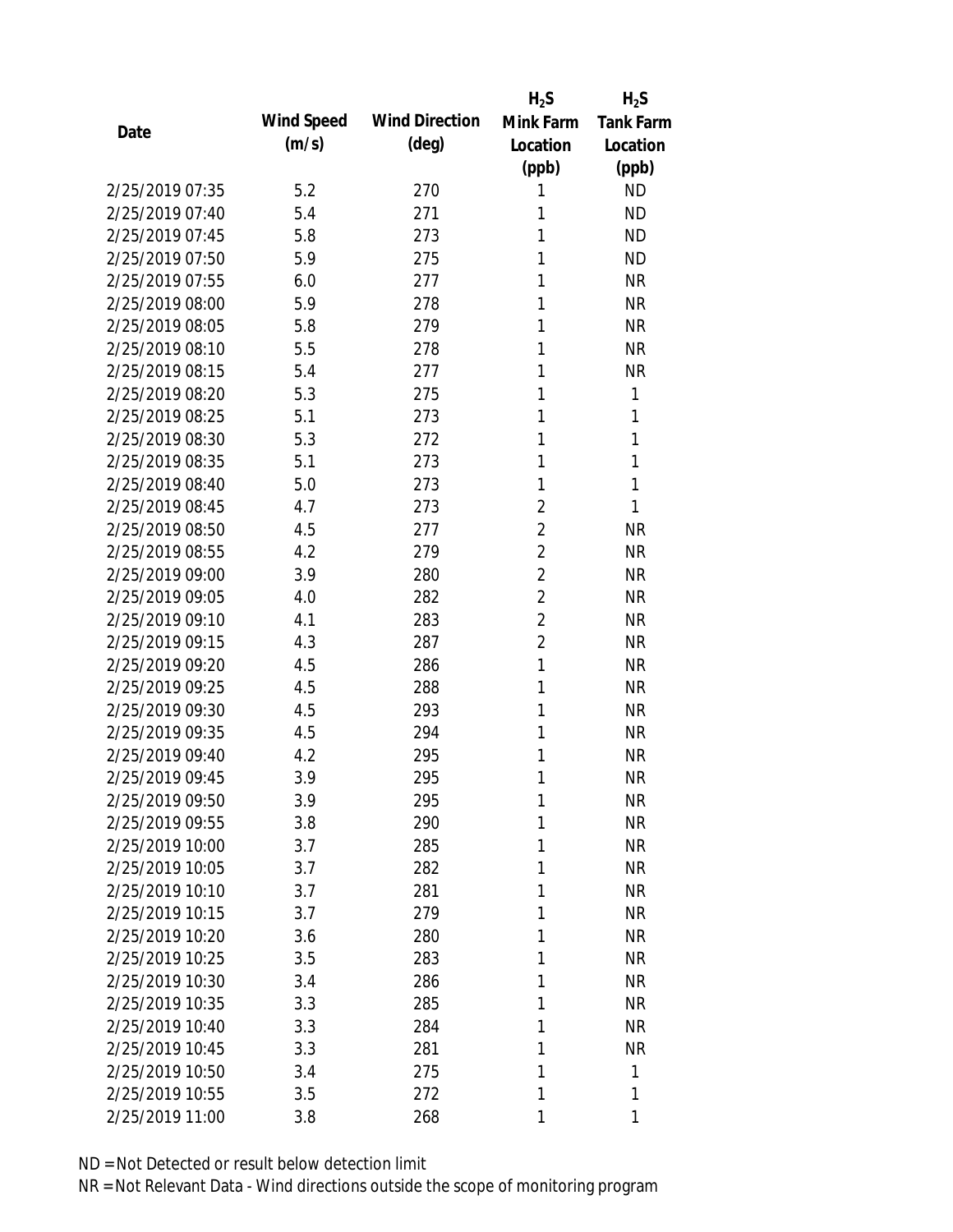| Date | Wind Speed (m/s) | Wind Direction (deg) | $H_2S$ Mink Farm Location (ppb) | $H_2S$ Tank Farm Location (ppb) |
|---|---|---|---|---|
| 2/25/2019 07:35 | 5.2 | 270 | 1 | ND |
| 2/25/2019 07:40 | 5.4 | 271 | 1 | ND |
| 2/25/2019 07:45 | 5.8 | 273 | 1 | ND |
| 2/25/2019 07:50 | 5.9 | 275 | 1 | ND |
| 2/25/2019 07:55 | 6.0 | 277 | 1 | NR |
| 2/25/2019 08:00 | 5.9 | 278 | 1 | NR |
| 2/25/2019 08:05 | 5.8 | 279 | 1 | NR |
| 2/25/2019 08:10 | 5.5 | 278 | 1 | NR |
| 2/25/2019 08:15 | 5.4 | 277 | 1 | NR |
| 2/25/2019 08:20 | 5.3 | 275 | 1 | 1 |
| 2/25/2019 08:25 | 5.1 | 273 | 1 | 1 |
| 2/25/2019 08:30 | 5.3 | 272 | 1 | 1 |
| 2/25/2019 08:35 | 5.1 | 273 | 1 | 1 |
| 2/25/2019 08:40 | 5.0 | 273 | 1 | 1 |
| 2/25/2019 08:45 | 4.7 | 273 | 2 | 1 |
| 2/25/2019 08:50 | 4.5 | 277 | 2 | NR |
| 2/25/2019 08:55 | 4.2 | 279 | 2 | NR |
| 2/25/2019 09:00 | 3.9 | 280 | 2 | NR |
| 2/25/2019 09:05 | 4.0 | 282 | 2 | NR |
| 2/25/2019 09:10 | 4.1 | 283 | 2 | NR |
| 2/25/2019 09:15 | 4.3 | 287 | 2 | NR |
| 2/25/2019 09:20 | 4.5 | 286 | 1 | NR |
| 2/25/2019 09:25 | 4.5 | 288 | 1 | NR |
| 2/25/2019 09:30 | 4.5 | 293 | 1 | NR |
| 2/25/2019 09:35 | 4.5 | 294 | 1 | NR |
| 2/25/2019 09:40 | 4.2 | 295 | 1 | NR |
| 2/25/2019 09:45 | 3.9 | 295 | 1 | NR |
| 2/25/2019 09:50 | 3.9 | 295 | 1 | NR |
| 2/25/2019 09:55 | 3.8 | 290 | 1 | NR |
| 2/25/2019 10:00 | 3.7 | 285 | 1 | NR |
| 2/25/2019 10:05 | 3.7 | 282 | 1 | NR |
| 2/25/2019 10:10 | 3.7 | 281 | 1 | NR |
| 2/25/2019 10:15 | 3.7 | 279 | 1 | NR |
| 2/25/2019 10:20 | 3.6 | 280 | 1 | NR |
| 2/25/2019 10:25 | 3.5 | 283 | 1 | NR |
| 2/25/2019 10:30 | 3.4 | 286 | 1 | NR |
| 2/25/2019 10:35 | 3.3 | 285 | 1 | NR |
| 2/25/2019 10:40 | 3.3 | 284 | 1 | NR |
| 2/25/2019 10:45 | 3.3 | 281 | 1 | NR |
| 2/25/2019 10:50 | 3.4 | 275 | 1 | 1 |
| 2/25/2019 10:55 | 3.5 | 272 | 1 | 1 |
| 2/25/2019 11:00 | 3.8 | 268 | 1 | 1 |

ND = Not Detected or result below detection limit

NR = Not Relevant Data - Wind directions outside the scope of monitoring program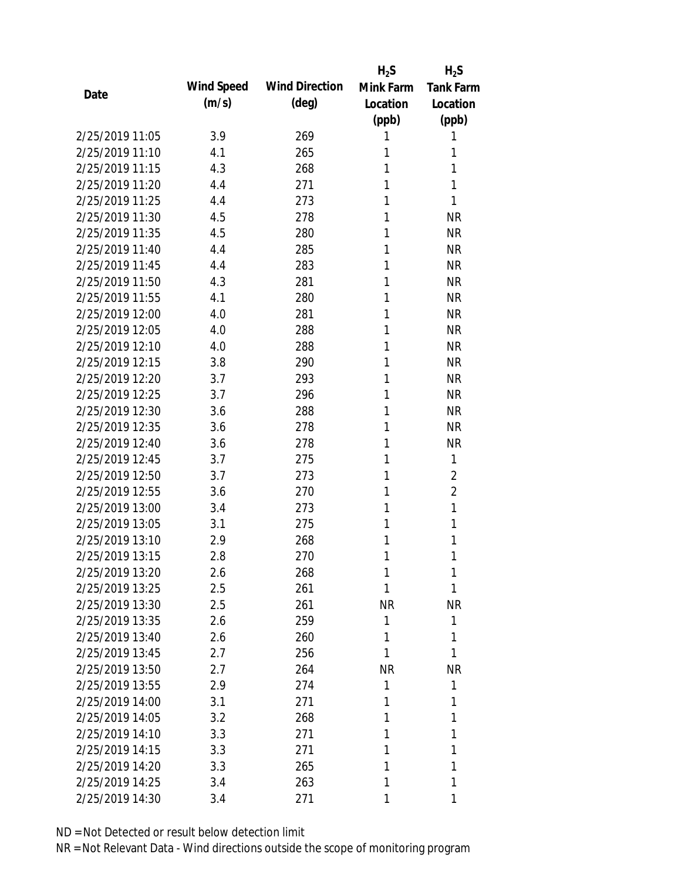| Date | Wind Speed (m/s) | Wind Direction (deg) | $H_2S$ Mink Farm Location (ppb) | $H_2S$ Tank Farm Location (ppb) |
|---|---|---|---|---|
| 2/25/2019 11:05 | 3.9 | 269 | 1 | 1 |
| 2/25/2019 11:10 | 4.1 | 265 | 1 | 1 |
| 2/25/2019 11:15 | 4.3 | 268 | 1 | 1 |
| 2/25/2019 11:20 | 4.4 | 271 | 1 | 1 |
| 2/25/2019 11:25 | 4.4 | 273 | 1 | 1 |
| 2/25/2019 11:30 | 4.5 | 278 | 1 | NR |
| 2/25/2019 11:35 | 4.5 | 280 | 1 | NR |
| 2/25/2019 11:40 | 4.4 | 285 | 1 | NR |
| 2/25/2019 11:45 | 4.4 | 283 | 1 | NR |
| 2/25/2019 11:50 | 4.3 | 281 | 1 | NR |
| 2/25/2019 11:55 | 4.1 | 280 | 1 | NR |
| 2/25/2019 12:00 | 4.0 | 281 | 1 | NR |
| 2/25/2019 12:05 | 4.0 | 288 | 1 | NR |
| 2/25/2019 12:10 | 4.0 | 288 | 1 | NR |
| 2/25/2019 12:15 | 3.8 | 290 | 1 | NR |
| 2/25/2019 12:20 | 3.7 | 293 | 1 | NR |
| 2/25/2019 12:25 | 3.7 | 296 | 1 | NR |
| 2/25/2019 12:30 | 3.6 | 288 | 1 | NR |
| 2/25/2019 12:35 | 3.6 | 278 | 1 | NR |
| 2/25/2019 12:40 | 3.6 | 278 | 1 | NR |
| 2/25/2019 12:45 | 3.7 | 275 | 1 | 1 |
| 2/25/2019 12:50 | 3.7 | 273 | 1 | 2 |
| 2/25/2019 12:55 | 3.6 | 270 | 1 | 2 |
| 2/25/2019 13:00 | 3.4 | 273 | 1 | 1 |
| 2/25/2019 13:05 | 3.1 | 275 | 1 | 1 |
| 2/25/2019 13:10 | 2.9 | 268 | 1 | 1 |
| 2/25/2019 13:15 | 2.8 | 270 | 1 | 1 |
| 2/25/2019 13:20 | 2.6 | 268 | 1 | 1 |
| 2/25/2019 13:25 | 2.5 | 261 | 1 | 1 |
| 2/25/2019 13:30 | 2.5 | 261 | NR | NR |
| 2/25/2019 13:35 | 2.6 | 259 | 1 | 1 |
| 2/25/2019 13:40 | 2.6 | 260 | 1 | 1 |
| 2/25/2019 13:45 | 2.7 | 256 | 1 | 1 |
| 2/25/2019 13:50 | 2.7 | 264 | NR | NR |
| 2/25/2019 13:55 | 2.9 | 274 | 1 | 1 |
| 2/25/2019 14:00 | 3.1 | 271 | 1 | 1 |
| 2/25/2019 14:05 | 3.2 | 268 | 1 | 1 |
| 2/25/2019 14:10 | 3.3 | 271 | 1 | 1 |
| 2/25/2019 14:15 | 3.3 | 271 | 1 | 1 |
| 2/25/2019 14:20 | 3.3 | 265 | 1 | 1 |
| 2/25/2019 14:25 | 3.4 | 263 | 1 | 1 |
| 2/25/2019 14:30 | 3.4 | 271 | 1 | 1 |

ND = Not Detected or result below detection limit

NR = Not Relevant Data - Wind directions outside the scope of monitoring program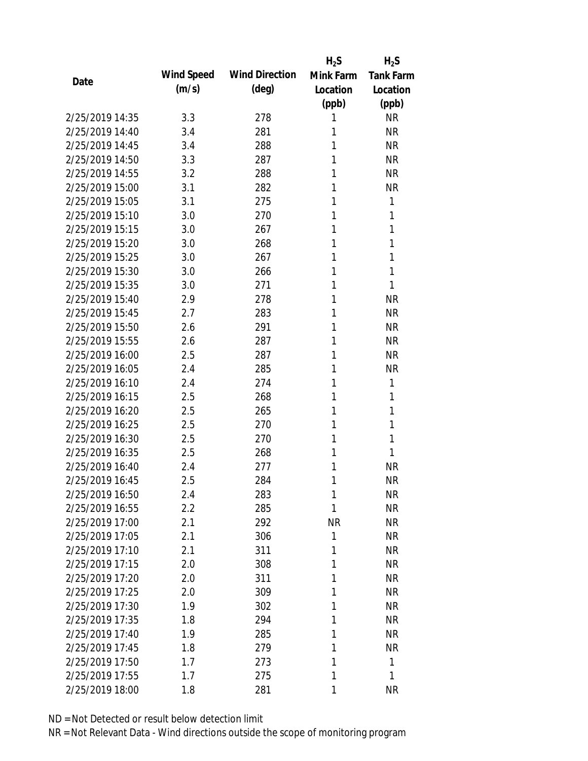| Date | Wind Speed (m/s) | Wind Direction (deg) | $H_2S$ Mink Farm Location (ppb) | $H_2S$ Tank Farm Location (ppb) |
|---|---|---|---|---|
| 2/25/2019 14:35 | 3.3 | 278 | 1 | NR |
| 2/25/2019 14:40 | 3.4 | 281 | 1 | NR |
| 2/25/2019 14:45 | 3.4 | 288 | 1 | NR |
| 2/25/2019 14:50 | 3.3 | 287 | 1 | NR |
| 2/25/2019 14:55 | 3.2 | 288 | 1 | NR |
| 2/25/2019 15:00 | 3.1 | 282 | 1 | NR |
| 2/25/2019 15:05 | 3.1 | 275 | 1 | 1 |
| 2/25/2019 15:10 | 3.0 | 270 | 1 | 1 |
| 2/25/2019 15:15 | 3.0 | 267 | 1 | 1 |
| 2/25/2019 15:20 | 3.0 | 268 | 1 | 1 |
| 2/25/2019 15:25 | 3.0 | 267 | 1 | 1 |
| 2/25/2019 15:30 | 3.0 | 266 | 1 | 1 |
| 2/25/2019 15:35 | 3.0 | 271 | 1 | 1 |
| 2/25/2019 15:40 | 2.9 | 278 | 1 | NR |
| 2/25/2019 15:45 | 2.7 | 283 | 1 | NR |
| 2/25/2019 15:50 | 2.6 | 291 | 1 | NR |
| 2/25/2019 15:55 | 2.6 | 287 | 1 | NR |
| 2/25/2019 16:00 | 2.5 | 287 | 1 | NR |
| 2/25/2019 16:05 | 2.4 | 285 | 1 | NR |
| 2/25/2019 16:10 | 2.4 | 274 | 1 | 1 |
| 2/25/2019 16:15 | 2.5 | 268 | 1 | 1 |
| 2/25/2019 16:20 | 2.5 | 265 | 1 | 1 |
| 2/25/2019 16:25 | 2.5 | 270 | 1 | 1 |
| 2/25/2019 16:30 | 2.5 | 270 | 1 | 1 |
| 2/25/2019 16:35 | 2.5 | 268 | 1 | 1 |
| 2/25/2019 16:40 | 2.4 | 277 | 1 | NR |
| 2/25/2019 16:45 | 2.5 | 284 | 1 | NR |
| 2/25/2019 16:50 | 2.4 | 283 | 1 | NR |
| 2/25/2019 16:55 | 2.2 | 285 | 1 | NR |
| 2/25/2019 17:00 | 2.1 | 292 | NR | NR |
| 2/25/2019 17:05 | 2.1 | 306 | 1 | NR |
| 2/25/2019 17:10 | 2.1 | 311 | 1 | NR |
| 2/25/2019 17:15 | 2.0 | 308 | 1 | NR |
| 2/25/2019 17:20 | 2.0 | 311 | 1 | NR |
| 2/25/2019 17:25 | 2.0 | 309 | 1 | NR |
| 2/25/2019 17:30 | 1.9 | 302 | 1 | NR |
| 2/25/2019 17:35 | 1.8 | 294 | 1 | NR |
| 2/25/2019 17:40 | 1.9 | 285 | 1 | NR |
| 2/25/2019 17:45 | 1.8 | 279 | 1 | NR |
| 2/25/2019 17:50 | 1.7 | 273 | 1 | 1 |
| 2/25/2019 17:55 | 1.7 | 275 | 1 | 1 |
| 2/25/2019 18:00 | 1.8 | 281 | 1 | NR |

ND = Not Detected or result below detection limit

NR = Not Relevant Data - Wind directions outside the scope of monitoring program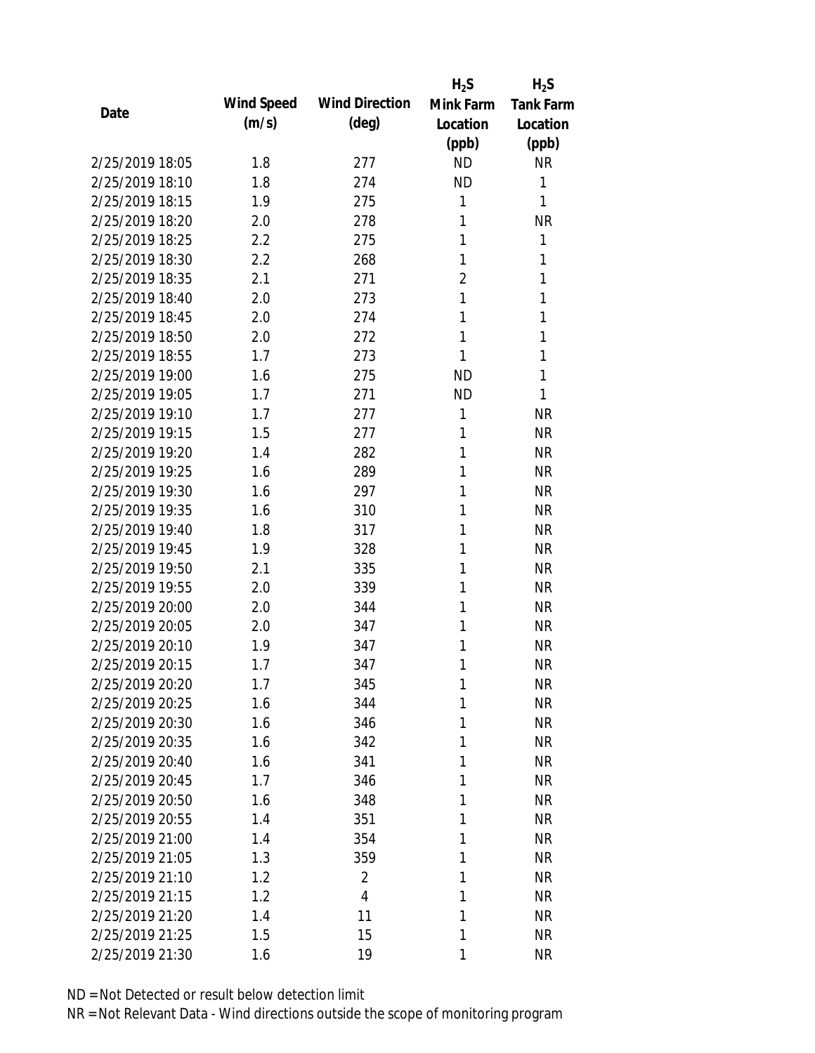| Date | Wind Speed (m/s) | Wind Direction (deg) | $H_2S$ Mink Farm Location (ppb) | $H_2S$ Tank Farm Location (ppb) |
|---|---|---|---|---|
| 2/25/2019 18:05 | 1.8 | 277 | ND | NR |
| 2/25/2019 18:10 | 1.8 | 274 | ND | 1 |
| 2/25/2019 18:15 | 1.9 | 275 | 1 | 1 |
| 2/25/2019 18:20 | 2.0 | 278 | 1 | NR |
| 2/25/2019 18:25 | 2.2 | 275 | 1 | 1 |
| 2/25/2019 18:30 | 2.2 | 268 | 1 | 1 |
| 2/25/2019 18:35 | 2.1 | 271 | 2 | 1 |
| 2/25/2019 18:40 | 2.0 | 273 | 1 | 1 |
| 2/25/2019 18:45 | 2.0 | 274 | 1 | 1 |
| 2/25/2019 18:50 | 2.0 | 272 | 1 | 1 |
| 2/25/2019 18:55 | 1.7 | 273 | 1 | 1 |
| 2/25/2019 19:00 | 1.6 | 275 | ND | 1 |
| 2/25/2019 19:05 | 1.7 | 271 | ND | 1 |
| 2/25/2019 19:10 | 1.7 | 277 | 1 | NR |
| 2/25/2019 19:15 | 1.5 | 277 | 1 | NR |
| 2/25/2019 19:20 | 1.4 | 282 | 1 | NR |
| 2/25/2019 19:25 | 1.6 | 289 | 1 | NR |
| 2/25/2019 19:30 | 1.6 | 297 | 1 | NR |
| 2/25/2019 19:35 | 1.6 | 310 | 1 | NR |
| 2/25/2019 19:40 | 1.8 | 317 | 1 | NR |
| 2/25/2019 19:45 | 1.9 | 328 | 1 | NR |
| 2/25/2019 19:50 | 2.1 | 335 | 1 | NR |
| 2/25/2019 19:55 | 2.0 | 339 | 1 | NR |
| 2/25/2019 20:00 | 2.0 | 344 | 1 | NR |
| 2/25/2019 20:05 | 2.0 | 347 | 1 | NR |
| 2/25/2019 20:10 | 1.9 | 347 | 1 | NR |
| 2/25/2019 20:15 | 1.7 | 347 | 1 | NR |
| 2/25/2019 20:20 | 1.7 | 345 | 1 | NR |
| 2/25/2019 20:25 | 1.6 | 344 | 1 | NR |
| 2/25/2019 20:30 | 1.6 | 346 | 1 | NR |
| 2/25/2019 20:35 | 1.6 | 342 | 1 | NR |
| 2/25/2019 20:40 | 1.6 | 341 | 1 | NR |
| 2/25/2019 20:45 | 1.7 | 346 | 1 | NR |
| 2/25/2019 20:50 | 1.6 | 348 | 1 | NR |
| 2/25/2019 20:55 | 1.4 | 351 | 1 | NR |
| 2/25/2019 21:00 | 1.4 | 354 | 1 | NR |
| 2/25/2019 21:05 | 1.3 | 359 | 1 | NR |
| 2/25/2019 21:10 | 1.2 | 2 | 1 | NR |
| 2/25/2019 21:15 | 1.2 | 4 | 1 | NR |
| 2/25/2019 21:20 | 1.4 | 11 | 1 | NR |
| 2/25/2019 21:25 | 1.5 | 15 | 1 | NR |
| 2/25/2019 21:30 | 1.6 | 19 | 1 | NR |

ND = Not Detected or result below detection limit

NR = Not Relevant Data - Wind directions outside the scope of monitoring program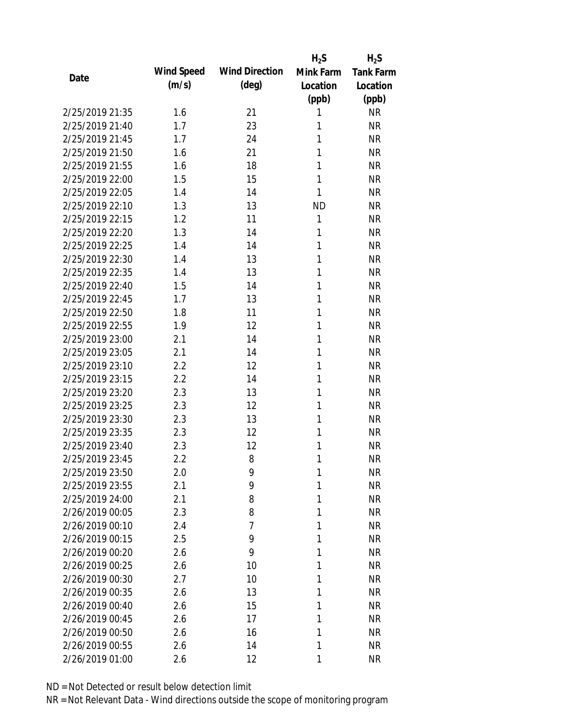| Date | Wind Speed (m/s) | Wind Direction (deg) | $H_2S$ Mink Farm Location (ppb) | $H_2S$ Tank Farm Location (ppb) |
|---|---|---|---|---|
| 2/25/2019 21:35 | 1.6 | 21 | 1 | NR |
| 2/25/2019 21:40 | 1.7 | 23 | 1 | NR |
| 2/25/2019 21:45 | 1.7 | 24 | 1 | NR |
| 2/25/2019 21:50 | 1.6 | 21 | 1 | NR |
| 2/25/2019 21:55 | 1.6 | 18 | 1 | NR |
| 2/25/2019 22:00 | 1.5 | 15 | 1 | NR |
| 2/25/2019 22:05 | 1.4 | 14 | 1 | NR |
| 2/25/2019 22:10 | 1.3 | 13 | ND | NR |
| 2/25/2019 22:15 | 1.2 | 11 | 1 | NR |
| 2/25/2019 22:20 | 1.3 | 14 | 1 | NR |
| 2/25/2019 22:25 | 1.4 | 14 | 1 | NR |
| 2/25/2019 22:30 | 1.4 | 13 | 1 | NR |
| 2/25/2019 22:35 | 1.4 | 13 | 1 | NR |
| 2/25/2019 22:40 | 1.5 | 14 | 1 | NR |
| 2/25/2019 22:45 | 1.7 | 13 | 1 | NR |
| 2/25/2019 22:50 | 1.8 | 11 | 1 | NR |
| 2/25/2019 22:55 | 1.9 | 12 | 1 | NR |
| 2/25/2019 23:00 | 2.1 | 14 | 1 | NR |
| 2/25/2019 23:05 | 2.1 | 14 | 1 | NR |
| 2/25/2019 23:10 | 2.2 | 12 | 1 | NR |
| 2/25/2019 23:15 | 2.2 | 14 | 1 | NR |
| 2/25/2019 23:20 | 2.3 | 13 | 1 | NR |
| 2/25/2019 23:25 | 2.3 | 12 | 1 | NR |
| 2/25/2019 23:30 | 2.3 | 13 | 1 | NR |
| 2/25/2019 23:35 | 2.3 | 12 | 1 | NR |
| 2/25/2019 23:40 | 2.3 | 12 | 1 | NR |
| 2/25/2019 23:45 | 2.2 | 8 | 1 | NR |
| 2/25/2019 23:50 | 2.0 | 9 | 1 | NR |
| 2/25/2019 23:55 | 2.1 | 9 | 1 | NR |
| 2/25/2019 24:00 | 2.1 | 8 | 1 | NR |
| 2/26/2019 00:05 | 2.3 | 8 | 1 | NR |
| 2/26/2019 00:10 | 2.4 | 7 | 1 | NR |
| 2/26/2019 00:15 | 2.5 | 9 | 1 | NR |
| 2/26/2019 00:20 | 2.6 | 9 | 1 | NR |
| 2/26/2019 00:25 | 2.6 | 10 | 1 | NR |
| 2/26/2019 00:30 | 2.7 | 10 | 1 | NR |
| 2/26/2019 00:35 | 2.6 | 13 | 1 | NR |
| 2/26/2019 00:40 | 2.6 | 15 | 1 | NR |
| 2/26/2019 00:45 | 2.6 | 17 | 1 | NR |
| 2/26/2019 00:50 | 2.6 | 16 | 1 | NR |
| 2/26/2019 00:55 | 2.6 | 14 | 1 | NR |
| 2/26/2019 01:00 | 2.6 | 12 | 1 | NR |

ND = Not Detected or result below detection limit

NR = Not Relevant Data - Wind directions outside the scope of monitoring program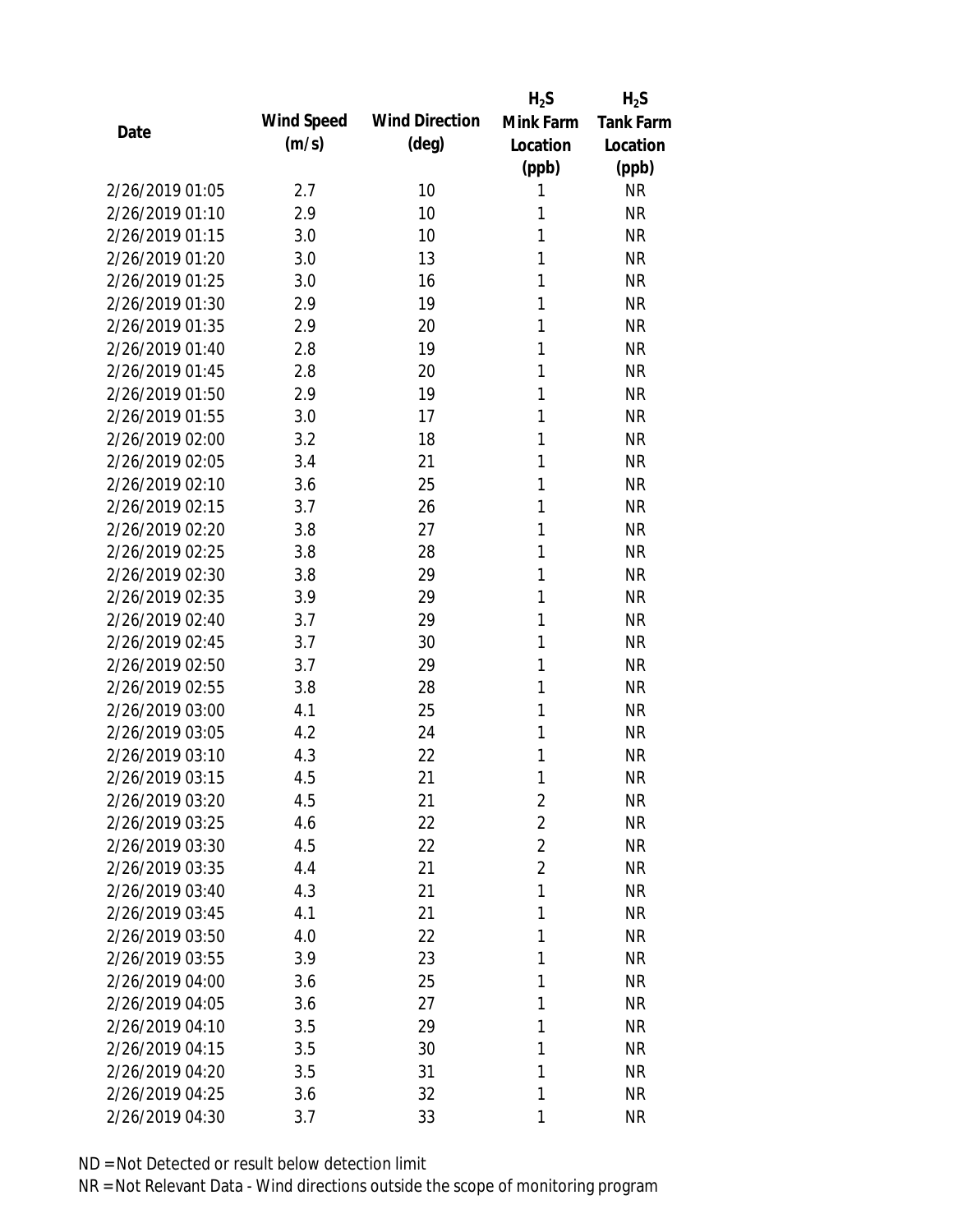| Date | Wind Speed (m/s) | Wind Direction (deg) | $H_2S$ Mink Farm Location (ppb) | $H_2S$ Tank Farm Location (ppb) |
|---|---|---|---|---|
| 2/26/2019 01:05 | 2.7 | 10 | 1 | NR |
| 2/26/2019 01:10 | 2.9 | 10 | 1 | NR |
| 2/26/2019 01:15 | 3.0 | 10 | 1 | NR |
| 2/26/2019 01:20 | 3.0 | 13 | 1 | NR |
| 2/26/2019 01:25 | 3.0 | 16 | 1 | NR |
| 2/26/2019 01:30 | 2.9 | 19 | 1 | NR |
| 2/26/2019 01:35 | 2.9 | 20 | 1 | NR |
| 2/26/2019 01:40 | 2.8 | 19 | 1 | NR |
| 2/26/2019 01:45 | 2.8 | 20 | 1 | NR |
| 2/26/2019 01:50 | 2.9 | 19 | 1 | NR |
| 2/26/2019 01:55 | 3.0 | 17 | 1 | NR |
| 2/26/2019 02:00 | 3.2 | 18 | 1 | NR |
| 2/26/2019 02:05 | 3.4 | 21 | 1 | NR |
| 2/26/2019 02:10 | 3.6 | 25 | 1 | NR |
| 2/26/2019 02:15 | 3.7 | 26 | 1 | NR |
| 2/26/2019 02:20 | 3.8 | 27 | 1 | NR |
| 2/26/2019 02:25 | 3.8 | 28 | 1 | NR |
| 2/26/2019 02:30 | 3.8 | 29 | 1 | NR |
| 2/26/2019 02:35 | 3.9 | 29 | 1 | NR |
| 2/26/2019 02:40 | 3.7 | 29 | 1 | NR |
| 2/26/2019 02:45 | 3.7 | 30 | 1 | NR |
| 2/26/2019 02:50 | 3.7 | 29 | 1 | NR |
| 2/26/2019 02:55 | 3.8 | 28 | 1 | NR |
| 2/26/2019 03:00 | 4.1 | 25 | 1 | NR |
| 2/26/2019 03:05 | 4.2 | 24 | 1 | NR |
| 2/26/2019 03:10 | 4.3 | 22 | 1 | NR |
| 2/26/2019 03:15 | 4.5 | 21 | 1 | NR |
| 2/26/2019 03:20 | 4.5 | 21 | 2 | NR |
| 2/26/2019 03:25 | 4.6 | 22 | 2 | NR |
| 2/26/2019 03:30 | 4.5 | 22 | 2 | NR |
| 2/26/2019 03:35 | 4.4 | 21 | 2 | NR |
| 2/26/2019 03:40 | 4.3 | 21 | 1 | NR |
| 2/26/2019 03:45 | 4.1 | 21 | 1 | NR |
| 2/26/2019 03:50 | 4.0 | 22 | 1 | NR |
| 2/26/2019 03:55 | 3.9 | 23 | 1 | NR |
| 2/26/2019 04:00 | 3.6 | 25 | 1 | NR |
| 2/26/2019 04:05 | 3.6 | 27 | 1 | NR |
| 2/26/2019 04:10 | 3.5 | 29 | 1 | NR |
| 2/26/2019 04:15 | 3.5 | 30 | 1 | NR |
| 2/26/2019 04:20 | 3.5 | 31 | 1 | NR |
| 2/26/2019 04:25 | 3.6 | 32 | 1 | NR |
| 2/26/2019 04:30 | 3.7 | 33 | 1 | NR |

ND = Not Detected or result below detection limit

NR = Not Relevant Data - Wind directions outside the scope of monitoring program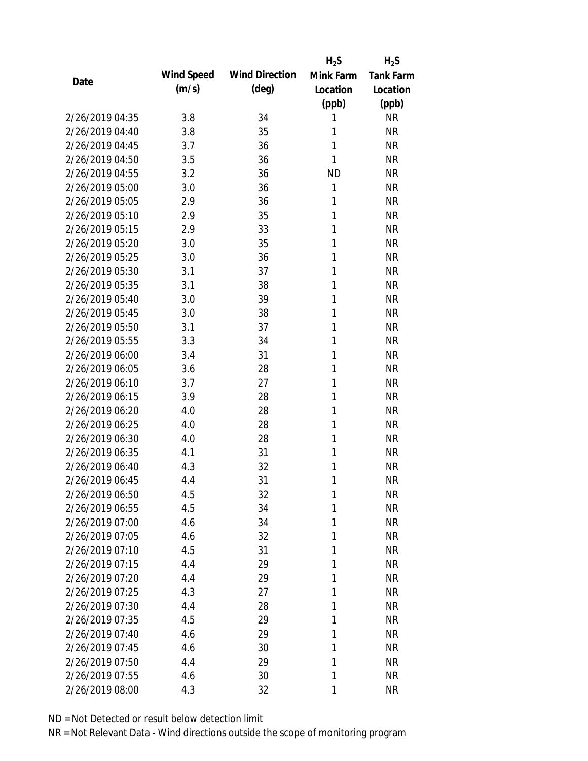| Date | Wind Speed (m/s) | Wind Direction (deg) | $H_2S$ Mink Farm Location (ppb) | $H_2S$ Tank Farm Location (ppb) |
|---|---|---|---|---|
| 2/26/2019 04:35 | 3.8 | 34 | 1 | NR |
| 2/26/2019 04:40 | 3.8 | 35 | 1 | NR |
| 2/26/2019 04:45 | 3.7 | 36 | 1 | NR |
| 2/26/2019 04:50 | 3.5 | 36 | 1 | NR |
| 2/26/2019 04:55 | 3.2 | 36 | ND | NR |
| 2/26/2019 05:00 | 3.0 | 36 | 1 | NR |
| 2/26/2019 05:05 | 2.9 | 36 | 1 | NR |
| 2/26/2019 05:10 | 2.9 | 35 | 1 | NR |
| 2/26/2019 05:15 | 2.9 | 33 | 1 | NR |
| 2/26/2019 05:20 | 3.0 | 35 | 1 | NR |
| 2/26/2019 05:25 | 3.0 | 36 | 1 | NR |
| 2/26/2019 05:30 | 3.1 | 37 | 1 | NR |
| 2/26/2019 05:35 | 3.1 | 38 | 1 | NR |
| 2/26/2019 05:40 | 3.0 | 39 | 1 | NR |
| 2/26/2019 05:45 | 3.0 | 38 | 1 | NR |
| 2/26/2019 05:50 | 3.1 | 37 | 1 | NR |
| 2/26/2019 05:55 | 3.3 | 34 | 1 | NR |
| 2/26/2019 06:00 | 3.4 | 31 | 1 | NR |
| 2/26/2019 06:05 | 3.6 | 28 | 1 | NR |
| 2/26/2019 06:10 | 3.7 | 27 | 1 | NR |
| 2/26/2019 06:15 | 3.9 | 28 | 1 | NR |
| 2/26/2019 06:20 | 4.0 | 28 | 1 | NR |
| 2/26/2019 06:25 | 4.0 | 28 | 1 | NR |
| 2/26/2019 06:30 | 4.0 | 28 | 1 | NR |
| 2/26/2019 06:35 | 4.1 | 31 | 1 | NR |
| 2/26/2019 06:40 | 4.3 | 32 | 1 | NR |
| 2/26/2019 06:45 | 4.4 | 31 | 1 | NR |
| 2/26/2019 06:50 | 4.5 | 32 | 1 | NR |
| 2/26/2019 06:55 | 4.5 | 34 | 1 | NR |
| 2/26/2019 07:00 | 4.6 | 34 | 1 | NR |
| 2/26/2019 07:05 | 4.6 | 32 | 1 | NR |
| 2/26/2019 07:10 | 4.5 | 31 | 1 | NR |
| 2/26/2019 07:15 | 4.4 | 29 | 1 | NR |
| 2/26/2019 07:20 | 4.4 | 29 | 1 | NR |
| 2/26/2019 07:25 | 4.3 | 27 | 1 | NR |
| 2/26/2019 07:30 | 4.4 | 28 | 1 | NR |
| 2/26/2019 07:35 | 4.5 | 29 | 1 | NR |
| 2/26/2019 07:40 | 4.6 | 29 | 1 | NR |
| 2/26/2019 07:45 | 4.6 | 30 | 1 | NR |
| 2/26/2019 07:50 | 4.4 | 29 | 1 | NR |
| 2/26/2019 07:55 | 4.6 | 30 | 1 | NR |
| 2/26/2019 08:00 | 4.3 | 32 | 1 | NR |

ND = Not Detected or result below detection limit

NR = Not Relevant Data - Wind directions outside the scope of monitoring program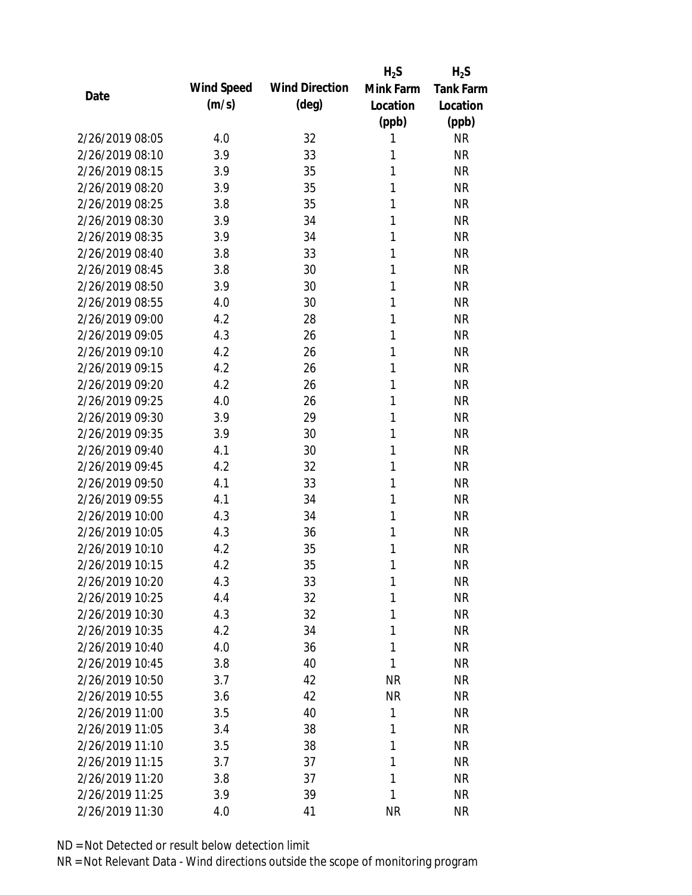| Date | Wind Speed (m/s) | Wind Direction (deg) | $H_2S$ Mink Farm Location (ppb) | $H_2S$ Tank Farm Location (ppb) |
|---|---|---|---|---|
| 2/26/2019 08:05 | 4.0 | 32 | 1 | NR |
| 2/26/2019 08:10 | 3.9 | 33 | 1 | NR |
| 2/26/2019 08:15 | 3.9 | 35 | 1 | NR |
| 2/26/2019 08:20 | 3.9 | 35 | 1 | NR |
| 2/26/2019 08:25 | 3.8 | 35 | 1 | NR |
| 2/26/2019 08:30 | 3.9 | 34 | 1 | NR |
| 2/26/2019 08:35 | 3.9 | 34 | 1 | NR |
| 2/26/2019 08:40 | 3.8 | 33 | 1 | NR |
| 2/26/2019 08:45 | 3.8 | 30 | 1 | NR |
| 2/26/2019 08:50 | 3.9 | 30 | 1 | NR |
| 2/26/2019 08:55 | 4.0 | 30 | 1 | NR |
| 2/26/2019 09:00 | 4.2 | 28 | 1 | NR |
| 2/26/2019 09:05 | 4.3 | 26 | 1 | NR |
| 2/26/2019 09:10 | 4.2 | 26 | 1 | NR |
| 2/26/2019 09:15 | 4.2 | 26 | 1 | NR |
| 2/26/2019 09:20 | 4.2 | 26 | 1 | NR |
| 2/26/2019 09:25 | 4.0 | 26 | 1 | NR |
| 2/26/2019 09:30 | 3.9 | 29 | 1 | NR |
| 2/26/2019 09:35 | 3.9 | 30 | 1 | NR |
| 2/26/2019 09:40 | 4.1 | 30 | 1 | NR |
| 2/26/2019 09:45 | 4.2 | 32 | 1 | NR |
| 2/26/2019 09:50 | 4.1 | 33 | 1 | NR |
| 2/26/2019 09:55 | 4.1 | 34 | 1 | NR |
| 2/26/2019 10:00 | 4.3 | 34 | 1 | NR |
| 2/26/2019 10:05 | 4.3 | 36 | 1 | NR |
| 2/26/2019 10:10 | 4.2 | 35 | 1 | NR |
| 2/26/2019 10:15 | 4.2 | 35 | 1 | NR |
| 2/26/2019 10:20 | 4.3 | 33 | 1 | NR |
| 2/26/2019 10:25 | 4.4 | 32 | 1 | NR |
| 2/26/2019 10:30 | 4.3 | 32 | 1 | NR |
| 2/26/2019 10:35 | 4.2 | 34 | 1 | NR |
| 2/26/2019 10:40 | 4.0 | 36 | 1 | NR |
| 2/26/2019 10:45 | 3.8 | 40 | 1 | NR |
| 2/26/2019 10:50 | 3.7 | 42 | NR | NR |
| 2/26/2019 10:55 | 3.6 | 42 | NR | NR |
| 2/26/2019 11:00 | 3.5 | 40 | 1 | NR |
| 2/26/2019 11:05 | 3.4 | 38 | 1 | NR |
| 2/26/2019 11:10 | 3.5 | 38 | 1 | NR |
| 2/26/2019 11:15 | 3.7 | 37 | 1 | NR |
| 2/26/2019 11:20 | 3.8 | 37 | 1 | NR |
| 2/26/2019 11:25 | 3.9 | 39 | 1 | NR |
| 2/26/2019 11:30 | 4.0 | 41 | NR | NR |

ND = Not Detected or result below detection limit
NR = Not Relevant Data - Wind directions outside the scope of monitoring program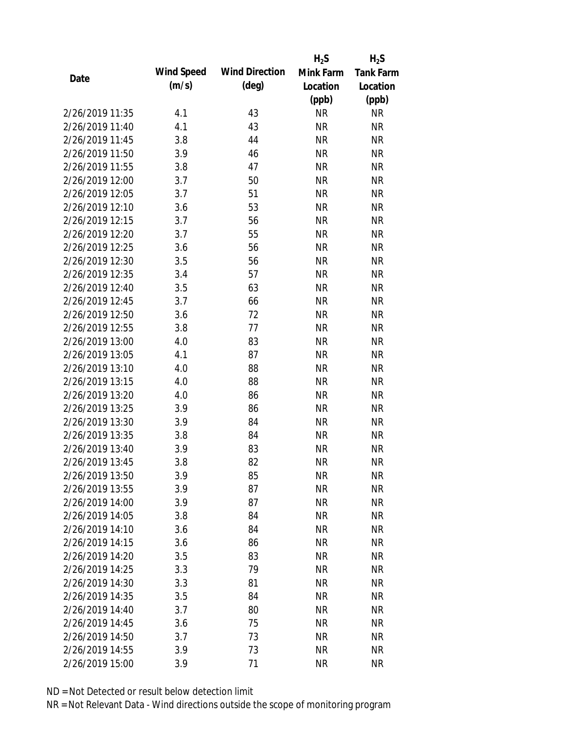| Date | Wind Speed (m/s) | Wind Direction (deg) | $H_2S$ Mink Farm Location (ppb) | $H_2S$ Tank Farm Location (ppb) |
|---|---|---|---|---|
| 2/26/2019 11:35 | 4.1 | 43 | NR | NR |
| 2/26/2019 11:40 | 4.1 | 43 | NR | NR |
| 2/26/2019 11:45 | 3.8 | 44 | NR | NR |
| 2/26/2019 11:50 | 3.9 | 46 | NR | NR |
| 2/26/2019 11:55 | 3.8 | 47 | NR | NR |
| 2/26/2019 12:00 | 3.7 | 50 | NR | NR |
| 2/26/2019 12:05 | 3.7 | 51 | NR | NR |
| 2/26/2019 12:10 | 3.6 | 53 | NR | NR |
| 2/26/2019 12:15 | 3.7 | 56 | NR | NR |
| 2/26/2019 12:20 | 3.7 | 55 | NR | NR |
| 2/26/2019 12:25 | 3.6 | 56 | NR | NR |
| 2/26/2019 12:30 | 3.5 | 56 | NR | NR |
| 2/26/2019 12:35 | 3.4 | 57 | NR | NR |
| 2/26/2019 12:40 | 3.5 | 63 | NR | NR |
| 2/26/2019 12:45 | 3.7 | 66 | NR | NR |
| 2/26/2019 12:50 | 3.6 | 72 | NR | NR |
| 2/26/2019 12:55 | 3.8 | 77 | NR | NR |
| 2/26/2019 13:00 | 4.0 | 83 | NR | NR |
| 2/26/2019 13:05 | 4.1 | 87 | NR | NR |
| 2/26/2019 13:10 | 4.0 | 88 | NR | NR |
| 2/26/2019 13:15 | 4.0 | 88 | NR | NR |
| 2/26/2019 13:20 | 4.0 | 86 | NR | NR |
| 2/26/2019 13:25 | 3.9 | 86 | NR | NR |
| 2/26/2019 13:30 | 3.9 | 84 | NR | NR |
| 2/26/2019 13:35 | 3.8 | 84 | NR | NR |
| 2/26/2019 13:40 | 3.9 | 83 | NR | NR |
| 2/26/2019 13:45 | 3.8 | 82 | NR | NR |
| 2/26/2019 13:50 | 3.9 | 85 | NR | NR |
| 2/26/2019 13:55 | 3.9 | 87 | NR | NR |
| 2/26/2019 14:00 | 3.9 | 87 | NR | NR |
| 2/26/2019 14:05 | 3.8 | 84 | NR | NR |
| 2/26/2019 14:10 | 3.6 | 84 | NR | NR |
| 2/26/2019 14:15 | 3.6 | 86 | NR | NR |
| 2/26/2019 14:20 | 3.5 | 83 | NR | NR |
| 2/26/2019 14:25 | 3.3 | 79 | NR | NR |
| 2/26/2019 14:30 | 3.3 | 81 | NR | NR |
| 2/26/2019 14:35 | 3.5 | 84 | NR | NR |
| 2/26/2019 14:40 | 3.7 | 80 | NR | NR |
| 2/26/2019 14:45 | 3.6 | 75 | NR | NR |
| 2/26/2019 14:50 | 3.7 | 73 | NR | NR |
| 2/26/2019 14:55 | 3.9 | 73 | NR | NR |
| 2/26/2019 15:00 | 3.9 | 71 | NR | NR |

ND = Not Detected or result below detection limit

NR = Not Relevant Data - Wind directions outside the scope of monitoring program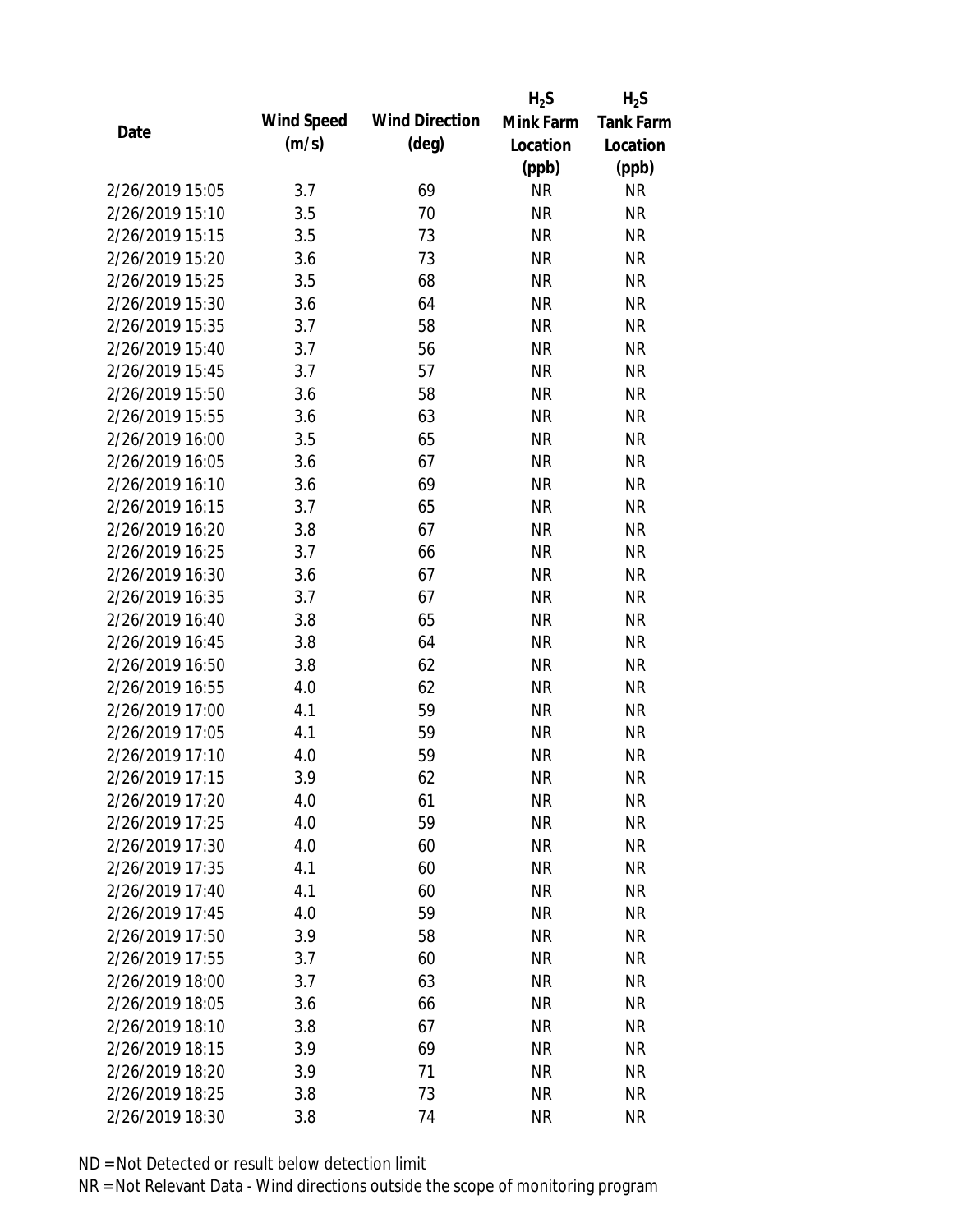| Date | Wind Speed (m/s) | Wind Direction (deg) | $H_2S$ Mink Farm Location (ppb) | $H_2S$ Tank Farm Location (ppb) |
|---|---|---|---|---|
| 2/26/2019 15:05 | 3.7 | 69 | NR | NR |
| 2/26/2019 15:10 | 3.5 | 70 | NR | NR |
| 2/26/2019 15:15 | 3.5 | 73 | NR | NR |
| 2/26/2019 15:20 | 3.6 | 73 | NR | NR |
| 2/26/2019 15:25 | 3.5 | 68 | NR | NR |
| 2/26/2019 15:30 | 3.6 | 64 | NR | NR |
| 2/26/2019 15:35 | 3.7 | 58 | NR | NR |
| 2/26/2019 15:40 | 3.7 | 56 | NR | NR |
| 2/26/2019 15:45 | 3.7 | 57 | NR | NR |
| 2/26/2019 15:50 | 3.6 | 58 | NR | NR |
| 2/26/2019 15:55 | 3.6 | 63 | NR | NR |
| 2/26/2019 16:00 | 3.5 | 65 | NR | NR |
| 2/26/2019 16:05 | 3.6 | 67 | NR | NR |
| 2/26/2019 16:10 | 3.6 | 69 | NR | NR |
| 2/26/2019 16:15 | 3.7 | 65 | NR | NR |
| 2/26/2019 16:20 | 3.8 | 67 | NR | NR |
| 2/26/2019 16:25 | 3.7 | 66 | NR | NR |
| 2/26/2019 16:30 | 3.6 | 67 | NR | NR |
| 2/26/2019 16:35 | 3.7 | 67 | NR | NR |
| 2/26/2019 16:40 | 3.8 | 65 | NR | NR |
| 2/26/2019 16:45 | 3.8 | 64 | NR | NR |
| 2/26/2019 16:50 | 3.8 | 62 | NR | NR |
| 2/26/2019 16:55 | 4.0 | 62 | NR | NR |
| 2/26/2019 17:00 | 4.1 | 59 | NR | NR |
| 2/26/2019 17:05 | 4.1 | 59 | NR | NR |
| 2/26/2019 17:10 | 4.0 | 59 | NR | NR |
| 2/26/2019 17:15 | 3.9 | 62 | NR | NR |
| 2/26/2019 17:20 | 4.0 | 61 | NR | NR |
| 2/26/2019 17:25 | 4.0 | 59 | NR | NR |
| 2/26/2019 17:30 | 4.0 | 60 | NR | NR |
| 2/26/2019 17:35 | 4.1 | 60 | NR | NR |
| 2/26/2019 17:40 | 4.1 | 60 | NR | NR |
| 2/26/2019 17:45 | 4.0 | 59 | NR | NR |
| 2/26/2019 17:50 | 3.9 | 58 | NR | NR |
| 2/26/2019 17:55 | 3.7 | 60 | NR | NR |
| 2/26/2019 18:00 | 3.7 | 63 | NR | NR |
| 2/26/2019 18:05 | 3.6 | 66 | NR | NR |
| 2/26/2019 18:10 | 3.8 | 67 | NR | NR |
| 2/26/2019 18:15 | 3.9 | 69 | NR | NR |
| 2/26/2019 18:20 | 3.9 | 71 | NR | NR |
| 2/26/2019 18:25 | 3.8 | 73 | NR | NR |
| 2/26/2019 18:30 | 3.8 | 74 | NR | NR |

ND = Not Detected or result below detection limit

NR = Not Relevant Data - Wind directions outside the scope of monitoring program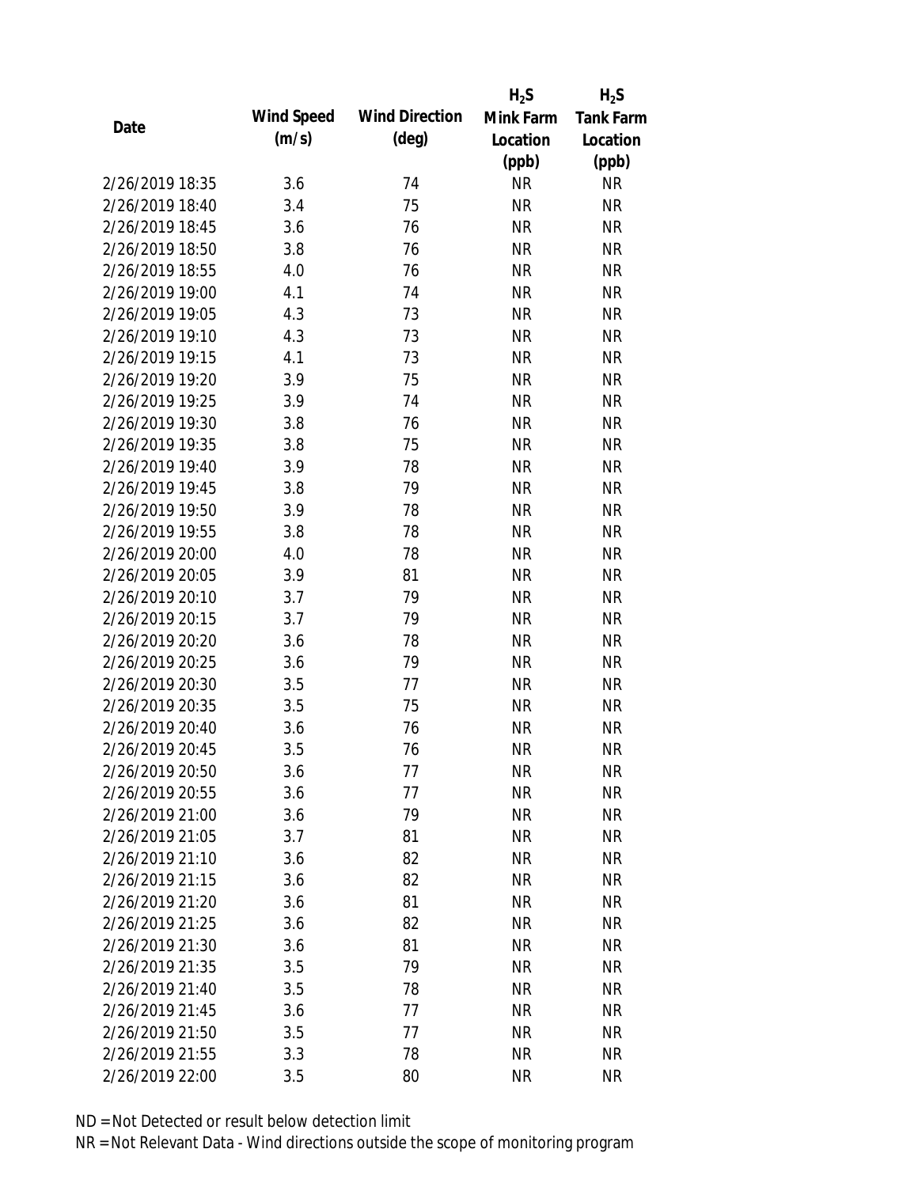| Date | Wind Speed (m/s) | Wind Direction (deg) | $H_2S$ Mink Farm Location (ppb) | $H_2S$ Tank Farm Location (ppb) |
|---|---|---|---|---|
| 2/26/2019 18:35 | 3.6 | 74 | NR | NR |
| 2/26/2019 18:40 | 3.4 | 75 | NR | NR |
| 2/26/2019 18:45 | 3.6 | 76 | NR | NR |
| 2/26/2019 18:50 | 3.8 | 76 | NR | NR |
| 2/26/2019 18:55 | 4.0 | 76 | NR | NR |
| 2/26/2019 19:00 | 4.1 | 74 | NR | NR |
| 2/26/2019 19:05 | 4.3 | 73 | NR | NR |
| 2/26/2019 19:10 | 4.3 | 73 | NR | NR |
| 2/26/2019 19:15 | 4.1 | 73 | NR | NR |
| 2/26/2019 19:20 | 3.9 | 75 | NR | NR |
| 2/26/2019 19:25 | 3.9 | 74 | NR | NR |
| 2/26/2019 19:30 | 3.8 | 76 | NR | NR |
| 2/26/2019 19:35 | 3.8 | 75 | NR | NR |
| 2/26/2019 19:40 | 3.9 | 78 | NR | NR |
| 2/26/2019 19:45 | 3.8 | 79 | NR | NR |
| 2/26/2019 19:50 | 3.9 | 78 | NR | NR |
| 2/26/2019 19:55 | 3.8 | 78 | NR | NR |
| 2/26/2019 20:00 | 4.0 | 78 | NR | NR |
| 2/26/2019 20:05 | 3.9 | 81 | NR | NR |
| 2/26/2019 20:10 | 3.7 | 79 | NR | NR |
| 2/26/2019 20:15 | 3.7 | 79 | NR | NR |
| 2/26/2019 20:20 | 3.6 | 78 | NR | NR |
| 2/26/2019 20:25 | 3.6 | 79 | NR | NR |
| 2/26/2019 20:30 | 3.5 | 77 | NR | NR |
| 2/26/2019 20:35 | 3.5 | 75 | NR | NR |
| 2/26/2019 20:40 | 3.6 | 76 | NR | NR |
| 2/26/2019 20:45 | 3.5 | 76 | NR | NR |
| 2/26/2019 20:50 | 3.6 | 77 | NR | NR |
| 2/26/2019 20:55 | 3.6 | 77 | NR | NR |
| 2/26/2019 21:00 | 3.6 | 79 | NR | NR |
| 2/26/2019 21:05 | 3.7 | 81 | NR | NR |
| 2/26/2019 21:10 | 3.6 | 82 | NR | NR |
| 2/26/2019 21:15 | 3.6 | 82 | NR | NR |
| 2/26/2019 21:20 | 3.6 | 81 | NR | NR |
| 2/26/2019 21:25 | 3.6 | 82 | NR | NR |
| 2/26/2019 21:30 | 3.6 | 81 | NR | NR |
| 2/26/2019 21:35 | 3.5 | 79 | NR | NR |
| 2/26/2019 21:40 | 3.5 | 78 | NR | NR |
| 2/26/2019 21:45 | 3.6 | 77 | NR | NR |
| 2/26/2019 21:50 | 3.5 | 77 | NR | NR |
| 2/26/2019 21:55 | 3.3 | 78 | NR | NR |
| 2/26/2019 22:00 | 3.5 | 80 | NR | NR |

ND = Not Detected or result below detection limit

NR = Not Relevant Data - Wind directions outside the scope of monitoring program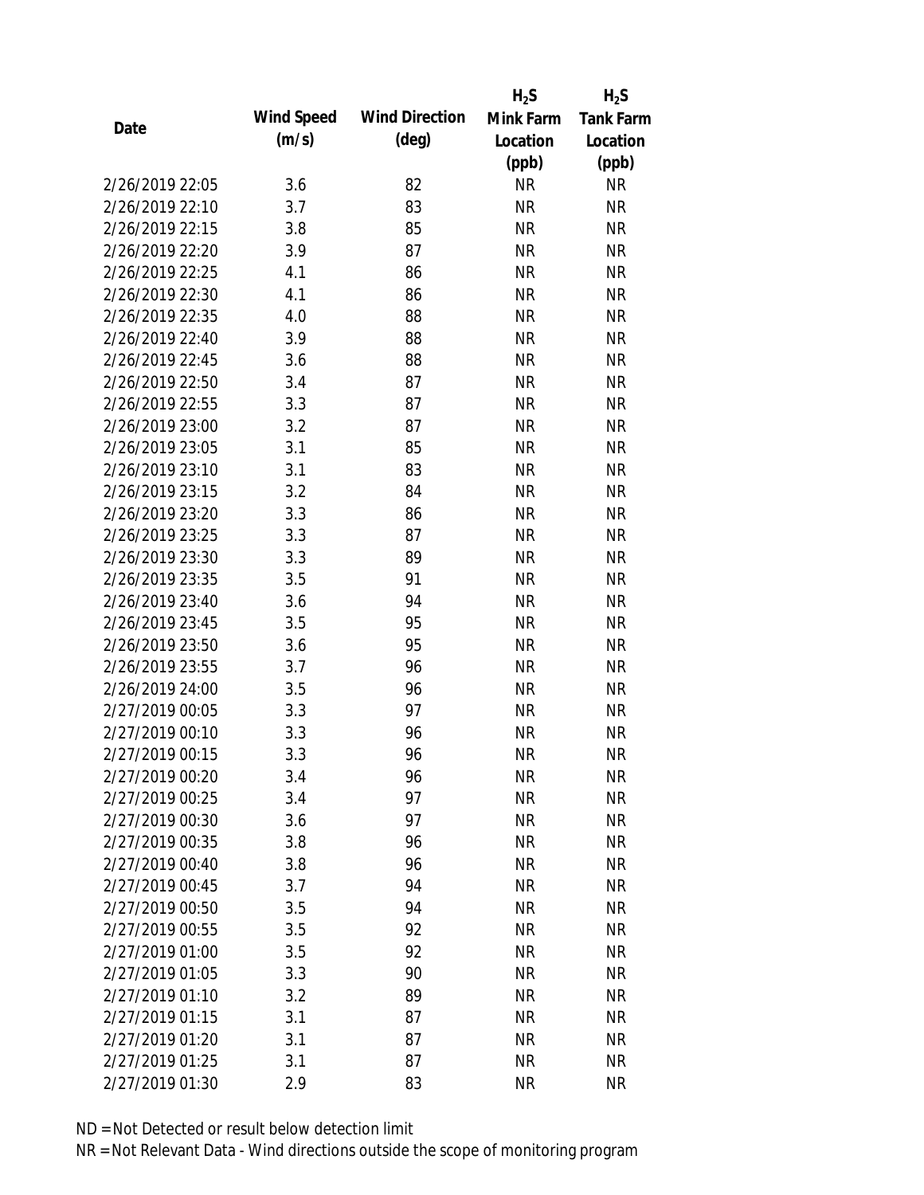| Date | Wind Speed (m/s) | Wind Direction (deg) | $H_2S$ Mink Farm Location (ppb) | $H_2S$ Tank Farm Location (ppb) |
|---|---|---|---|---|
| 2/26/2019 22:05 | 3.6 | 82 | NR | NR |
| 2/26/2019 22:10 | 3.7 | 83 | NR | NR |
| 2/26/2019 22:15 | 3.8 | 85 | NR | NR |
| 2/26/2019 22:20 | 3.9 | 87 | NR | NR |
| 2/26/2019 22:25 | 4.1 | 86 | NR | NR |
| 2/26/2019 22:30 | 4.1 | 86 | NR | NR |
| 2/26/2019 22:35 | 4.0 | 88 | NR | NR |
| 2/26/2019 22:40 | 3.9 | 88 | NR | NR |
| 2/26/2019 22:45 | 3.6 | 88 | NR | NR |
| 2/26/2019 22:50 | 3.4 | 87 | NR | NR |
| 2/26/2019 22:55 | 3.3 | 87 | NR | NR |
| 2/26/2019 23:00 | 3.2 | 87 | NR | NR |
| 2/26/2019 23:05 | 3.1 | 85 | NR | NR |
| 2/26/2019 23:10 | 3.1 | 83 | NR | NR |
| 2/26/2019 23:15 | 3.2 | 84 | NR | NR |
| 2/26/2019 23:20 | 3.3 | 86 | NR | NR |
| 2/26/2019 23:25 | 3.3 | 87 | NR | NR |
| 2/26/2019 23:30 | 3.3 | 89 | NR | NR |
| 2/26/2019 23:35 | 3.5 | 91 | NR | NR |
| 2/26/2019 23:40 | 3.6 | 94 | NR | NR |
| 2/26/2019 23:45 | 3.5 | 95 | NR | NR |
| 2/26/2019 23:50 | 3.6 | 95 | NR | NR |
| 2/26/2019 23:55 | 3.7 | 96 | NR | NR |
| 2/26/2019 24:00 | 3.5 | 96 | NR | NR |
| 2/27/2019 00:05 | 3.3 | 97 | NR | NR |
| 2/27/2019 00:10 | 3.3 | 96 | NR | NR |
| 2/27/2019 00:15 | 3.3 | 96 | NR | NR |
| 2/27/2019 00:20 | 3.4 | 96 | NR | NR |
| 2/27/2019 00:25 | 3.4 | 97 | NR | NR |
| 2/27/2019 00:30 | 3.6 | 97 | NR | NR |
| 2/27/2019 00:35 | 3.8 | 96 | NR | NR |
| 2/27/2019 00:40 | 3.8 | 96 | NR | NR |
| 2/27/2019 00:45 | 3.7 | 94 | NR | NR |
| 2/27/2019 00:50 | 3.5 | 94 | NR | NR |
| 2/27/2019 00:55 | 3.5 | 92 | NR | NR |
| 2/27/2019 01:00 | 3.5 | 92 | NR | NR |
| 2/27/2019 01:05 | 3.3 | 90 | NR | NR |
| 2/27/2019 01:10 | 3.2 | 89 | NR | NR |
| 2/27/2019 01:15 | 3.1 | 87 | NR | NR |
| 2/27/2019 01:20 | 3.1 | 87 | NR | NR |
| 2/27/2019 01:25 | 3.1 | 87 | NR | NR |
| 2/27/2019 01:30 | 2.9 | 83 | NR | NR |

ND = Not Detected or result below detection limit

NR = Not Relevant Data - Wind directions outside the scope of monitoring program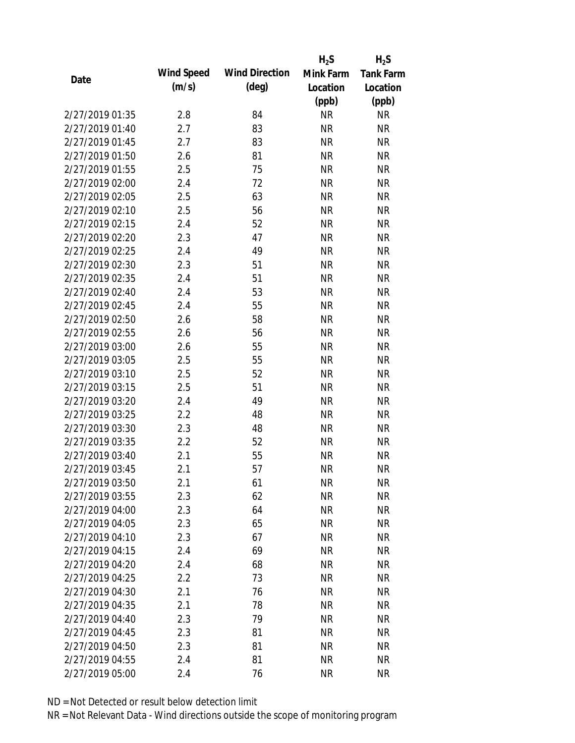| Date | Wind Speed (m/s) | Wind Direction (deg) | $H_2S$ Mink Farm Location (ppb) | $H_2S$ Tank Farm Location (ppb) |
|---|---|---|---|---|
| 2/27/2019 01:35 | 2.8 | 84 | NR | NR |
| 2/27/2019 01:40 | 2.7 | 83 | NR | NR |
| 2/27/2019 01:45 | 2.7 | 83 | NR | NR |
| 2/27/2019 01:50 | 2.6 | 81 | NR | NR |
| 2/27/2019 01:55 | 2.5 | 75 | NR | NR |
| 2/27/2019 02:00 | 2.4 | 72 | NR | NR |
| 2/27/2019 02:05 | 2.5 | 63 | NR | NR |
| 2/27/2019 02:10 | 2.5 | 56 | NR | NR |
| 2/27/2019 02:15 | 2.4 | 52 | NR | NR |
| 2/27/2019 02:20 | 2.3 | 47 | NR | NR |
| 2/27/2019 02:25 | 2.4 | 49 | NR | NR |
| 2/27/2019 02:30 | 2.3 | 51 | NR | NR |
| 2/27/2019 02:35 | 2.4 | 51 | NR | NR |
| 2/27/2019 02:40 | 2.4 | 53 | NR | NR |
| 2/27/2019 02:45 | 2.4 | 55 | NR | NR |
| 2/27/2019 02:50 | 2.6 | 58 | NR | NR |
| 2/27/2019 02:55 | 2.6 | 56 | NR | NR |
| 2/27/2019 03:00 | 2.6 | 55 | NR | NR |
| 2/27/2019 03:05 | 2.5 | 55 | NR | NR |
| 2/27/2019 03:10 | 2.5 | 52 | NR | NR |
| 2/27/2019 03:15 | 2.5 | 51 | NR | NR |
| 2/27/2019 03:20 | 2.4 | 49 | NR | NR |
| 2/27/2019 03:25 | 2.2 | 48 | NR | NR |
| 2/27/2019 03:30 | 2.3 | 48 | NR | NR |
| 2/27/2019 03:35 | 2.2 | 52 | NR | NR |
| 2/27/2019 03:40 | 2.1 | 55 | NR | NR |
| 2/27/2019 03:45 | 2.1 | 57 | NR | NR |
| 2/27/2019 03:50 | 2.1 | 61 | NR | NR |
| 2/27/2019 03:55 | 2.3 | 62 | NR | NR |
| 2/27/2019 04:00 | 2.3 | 64 | NR | NR |
| 2/27/2019 04:05 | 2.3 | 65 | NR | NR |
| 2/27/2019 04:10 | 2.3 | 67 | NR | NR |
| 2/27/2019 04:15 | 2.4 | 69 | NR | NR |
| 2/27/2019 04:20 | 2.4 | 68 | NR | NR |
| 2/27/2019 04:25 | 2.2 | 73 | NR | NR |
| 2/27/2019 04:30 | 2.1 | 76 | NR | NR |
| 2/27/2019 04:35 | 2.1 | 78 | NR | NR |
| 2/27/2019 04:40 | 2.3 | 79 | NR | NR |
| 2/27/2019 04:45 | 2.3 | 81 | NR | NR |
| 2/27/2019 04:50 | 2.3 | 81 | NR | NR |
| 2/27/2019 04:55 | 2.4 | 81 | NR | NR |
| 2/27/2019 05:00 | 2.4 | 76 | NR | NR |

ND = Not Detected or result below detection limit

NR = Not Relevant Data - Wind directions outside the scope of monitoring program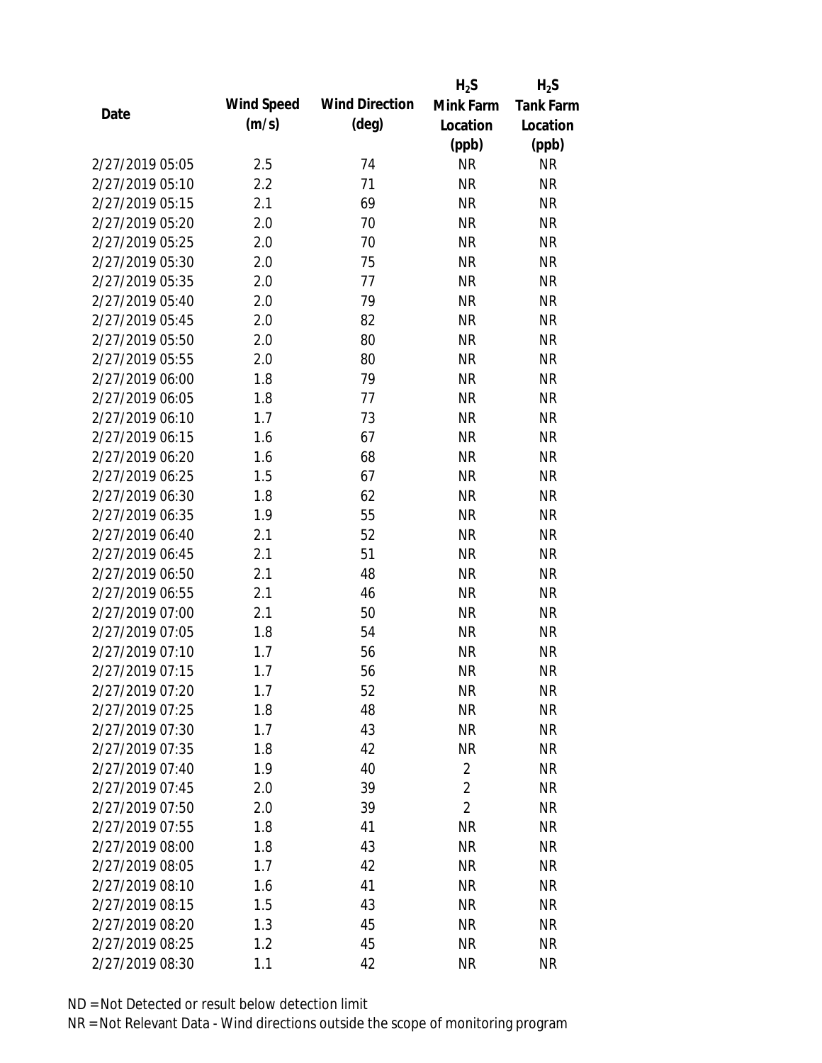| Date | Wind Speed (m/s) | Wind Direction (deg) | $H_2S$ Mink Farm Location (ppb) | $H_2S$ Tank Farm Location (ppb) |
|---|---|---|---|---|
| 2/27/2019 05:05 | 2.5 | 74 | NR | NR |
| 2/27/2019 05:10 | 2.2 | 71 | NR | NR |
| 2/27/2019 05:15 | 2.1 | 69 | NR | NR |
| 2/27/2019 05:20 | 2.0 | 70 | NR | NR |
| 2/27/2019 05:25 | 2.0 | 70 | NR | NR |
| 2/27/2019 05:30 | 2.0 | 75 | NR | NR |
| 2/27/2019 05:35 | 2.0 | 77 | NR | NR |
| 2/27/2019 05:40 | 2.0 | 79 | NR | NR |
| 2/27/2019 05:45 | 2.0 | 82 | NR | NR |
| 2/27/2019 05:50 | 2.0 | 80 | NR | NR |
| 2/27/2019 05:55 | 2.0 | 80 | NR | NR |
| 2/27/2019 06:00 | 1.8 | 79 | NR | NR |
| 2/27/2019 06:05 | 1.8 | 77 | NR | NR |
| 2/27/2019 06:10 | 1.7 | 73 | NR | NR |
| 2/27/2019 06:15 | 1.6 | 67 | NR | NR |
| 2/27/2019 06:20 | 1.6 | 68 | NR | NR |
| 2/27/2019 06:25 | 1.5 | 67 | NR | NR |
| 2/27/2019 06:30 | 1.8 | 62 | NR | NR |
| 2/27/2019 06:35 | 1.9 | 55 | NR | NR |
| 2/27/2019 06:40 | 2.1 | 52 | NR | NR |
| 2/27/2019 06:45 | 2.1 | 51 | NR | NR |
| 2/27/2019 06:50 | 2.1 | 48 | NR | NR |
| 2/27/2019 06:55 | 2.1 | 46 | NR | NR |
| 2/27/2019 07:00 | 2.1 | 50 | NR | NR |
| 2/27/2019 07:05 | 1.8 | 54 | NR | NR |
| 2/27/2019 07:10 | 1.7 | 56 | NR | NR |
| 2/27/2019 07:15 | 1.7 | 56 | NR | NR |
| 2/27/2019 07:20 | 1.7 | 52 | NR | NR |
| 2/27/2019 07:25 | 1.8 | 48 | NR | NR |
| 2/27/2019 07:30 | 1.7 | 43 | NR | NR |
| 2/27/2019 07:35 | 1.8 | 42 | NR | NR |
| 2/27/2019 07:40 | 1.9 | 40 | 2 | NR |
| 2/27/2019 07:45 | 2.0 | 39 | 2 | NR |
| 2/27/2019 07:50 | 2.0 | 39 | 2 | NR |
| 2/27/2019 07:55 | 1.8 | 41 | NR | NR |
| 2/27/2019 08:00 | 1.8 | 43 | NR | NR |
| 2/27/2019 08:05 | 1.7 | 42 | NR | NR |
| 2/27/2019 08:10 | 1.6 | 41 | NR | NR |
| 2/27/2019 08:15 | 1.5 | 43 | NR | NR |
| 2/27/2019 08:20 | 1.3 | 45 | NR | NR |
| 2/27/2019 08:25 | 1.2 | 45 | NR | NR |
| 2/27/2019 08:30 | 1.1 | 42 | NR | NR |

ND = Not Detected or result below detection limit

NR = Not Relevant Data - Wind directions outside the scope of monitoring program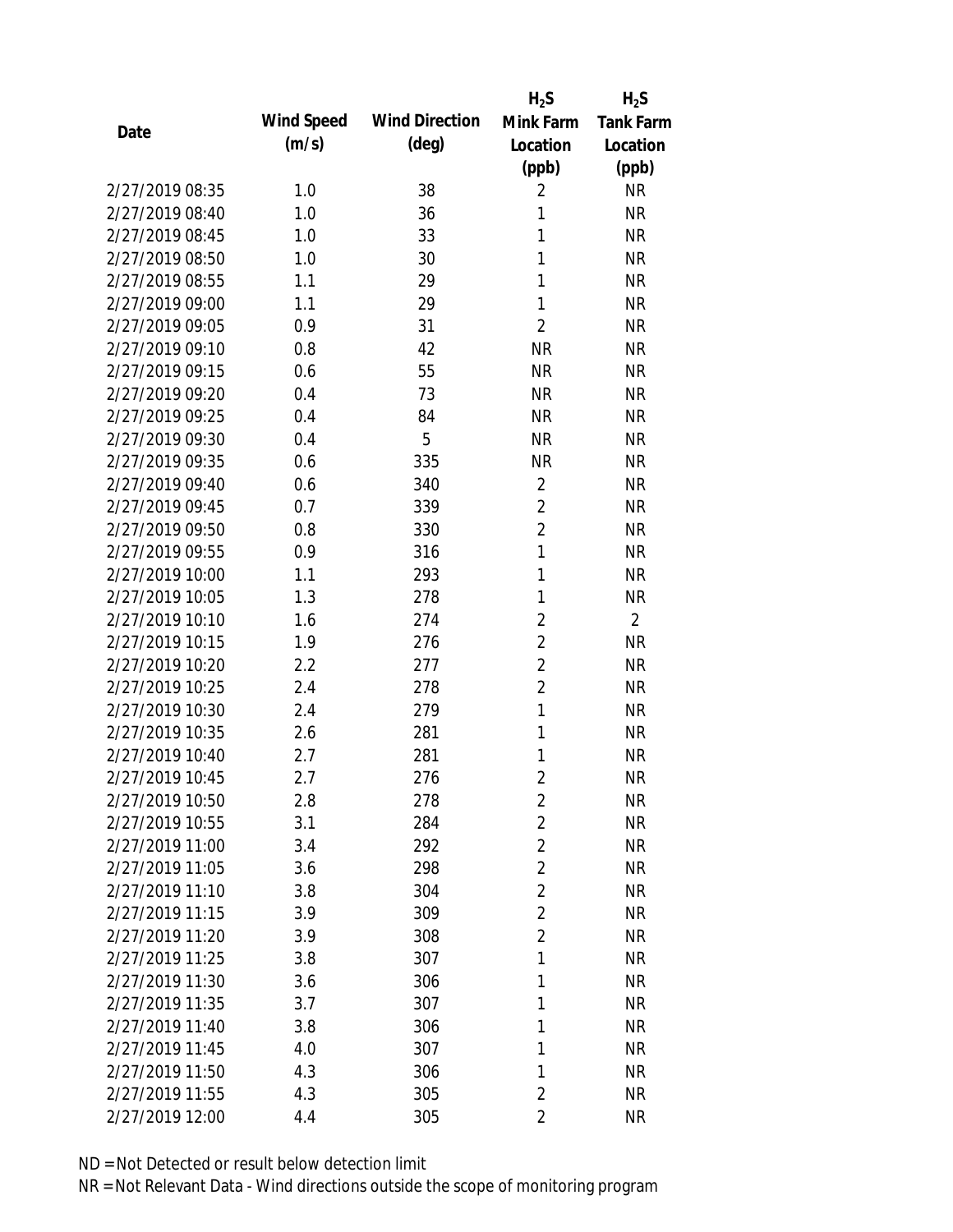| Date | Wind Speed (m/s) | Wind Direction (deg) | $H_2S$ Mink Farm Location (ppb) | $H_2S$ Tank Farm Location (ppb) |
|---|---|---|---|---|
| 2/27/2019 08:35 | 1.0 | 38 | 2 | NR |
| 2/27/2019 08:40 | 1.0 | 36 | 1 | NR |
| 2/27/2019 08:45 | 1.0 | 33 | 1 | NR |
| 2/27/2019 08:50 | 1.0 | 30 | 1 | NR |
| 2/27/2019 08:55 | 1.1 | 29 | 1 | NR |
| 2/27/2019 09:00 | 1.1 | 29 | 1 | NR |
| 2/27/2019 09:05 | 0.9 | 31 | 2 | NR |
| 2/27/2019 09:10 | 0.8 | 42 | NR | NR |
| 2/27/2019 09:15 | 0.6 | 55 | NR | NR |
| 2/27/2019 09:20 | 0.4 | 73 | NR | NR |
| 2/27/2019 09:25 | 0.4 | 84 | NR | NR |
| 2/27/2019 09:30 | 0.4 | 5 | NR | NR |
| 2/27/2019 09:35 | 0.6 | 335 | NR | NR |
| 2/27/2019 09:40 | 0.6 | 340 | 2 | NR |
| 2/27/2019 09:45 | 0.7 | 339 | 2 | NR |
| 2/27/2019 09:50 | 0.8 | 330 | 2 | NR |
| 2/27/2019 09:55 | 0.9 | 316 | 1 | NR |
| 2/27/2019 10:00 | 1.1 | 293 | 1 | NR |
| 2/27/2019 10:05 | 1.3 | 278 | 1 | NR |
| 2/27/2019 10:10 | 1.6 | 274 | 2 | 2 |
| 2/27/2019 10:15 | 1.9 | 276 | 2 | NR |
| 2/27/2019 10:20 | 2.2 | 277 | 2 | NR |
| 2/27/2019 10:25 | 2.4 | 278 | 2 | NR |
| 2/27/2019 10:30 | 2.4 | 279 | 1 | NR |
| 2/27/2019 10:35 | 2.6 | 281 | 1 | NR |
| 2/27/2019 10:40 | 2.7 | 281 | 1 | NR |
| 2/27/2019 10:45 | 2.7 | 276 | 2 | NR |
| 2/27/2019 10:50 | 2.8 | 278 | 2 | NR |
| 2/27/2019 10:55 | 3.1 | 284 | 2 | NR |
| 2/27/2019 11:00 | 3.4 | 292 | 2 | NR |
| 2/27/2019 11:05 | 3.6 | 298 | 2 | NR |
| 2/27/2019 11:10 | 3.8 | 304 | 2 | NR |
| 2/27/2019 11:15 | 3.9 | 309 | 2 | NR |
| 2/27/2019 11:20 | 3.9 | 308 | 2 | NR |
| 2/27/2019 11:25 | 3.8 | 307 | 1 | NR |
| 2/27/2019 11:30 | 3.6 | 306 | 1 | NR |
| 2/27/2019 11:35 | 3.7 | 307 | 1 | NR |
| 2/27/2019 11:40 | 3.8 | 306 | 1 | NR |
| 2/27/2019 11:45 | 4.0 | 307 | 1 | NR |
| 2/27/2019 11:50 | 4.3 | 306 | 1 | NR |
| 2/27/2019 11:55 | 4.3 | 305 | 2 | NR |
| 2/27/2019 12:00 | 4.4 | 305 | 2 | NR |

ND = Not Detected or result below detection limit

NR = Not Relevant Data - Wind directions outside the scope of monitoring program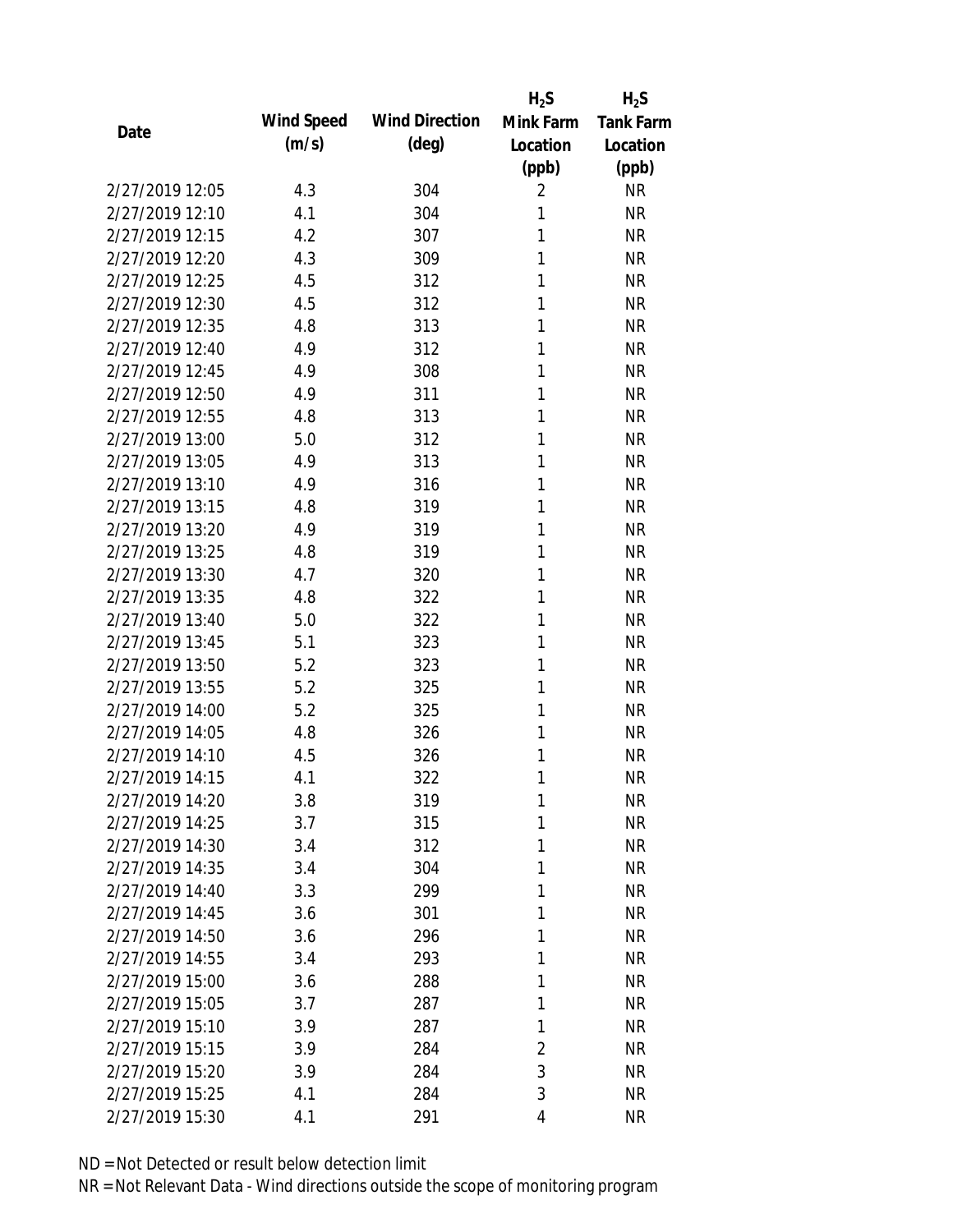| Date | Wind Speed (m/s) | Wind Direction (deg) | $H_2S$ Mink Farm Location (ppb) | $H_2S$ Tank Farm Location (ppb) |
|---|---|---|---|---|
| 2/27/2019 12:05 | 4.3 | 304 | 2 | NR |
| 2/27/2019 12:10 | 4.1 | 304 | 1 | NR |
| 2/27/2019 12:15 | 4.2 | 307 | 1 | NR |
| 2/27/2019 12:20 | 4.3 | 309 | 1 | NR |
| 2/27/2019 12:25 | 4.5 | 312 | 1 | NR |
| 2/27/2019 12:30 | 4.5 | 312 | 1 | NR |
| 2/27/2019 12:35 | 4.8 | 313 | 1 | NR |
| 2/27/2019 12:40 | 4.9 | 312 | 1 | NR |
| 2/27/2019 12:45 | 4.9 | 308 | 1 | NR |
| 2/27/2019 12:50 | 4.9 | 311 | 1 | NR |
| 2/27/2019 12:55 | 4.8 | 313 | 1 | NR |
| 2/27/2019 13:00 | 5.0 | 312 | 1 | NR |
| 2/27/2019 13:05 | 4.9 | 313 | 1 | NR |
| 2/27/2019 13:10 | 4.9 | 316 | 1 | NR |
| 2/27/2019 13:15 | 4.8 | 319 | 1 | NR |
| 2/27/2019 13:20 | 4.9 | 319 | 1 | NR |
| 2/27/2019 13:25 | 4.8 | 319 | 1 | NR |
| 2/27/2019 13:30 | 4.7 | 320 | 1 | NR |
| 2/27/2019 13:35 | 4.8 | 322 | 1 | NR |
| 2/27/2019 13:40 | 5.0 | 322 | 1 | NR |
| 2/27/2019 13:45 | 5.1 | 323 | 1 | NR |
| 2/27/2019 13:50 | 5.2 | 323 | 1 | NR |
| 2/27/2019 13:55 | 5.2 | 325 | 1 | NR |
| 2/27/2019 14:00 | 5.2 | 325 | 1 | NR |
| 2/27/2019 14:05 | 4.8 | 326 | 1 | NR |
| 2/27/2019 14:10 | 4.5 | 326 | 1 | NR |
| 2/27/2019 14:15 | 4.1 | 322 | 1 | NR |
| 2/27/2019 14:20 | 3.8 | 319 | 1 | NR |
| 2/27/2019 14:25 | 3.7 | 315 | 1 | NR |
| 2/27/2019 14:30 | 3.4 | 312 | 1 | NR |
| 2/27/2019 14:35 | 3.4 | 304 | 1 | NR |
| 2/27/2019 14:40 | 3.3 | 299 | 1 | NR |
| 2/27/2019 14:45 | 3.6 | 301 | 1 | NR |
| 2/27/2019 14:50 | 3.6 | 296 | 1 | NR |
| 2/27/2019 14:55 | 3.4 | 293 | 1 | NR |
| 2/27/2019 15:00 | 3.6 | 288 | 1 | NR |
| 2/27/2019 15:05 | 3.7 | 287 | 1 | NR |
| 2/27/2019 15:10 | 3.9 | 287 | 1 | NR |
| 2/27/2019 15:15 | 3.9 | 284 | 2 | NR |
| 2/27/2019 15:20 | 3.9 | 284 | 3 | NR |
| 2/27/2019 15:25 | 4.1 | 284 | 3 | NR |
| 2/27/2019 15:30 | 4.1 | 291 | 4 | NR |

ND = Not Detected or result below detection limit

NR = Not Relevant Data - Wind directions outside the scope of monitoring program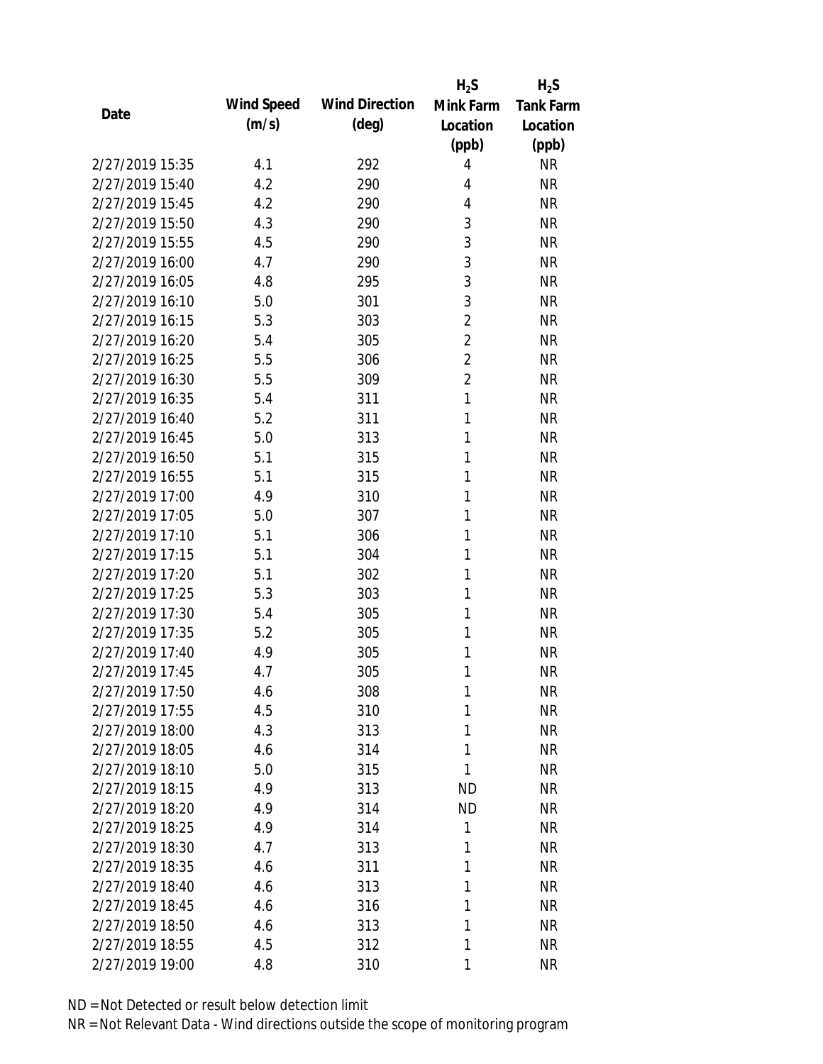| Date | Wind Speed (m/s) | Wind Direction (deg) | $H_2S$ Mink Farm Location (ppb) | $H_2S$ Tank Farm Location (ppb) |
|---|---|---|---|---|
| 2/27/2019 15:35 | 4.1 | 292 | 4 | NR |
| 2/27/2019 15:40 | 4.2 | 290 | 4 | NR |
| 2/27/2019 15:45 | 4.2 | 290 | 4 | NR |
| 2/27/2019 15:50 | 4.3 | 290 | 3 | NR |
| 2/27/2019 15:55 | 4.5 | 290 | 3 | NR |
| 2/27/2019 16:00 | 4.7 | 290 | 3 | NR |
| 2/27/2019 16:05 | 4.8 | 295 | 3 | NR |
| 2/27/2019 16:10 | 5.0 | 301 | 3 | NR |
| 2/27/2019 16:15 | 5.3 | 303 | 2 | NR |
| 2/27/2019 16:20 | 5.4 | 305 | 2 | NR |
| 2/27/2019 16:25 | 5.5 | 306 | 2 | NR |
| 2/27/2019 16:30 | 5.5 | 309 | 2 | NR |
| 2/27/2019 16:35 | 5.4 | 311 | 1 | NR |
| 2/27/2019 16:40 | 5.2 | 311 | 1 | NR |
| 2/27/2019 16:45 | 5.0 | 313 | 1 | NR |
| 2/27/2019 16:50 | 5.1 | 315 | 1 | NR |
| 2/27/2019 16:55 | 5.1 | 315 | 1 | NR |
| 2/27/2019 17:00 | 4.9 | 310 | 1 | NR |
| 2/27/2019 17:05 | 5.0 | 307 | 1 | NR |
| 2/27/2019 17:10 | 5.1 | 306 | 1 | NR |
| 2/27/2019 17:15 | 5.1 | 304 | 1 | NR |
| 2/27/2019 17:20 | 5.1 | 302 | 1 | NR |
| 2/27/2019 17:25 | 5.3 | 303 | 1 | NR |
| 2/27/2019 17:30 | 5.4 | 305 | 1 | NR |
| 2/27/2019 17:35 | 5.2 | 305 | 1 | NR |
| 2/27/2019 17:40 | 4.9 | 305 | 1 | NR |
| 2/27/2019 17:45 | 4.7 | 305 | 1 | NR |
| 2/27/2019 17:50 | 4.6 | 308 | 1 | NR |
| 2/27/2019 17:55 | 4.5 | 310 | 1 | NR |
| 2/27/2019 18:00 | 4.3 | 313 | 1 | NR |
| 2/27/2019 18:05 | 4.6 | 314 | 1 | NR |
| 2/27/2019 18:10 | 5.0 | 315 | 1 | NR |
| 2/27/2019 18:15 | 4.9 | 313 | ND | NR |
| 2/27/2019 18:20 | 4.9 | 314 | ND | NR |
| 2/27/2019 18:25 | 4.9 | 314 | 1 | NR |
| 2/27/2019 18:30 | 4.7 | 313 | 1 | NR |
| 2/27/2019 18:35 | 4.6 | 311 | 1 | NR |
| 2/27/2019 18:40 | 4.6 | 313 | 1 | NR |
| 2/27/2019 18:45 | 4.6 | 316 | 1 | NR |
| 2/27/2019 18:50 | 4.6 | 313 | 1 | NR |
| 2/27/2019 18:55 | 4.5 | 312 | 1 | NR |
| 2/27/2019 19:00 | 4.8 | 310 | 1 | NR |

ND = Not Detected or result below detection limit

NR = Not Relevant Data - Wind directions outside the scope of monitoring program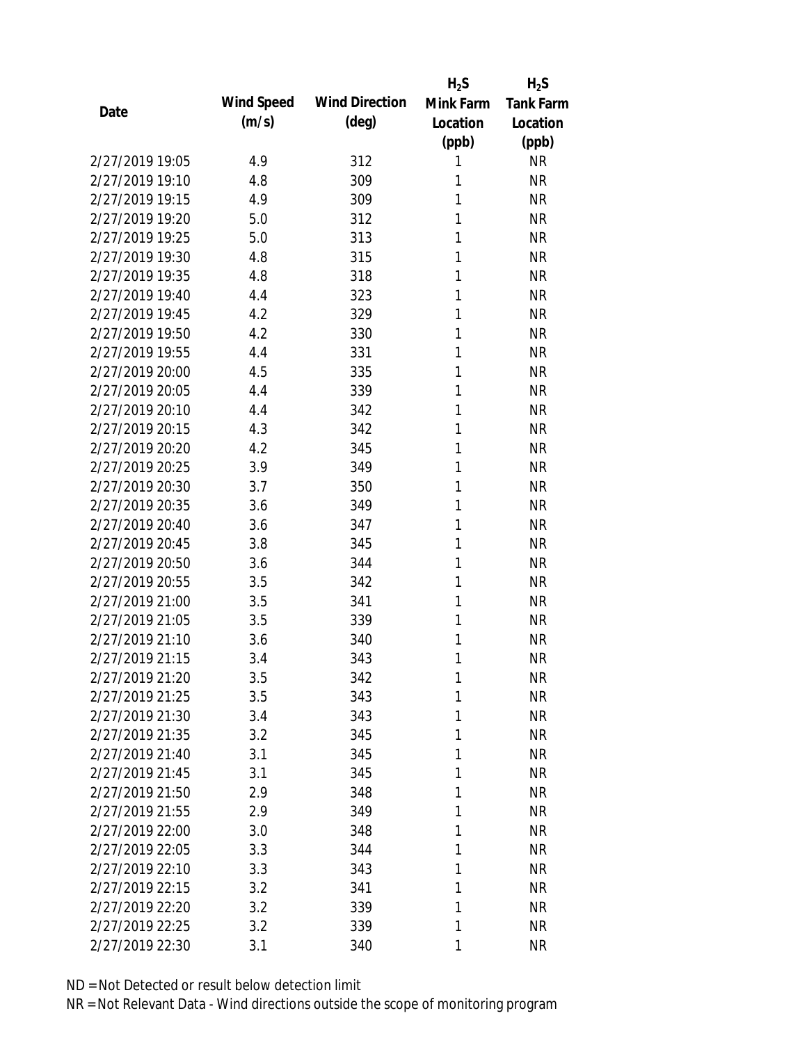| Date | Wind Speed (m/s) | Wind Direction (deg) | $H_2S$ Mink Farm Location (ppb) | $H_2S$ Tank Farm Location (ppb) |
| --- | --- | --- | --- | --- |
| 2/27/2019 19:05 | 4.9 | 312 | 1 | NR |
| 2/27/2019 19:10 | 4.8 | 309 | 1 | NR |
| 2/27/2019 19:15 | 4.9 | 309 | 1 | NR |
| 2/27/2019 19:20 | 5.0 | 312 | 1 | NR |
| 2/27/2019 19:25 | 5.0 | 313 | 1 | NR |
| 2/27/2019 19:30 | 4.8 | 315 | 1 | NR |
| 2/27/2019 19:35 | 4.8 | 318 | 1 | NR |
| 2/27/2019 19:40 | 4.4 | 323 | 1 | NR |
| 2/27/2019 19:45 | 4.2 | 329 | 1 | NR |
| 2/27/2019 19:50 | 4.2 | 330 | 1 | NR |
| 2/27/2019 19:55 | 4.4 | 331 | 1 | NR |
| 2/27/2019 20:00 | 4.5 | 335 | 1 | NR |
| 2/27/2019 20:05 | 4.4 | 339 | 1 | NR |
| 2/27/2019 20:10 | 4.4 | 342 | 1 | NR |
| 2/27/2019 20:15 | 4.3 | 342 | 1 | NR |
| 2/27/2019 20:20 | 4.2 | 345 | 1 | NR |
| 2/27/2019 20:25 | 3.9 | 349 | 1 | NR |
| 2/27/2019 20:30 | 3.7 | 350 | 1 | NR |
| 2/27/2019 20:35 | 3.6 | 349 | 1 | NR |
| 2/27/2019 20:40 | 3.6 | 347 | 1 | NR |
| 2/27/2019 20:45 | 3.8 | 345 | 1 | NR |
| 2/27/2019 20:50 | 3.6 | 344 | 1 | NR |
| 2/27/2019 20:55 | 3.5 | 342 | 1 | NR |
| 2/27/2019 21:00 | 3.5 | 341 | 1 | NR |
| 2/27/2019 21:05 | 3.5 | 339 | 1 | NR |
| 2/27/2019 21:10 | 3.6 | 340 | 1 | NR |
| 2/27/2019 21:15 | 3.4 | 343 | 1 | NR |
| 2/27/2019 21:20 | 3.5 | 342 | 1 | NR |
| 2/27/2019 21:25 | 3.5 | 343 | 1 | NR |
| 2/27/2019 21:30 | 3.4 | 343 | 1 | NR |
| 2/27/2019 21:35 | 3.2 | 345 | 1 | NR |
| 2/27/2019 21:40 | 3.1 | 345 | 1 | NR |
| 2/27/2019 21:45 | 3.1 | 345 | 1 | NR |
| 2/27/2019 21:50 | 2.9 | 348 | 1 | NR |
| 2/27/2019 21:55 | 2.9 | 349 | 1 | NR |
| 2/27/2019 22:00 | 3.0 | 348 | 1 | NR |
| 2/27/2019 22:05 | 3.3 | 344 | 1 | NR |
| 2/27/2019 22:10 | 3.3 | 343 | 1 | NR |
| 2/27/2019 22:15 | 3.2 | 341 | 1 | NR |
| 2/27/2019 22:20 | 3.2 | 339 | 1 | NR |
| 2/27/2019 22:25 | 3.2 | 339 | 1 | NR |
| 2/27/2019 22:30 | 3.1 | 340 | 1 | NR |

ND = Not Detected or result below detection limit

NR = Not Relevant Data - Wind directions outside the scope of monitoring program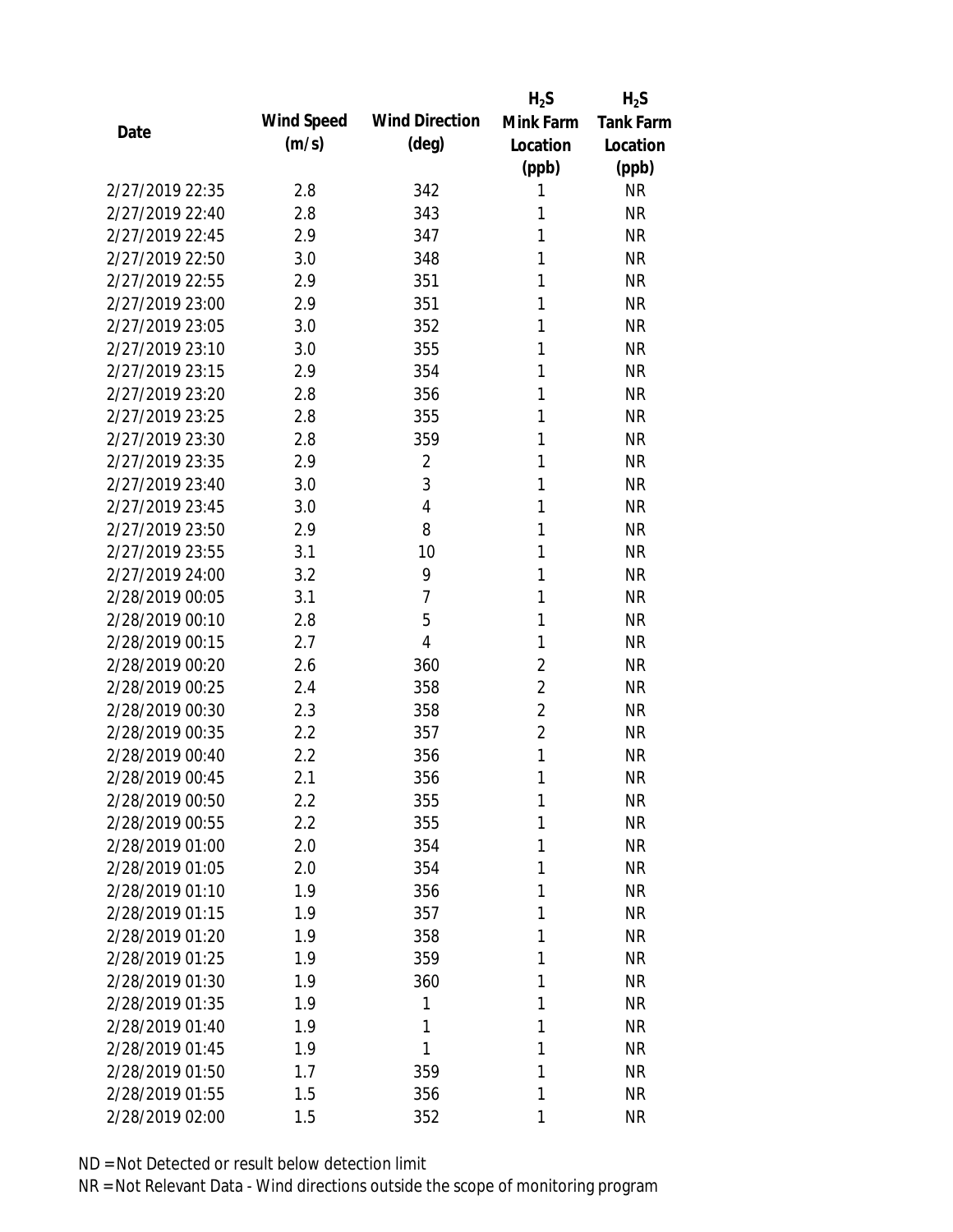| Date | Wind Speed (m/s) | Wind Direction (deg) | $H_2S$ Mink Farm Location (ppb) | $H_2S$ Tank Farm Location (ppb) |
|---|---|---|---|---|
| 2/27/2019 22:35 | 2.8 | 342 | 1 | NR |
| 2/27/2019 22:40 | 2.8 | 343 | 1 | NR |
| 2/27/2019 22:45 | 2.9 | 347 | 1 | NR |
| 2/27/2019 22:50 | 3.0 | 348 | 1 | NR |
| 2/27/2019 22:55 | 2.9 | 351 | 1 | NR |
| 2/27/2019 23:00 | 2.9 | 351 | 1 | NR |
| 2/27/2019 23:05 | 3.0 | 352 | 1 | NR |
| 2/27/2019 23:10 | 3.0 | 355 | 1 | NR |
| 2/27/2019 23:15 | 2.9 | 354 | 1 | NR |
| 2/27/2019 23:20 | 2.8 | 356 | 1 | NR |
| 2/27/2019 23:25 | 2.8 | 355 | 1 | NR |
| 2/27/2019 23:30 | 2.8 | 359 | 1 | NR |
| 2/27/2019 23:35 | 2.9 | 2 | 1 | NR |
| 2/27/2019 23:40 | 3.0 | 3 | 1 | NR |
| 2/27/2019 23:45 | 3.0 | 4 | 1 | NR |
| 2/27/2019 23:50 | 2.9 | 8 | 1 | NR |
| 2/27/2019 23:55 | 3.1 | 10 | 1 | NR |
| 2/27/2019 24:00 | 3.2 | 9 | 1 | NR |
| 2/28/2019 00:05 | 3.1 | 7 | 1 | NR |
| 2/28/2019 00:10 | 2.8 | 5 | 1 | NR |
| 2/28/2019 00:15 | 2.7 | 4 | 1 | NR |
| 2/28/2019 00:20 | 2.6 | 360 | 2 | NR |
| 2/28/2019 00:25 | 2.4 | 358 | 2 | NR |
| 2/28/2019 00:30 | 2.3 | 358 | 2 | NR |
| 2/28/2019 00:35 | 2.2 | 357 | 2 | NR |
| 2/28/2019 00:40 | 2.2 | 356 | 1 | NR |
| 2/28/2019 00:45 | 2.1 | 356 | 1 | NR |
| 2/28/2019 00:50 | 2.2 | 355 | 1 | NR |
| 2/28/2019 00:55 | 2.2 | 355 | 1 | NR |
| 2/28/2019 01:00 | 2.0 | 354 | 1 | NR |
| 2/28/2019 01:05 | 2.0 | 354 | 1 | NR |
| 2/28/2019 01:10 | 1.9 | 356 | 1 | NR |
| 2/28/2019 01:15 | 1.9 | 357 | 1 | NR |
| 2/28/2019 01:20 | 1.9 | 358 | 1 | NR |
| 2/28/2019 01:25 | 1.9 | 359 | 1 | NR |
| 2/28/2019 01:30 | 1.9 | 360 | 1 | NR |
| 2/28/2019 01:35 | 1.9 | 1 | 1 | NR |
| 2/28/2019 01:40 | 1.9 | 1 | 1 | NR |
| 2/28/2019 01:45 | 1.9 | 1 | 1 | NR |
| 2/28/2019 01:50 | 1.7 | 359 | 1 | NR |
| 2/28/2019 01:55 | 1.5 | 356 | 1 | NR |
| 2/28/2019 02:00 | 1.5 | 352 | 1 | NR |

ND = Not Detected or result below detection limit

NR = Not Relevant Data - Wind directions outside the scope of monitoring program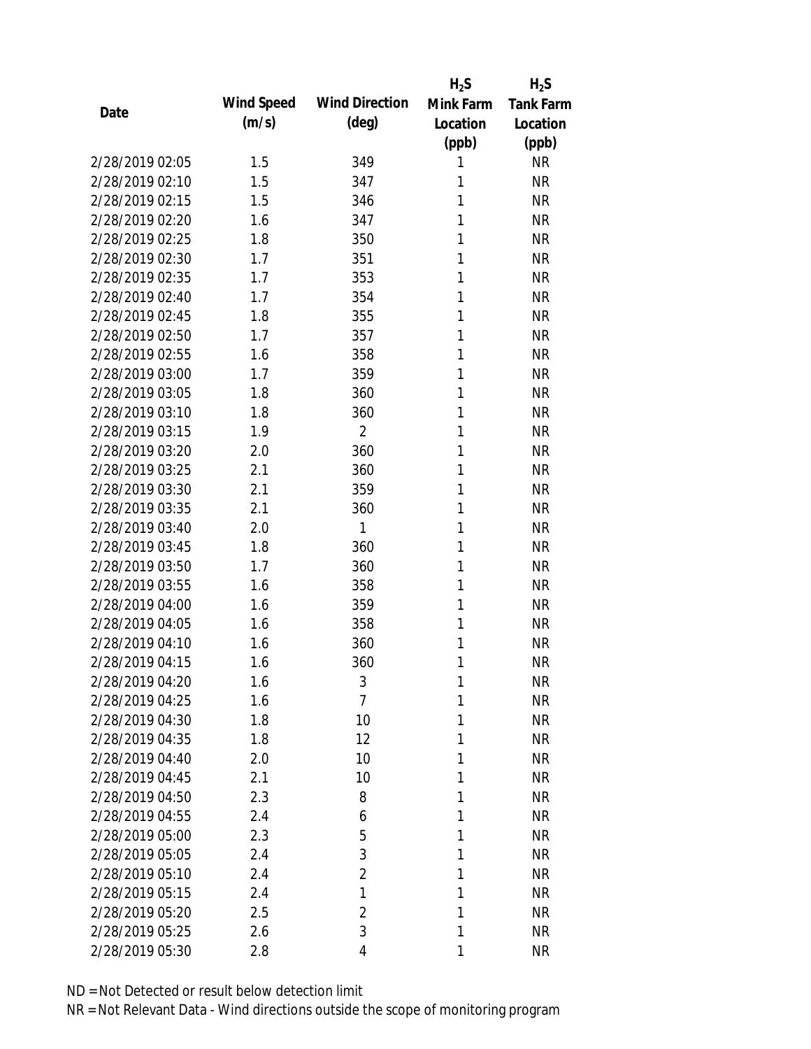| Date | Wind Speed (m/s) | Wind Direction (deg) | $H_2S$ Mink Farm Location (ppb) | $H_2S$ Tank Farm Location (ppb) |
|---|---|---|---|---|
| 2/28/2019 02:05 | 1.5 | 349 | 1 | NR |
| 2/28/2019 02:10 | 1.5 | 347 | 1 | NR |
| 2/28/2019 02:15 | 1.5 | 346 | 1 | NR |
| 2/28/2019 02:20 | 1.6 | 347 | 1 | NR |
| 2/28/2019 02:25 | 1.8 | 350 | 1 | NR |
| 2/28/2019 02:30 | 1.7 | 351 | 1 | NR |
| 2/28/2019 02:35 | 1.7 | 353 | 1 | NR |
| 2/28/2019 02:40 | 1.7 | 354 | 1 | NR |
| 2/28/2019 02:45 | 1.8 | 355 | 1 | NR |
| 2/28/2019 02:50 | 1.7 | 357 | 1 | NR |
| 2/28/2019 02:55 | 1.6 | 358 | 1 | NR |
| 2/28/2019 03:00 | 1.7 | 359 | 1 | NR |
| 2/28/2019 03:05 | 1.8 | 360 | 1 | NR |
| 2/28/2019 03:10 | 1.8 | 360 | 1 | NR |
| 2/28/2019 03:15 | 1.9 | 2 | 1 | NR |
| 2/28/2019 03:20 | 2.0 | 360 | 1 | NR |
| 2/28/2019 03:25 | 2.1 | 360 | 1 | NR |
| 2/28/2019 03:30 | 2.1 | 359 | 1 | NR |
| 2/28/2019 03:35 | 2.1 | 360 | 1 | NR |
| 2/28/2019 03:40 | 2.0 | 1 | 1 | NR |
| 2/28/2019 03:45 | 1.8 | 360 | 1 | NR |
| 2/28/2019 03:50 | 1.7 | 360 | 1 | NR |
| 2/28/2019 03:55 | 1.6 | 358 | 1 | NR |
| 2/28/2019 04:00 | 1.6 | 359 | 1 | NR |
| 2/28/2019 04:05 | 1.6 | 358 | 1 | NR |
| 2/28/2019 04:10 | 1.6 | 360 | 1 | NR |
| 2/28/2019 04:15 | 1.6 | 360 | 1 | NR |
| 2/28/2019 04:20 | 1.6 | 3 | 1 | NR |
| 2/28/2019 04:25 | 1.6 | 7 | 1 | NR |
| 2/28/2019 04:30 | 1.8 | 10 | 1 | NR |
| 2/28/2019 04:35 | 1.8 | 12 | 1 | NR |
| 2/28/2019 04:40 | 2.0 | 10 | 1 | NR |
| 2/28/2019 04:45 | 2.1 | 10 | 1 | NR |
| 2/28/2019 04:50 | 2.3 | 8 | 1 | NR |
| 2/28/2019 04:55 | 2.4 | 6 | 1 | NR |
| 2/28/2019 05:00 | 2.3 | 5 | 1 | NR |
| 2/28/2019 05:05 | 2.4 | 3 | 1 | NR |
| 2/28/2019 05:10 | 2.4 | 2 | 1 | NR |
| 2/28/2019 05:15 | 2.4 | 1 | 1 | NR |
| 2/28/2019 05:20 | 2.5 | 2 | 1 | NR |
| 2/28/2019 05:25 | 2.6 | 3 | 1 | NR |
| 2/28/2019 05:30 | 2.8 | 4 | 1 | NR |

ND = Not Detected or result below detection limit
NR = Not Relevant Data - Wind directions outside the scope of monitoring program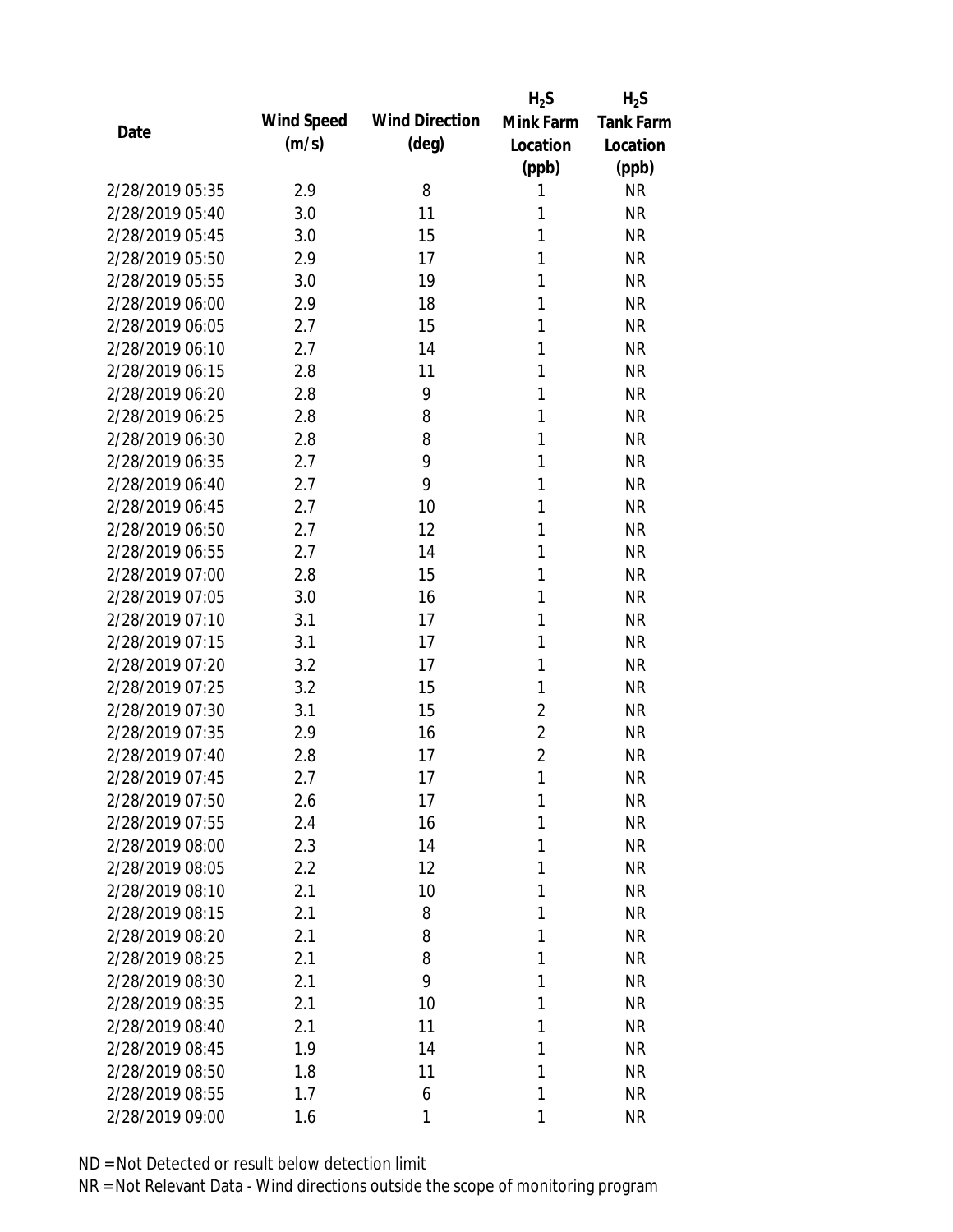| Date | Wind Speed (m/s) | Wind Direction (deg) | $H_2S$ Mink Farm Location (ppb) | $H_2S$ Tank Farm Location (ppb) |
|---|---|---|---|---|
| 2/28/2019 05:35 | 2.9 | 8 | 1 | NR |
| 2/28/2019 05:40 | 3.0 | 11 | 1 | NR |
| 2/28/2019 05:45 | 3.0 | 15 | 1 | NR |
| 2/28/2019 05:50 | 2.9 | 17 | 1 | NR |
| 2/28/2019 05:55 | 3.0 | 19 | 1 | NR |
| 2/28/2019 06:00 | 2.9 | 18 | 1 | NR |
| 2/28/2019 06:05 | 2.7 | 15 | 1 | NR |
| 2/28/2019 06:10 | 2.7 | 14 | 1 | NR |
| 2/28/2019 06:15 | 2.8 | 11 | 1 | NR |
| 2/28/2019 06:20 | 2.8 | 9 | 1 | NR |
| 2/28/2019 06:25 | 2.8 | 8 | 1 | NR |
| 2/28/2019 06:30 | 2.8 | 8 | 1 | NR |
| 2/28/2019 06:35 | 2.7 | 9 | 1 | NR |
| 2/28/2019 06:40 | 2.7 | 9 | 1 | NR |
| 2/28/2019 06:45 | 2.7 | 10 | 1 | NR |
| 2/28/2019 06:50 | 2.7 | 12 | 1 | NR |
| 2/28/2019 06:55 | 2.7 | 14 | 1 | NR |
| 2/28/2019 07:00 | 2.8 | 15 | 1 | NR |
| 2/28/2019 07:05 | 3.0 | 16 | 1 | NR |
| 2/28/2019 07:10 | 3.1 | 17 | 1 | NR |
| 2/28/2019 07:15 | 3.1 | 17 | 1 | NR |
| 2/28/2019 07:20 | 3.2 | 17 | 1 | NR |
| 2/28/2019 07:25 | 3.2 | 15 | 1 | NR |
| 2/28/2019 07:30 | 3.1 | 15 | 2 | NR |
| 2/28/2019 07:35 | 2.9 | 16 | 2 | NR |
| 2/28/2019 07:40 | 2.8 | 17 | 2 | NR |
| 2/28/2019 07:45 | 2.7 | 17 | 1 | NR |
| 2/28/2019 07:50 | 2.6 | 17 | 1 | NR |
| 2/28/2019 07:55 | 2.4 | 16 | 1 | NR |
| 2/28/2019 08:00 | 2.3 | 14 | 1 | NR |
| 2/28/2019 08:05 | 2.2 | 12 | 1 | NR |
| 2/28/2019 08:10 | 2.1 | 10 | 1 | NR |
| 2/28/2019 08:15 | 2.1 | 8 | 1 | NR |
| 2/28/2019 08:20 | 2.1 | 8 | 1 | NR |
| 2/28/2019 08:25 | 2.1 | 8 | 1 | NR |
| 2/28/2019 08:30 | 2.1 | 9 | 1 | NR |
| 2/28/2019 08:35 | 2.1 | 10 | 1 | NR |
| 2/28/2019 08:40 | 2.1 | 11 | 1 | NR |
| 2/28/2019 08:45 | 1.9 | 14 | 1 | NR |
| 2/28/2019 08:50 | 1.8 | 11 | 1 | NR |
| 2/28/2019 08:55 | 1.7 | 6 | 1 | NR |
| 2/28/2019 09:00 | 1.6 | 1 | 1 | NR |

ND = Not Detected or result below detection limit

NR = Not Relevant Data - Wind directions outside the scope of monitoring program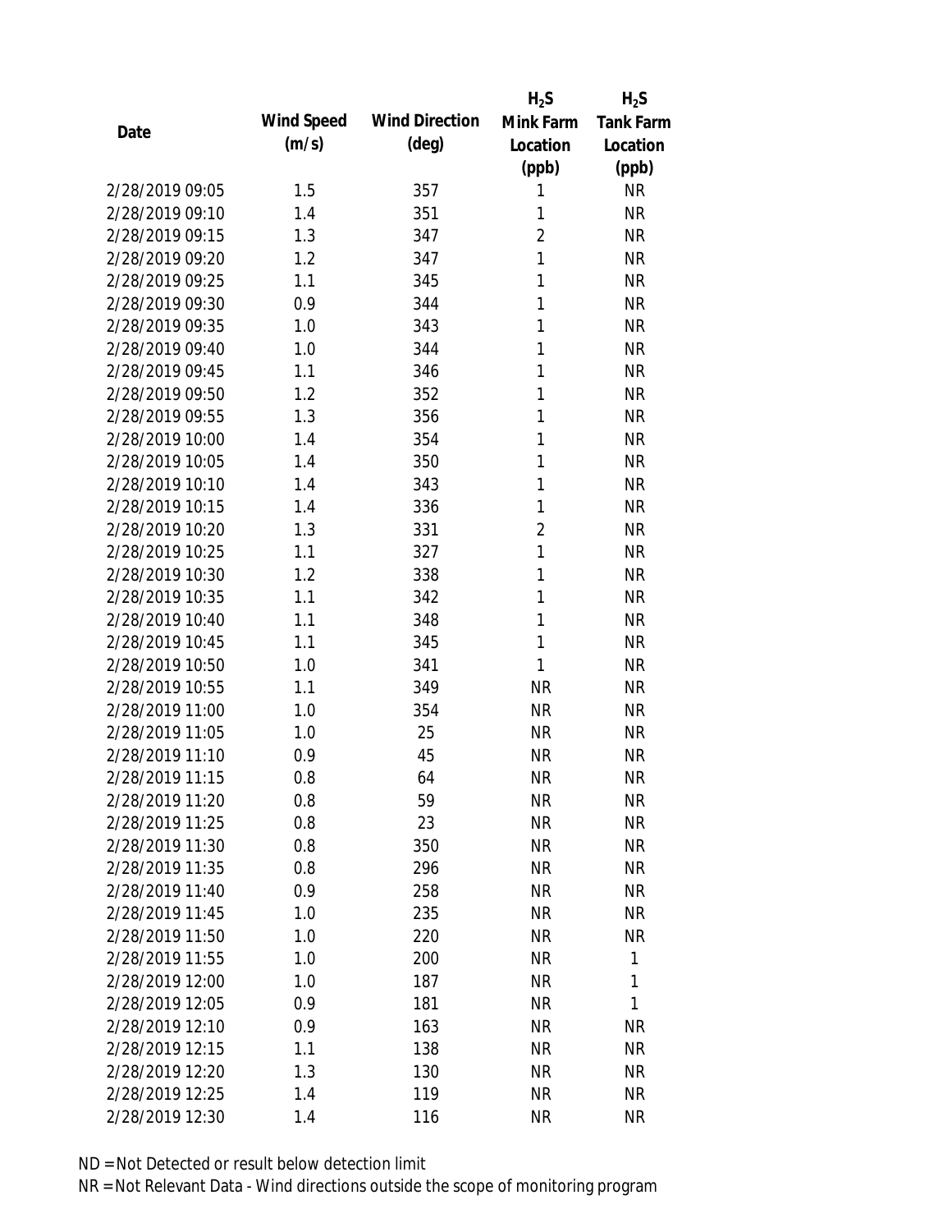| Date | Wind Speed (m/s) | Wind Direction (deg) | $H_2S$ Mink Farm Location (ppb) | $H_2S$ Tank Farm Location (ppb) |
|---|---|---|---|---|
| 2/28/2019 09:05 | 1.5 | 357 | 1 | NR |
| 2/28/2019 09:10 | 1.4 | 351 | 1 | NR |
| 2/28/2019 09:15 | 1.3 | 347 | 2 | NR |
| 2/28/2019 09:20 | 1.2 | 347 | 1 | NR |
| 2/28/2019 09:25 | 1.1 | 345 | 1 | NR |
| 2/28/2019 09:30 | 0.9 | 344 | 1 | NR |
| 2/28/2019 09:35 | 1.0 | 343 | 1 | NR |
| 2/28/2019 09:40 | 1.0 | 344 | 1 | NR |
| 2/28/2019 09:45 | 1.1 | 346 | 1 | NR |
| 2/28/2019 09:50 | 1.2 | 352 | 1 | NR |
| 2/28/2019 09:55 | 1.3 | 356 | 1 | NR |
| 2/28/2019 10:00 | 1.4 | 354 | 1 | NR |
| 2/28/2019 10:05 | 1.4 | 350 | 1 | NR |
| 2/28/2019 10:10 | 1.4 | 343 | 1 | NR |
| 2/28/2019 10:15 | 1.4 | 336 | 1 | NR |
| 2/28/2019 10:20 | 1.3 | 331 | 2 | NR |
| 2/28/2019 10:25 | 1.1 | 327 | 1 | NR |
| 2/28/2019 10:30 | 1.2 | 338 | 1 | NR |
| 2/28/2019 10:35 | 1.1 | 342 | 1 | NR |
| 2/28/2019 10:40 | 1.1 | 348 | 1 | NR |
| 2/28/2019 10:45 | 1.1 | 345 | 1 | NR |
| 2/28/2019 10:50 | 1.0 | 341 | 1 | NR |
| 2/28/2019 10:55 | 1.1 | 349 | NR | NR |
| 2/28/2019 11:00 | 1.0 | 354 | NR | NR |
| 2/28/2019 11:05 | 1.0 | 25 | NR | NR |
| 2/28/2019 11:10 | 0.9 | 45 | NR | NR |
| 2/28/2019 11:15 | 0.8 | 64 | NR | NR |
| 2/28/2019 11:20 | 0.8 | 59 | NR | NR |
| 2/28/2019 11:25 | 0.8 | 23 | NR | NR |
| 2/28/2019 11:30 | 0.8 | 350 | NR | NR |
| 2/28/2019 11:35 | 0.8 | 296 | NR | NR |
| 2/28/2019 11:40 | 0.9 | 258 | NR | NR |
| 2/28/2019 11:45 | 1.0 | 235 | NR | NR |
| 2/28/2019 11:50 | 1.0 | 220 | NR | NR |
| 2/28/2019 11:55 | 1.0 | 200 | NR | 1 |
| 2/28/2019 12:00 | 1.0 | 187 | NR | 1 |
| 2/28/2019 12:05 | 0.9 | 181 | NR | 1 |
| 2/28/2019 12:10 | 0.9 | 163 | NR | NR |
| 2/28/2019 12:15 | 1.1 | 138 | NR | NR |
| 2/28/2019 12:20 | 1.3 | 130 | NR | NR |
| 2/28/2019 12:25 | 1.4 | 119 | NR | NR |
| 2/28/2019 12:30 | 1.4 | 116 | NR | NR |

ND = Not Detected or result below detection limit

NR = Not Relevant Data - Wind directions outside the scope of monitoring program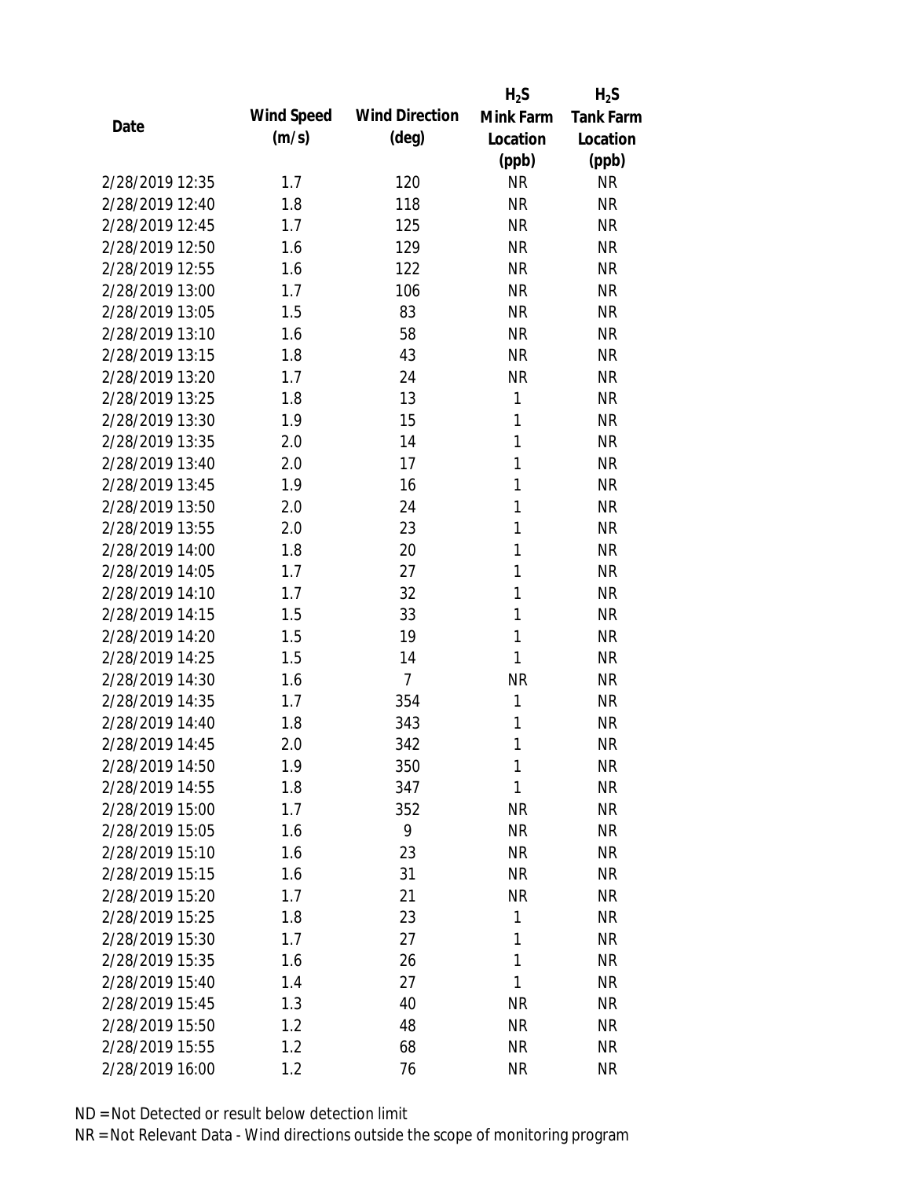| Date | Wind Speed (m/s) | Wind Direction (deg) | $H_2S$ Mink Farm Location (ppb) | $H_2S$ Tank Farm Location (ppb) |
|---|---|---|---|---|
| 2/28/2019 12:35 | 1.7 | 120 | NR | NR |
| 2/28/2019 12:40 | 1.8 | 118 | NR | NR |
| 2/28/2019 12:45 | 1.7 | 125 | NR | NR |
| 2/28/2019 12:50 | 1.6 | 129 | NR | NR |
| 2/28/2019 12:55 | 1.6 | 122 | NR | NR |
| 2/28/2019 13:00 | 1.7 | 106 | NR | NR |
| 2/28/2019 13:05 | 1.5 | 83 | NR | NR |
| 2/28/2019 13:10 | 1.6 | 58 | NR | NR |
| 2/28/2019 13:15 | 1.8 | 43 | NR | NR |
| 2/28/2019 13:20 | 1.7 | 24 | NR | NR |
| 2/28/2019 13:25 | 1.8 | 13 | 1 | NR |
| 2/28/2019 13:30 | 1.9 | 15 | 1 | NR |
| 2/28/2019 13:35 | 2.0 | 14 | 1 | NR |
| 2/28/2019 13:40 | 2.0 | 17 | 1 | NR |
| 2/28/2019 13:45 | 1.9 | 16 | 1 | NR |
| 2/28/2019 13:50 | 2.0 | 24 | 1 | NR |
| 2/28/2019 13:55 | 2.0 | 23 | 1 | NR |
| 2/28/2019 14:00 | 1.8 | 20 | 1 | NR |
| 2/28/2019 14:05 | 1.7 | 27 | 1 | NR |
| 2/28/2019 14:10 | 1.7 | 32 | 1 | NR |
| 2/28/2019 14:15 | 1.5 | 33 | 1 | NR |
| 2/28/2019 14:20 | 1.5 | 19 | 1 | NR |
| 2/28/2019 14:25 | 1.5 | 14 | 1 | NR |
| 2/28/2019 14:30 | 1.6 | 7 | NR | NR |
| 2/28/2019 14:35 | 1.7 | 354 | 1 | NR |
| 2/28/2019 14:40 | 1.8 | 343 | 1 | NR |
| 2/28/2019 14:45 | 2.0 | 342 | 1 | NR |
| 2/28/2019 14:50 | 1.9 | 350 | 1 | NR |
| 2/28/2019 14:55 | 1.8 | 347 | 1 | NR |
| 2/28/2019 15:00 | 1.7 | 352 | NR | NR |
| 2/28/2019 15:05 | 1.6 | 9 | NR | NR |
| 2/28/2019 15:10 | 1.6 | 23 | NR | NR |
| 2/28/2019 15:15 | 1.6 | 31 | NR | NR |
| 2/28/2019 15:20 | 1.7 | 21 | NR | NR |
| 2/28/2019 15:25 | 1.8 | 23 | 1 | NR |
| 2/28/2019 15:30 | 1.7 | 27 | 1 | NR |
| 2/28/2019 15:35 | 1.6 | 26 | 1 | NR |
| 2/28/2019 15:40 | 1.4 | 27 | 1 | NR |
| 2/28/2019 15:45 | 1.3 | 40 | NR | NR |
| 2/28/2019 15:50 | 1.2 | 48 | NR | NR |
| 2/28/2019 15:55 | 1.2 | 68 | NR | NR |
| 2/28/2019 16:00 | 1.2 | 76 | NR | NR |

ND = Not Detected or result below detection limit
NR = Not Relevant Data - Wind directions outside the scope of monitoring program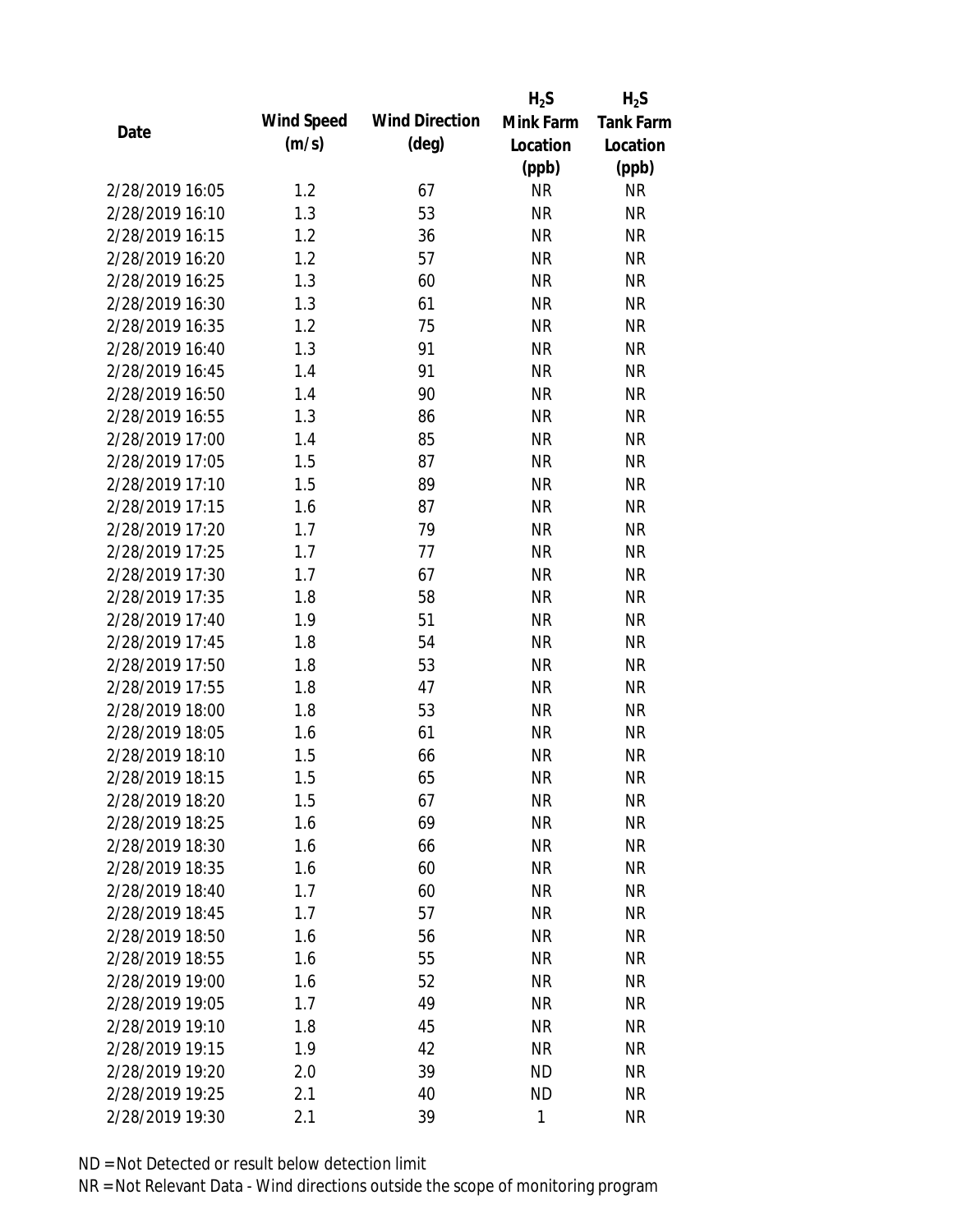| Date | Wind Speed (m/s) | Wind Direction (deg) | $H_2S$ Mink Farm Location (ppb) | $H_2S$ Tank Farm Location (ppb) |
|---|---|---|---|---|
| 2/28/2019 16:05 | 1.2 | 67 | NR | NR |
| 2/28/2019 16:10 | 1.3 | 53 | NR | NR |
| 2/28/2019 16:15 | 1.2 | 36 | NR | NR |
| 2/28/2019 16:20 | 1.2 | 57 | NR | NR |
| 2/28/2019 16:25 | 1.3 | 60 | NR | NR |
| 2/28/2019 16:30 | 1.3 | 61 | NR | NR |
| 2/28/2019 16:35 | 1.2 | 75 | NR | NR |
| 2/28/2019 16:40 | 1.3 | 91 | NR | NR |
| 2/28/2019 16:45 | 1.4 | 91 | NR | NR |
| 2/28/2019 16:50 | 1.4 | 90 | NR | NR |
| 2/28/2019 16:55 | 1.3 | 86 | NR | NR |
| 2/28/2019 17:00 | 1.4 | 85 | NR | NR |
| 2/28/2019 17:05 | 1.5 | 87 | NR | NR |
| 2/28/2019 17:10 | 1.5 | 89 | NR | NR |
| 2/28/2019 17:15 | 1.6 | 87 | NR | NR |
| 2/28/2019 17:20 | 1.7 | 79 | NR | NR |
| 2/28/2019 17:25 | 1.7 | 77 | NR | NR |
| 2/28/2019 17:30 | 1.7 | 67 | NR | NR |
| 2/28/2019 17:35 | 1.8 | 58 | NR | NR |
| 2/28/2019 17:40 | 1.9 | 51 | NR | NR |
| 2/28/2019 17:45 | 1.8 | 54 | NR | NR |
| 2/28/2019 17:50 | 1.8 | 53 | NR | NR |
| 2/28/2019 17:55 | 1.8 | 47 | NR | NR |
| 2/28/2019 18:00 | 1.8 | 53 | NR | NR |
| 2/28/2019 18:05 | 1.6 | 61 | NR | NR |
| 2/28/2019 18:10 | 1.5 | 66 | NR | NR |
| 2/28/2019 18:15 | 1.5 | 65 | NR | NR |
| 2/28/2019 18:20 | 1.5 | 67 | NR | NR |
| 2/28/2019 18:25 | 1.6 | 69 | NR | NR |
| 2/28/2019 18:30 | 1.6 | 66 | NR | NR |
| 2/28/2019 18:35 | 1.6 | 60 | NR | NR |
| 2/28/2019 18:40 | 1.7 | 60 | NR | NR |
| 2/28/2019 18:45 | 1.7 | 57 | NR | NR |
| 2/28/2019 18:50 | 1.6 | 56 | NR | NR |
| 2/28/2019 18:55 | 1.6 | 55 | NR | NR |
| 2/28/2019 19:00 | 1.6 | 52 | NR | NR |
| 2/28/2019 19:05 | 1.7 | 49 | NR | NR |
| 2/28/2019 19:10 | 1.8 | 45 | NR | NR |
| 2/28/2019 19:15 | 1.9 | 42 | NR | NR |
| 2/28/2019 19:20 | 2.0 | 39 | ND | NR |
| 2/28/2019 19:25 | 2.1 | 40 | ND | NR |
| 2/28/2019 19:30 | 2.1 | 39 | 1 | NR |

ND = Not Detected or result below detection limit

NR = Not Relevant Data - Wind directions outside the scope of monitoring program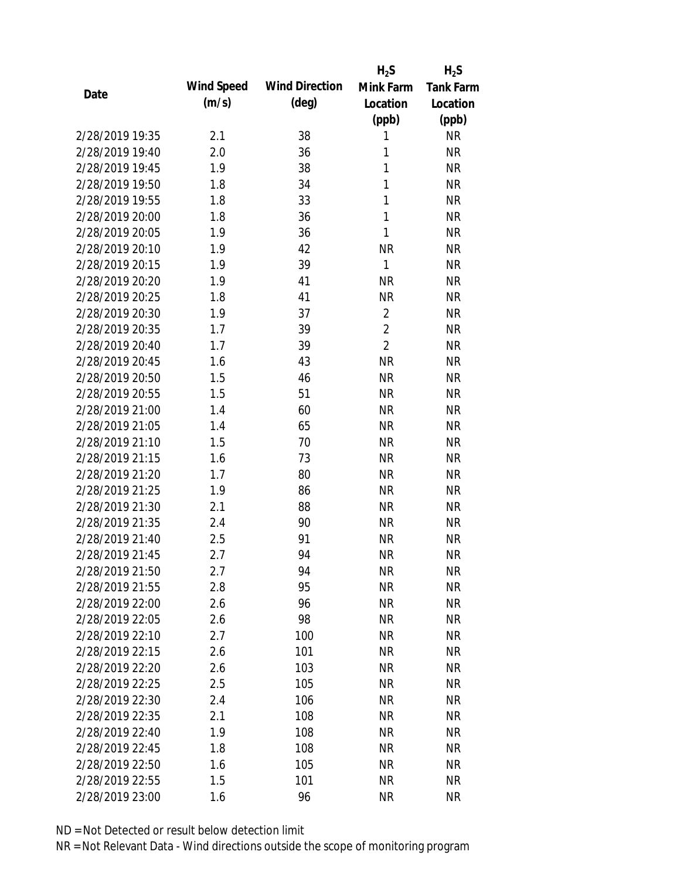| Date | Wind Speed (m/s) | Wind Direction (deg) | $H_2S$ Mink Farm Location (ppb) | $H_2S$ Tank Farm Location (ppb) |
|---|---|---|---|---|
| 2/28/2019 19:35 | 2.1 | 38 | 1 | NR |
| 2/28/2019 19:40 | 2.0 | 36 | 1 | NR |
| 2/28/2019 19:45 | 1.9 | 38 | 1 | NR |
| 2/28/2019 19:50 | 1.8 | 34 | 1 | NR |
| 2/28/2019 19:55 | 1.8 | 33 | 1 | NR |
| 2/28/2019 20:00 | 1.8 | 36 | 1 | NR |
| 2/28/2019 20:05 | 1.9 | 36 | 1 | NR |
| 2/28/2019 20:10 | 1.9 | 42 | NR | NR |
| 2/28/2019 20:15 | 1.9 | 39 | 1 | NR |
| 2/28/2019 20:20 | 1.9 | 41 | NR | NR |
| 2/28/2019 20:25 | 1.8 | 41 | NR | NR |
| 2/28/2019 20:30 | 1.9 | 37 | 2 | NR |
| 2/28/2019 20:35 | 1.7 | 39 | 2 | NR |
| 2/28/2019 20:40 | 1.7 | 39 | 2 | NR |
| 2/28/2019 20:45 | 1.6 | 43 | NR | NR |
| 2/28/2019 20:50 | 1.5 | 46 | NR | NR |
| 2/28/2019 20:55 | 1.5 | 51 | NR | NR |
| 2/28/2019 21:00 | 1.4 | 60 | NR | NR |
| 2/28/2019 21:05 | 1.4 | 65 | NR | NR |
| 2/28/2019 21:10 | 1.5 | 70 | NR | NR |
| 2/28/2019 21:15 | 1.6 | 73 | NR | NR |
| 2/28/2019 21:20 | 1.7 | 80 | NR | NR |
| 2/28/2019 21:25 | 1.9 | 86 | NR | NR |
| 2/28/2019 21:30 | 2.1 | 88 | NR | NR |
| 2/28/2019 21:35 | 2.4 | 90 | NR | NR |
| 2/28/2019 21:40 | 2.5 | 91 | NR | NR |
| 2/28/2019 21:45 | 2.7 | 94 | NR | NR |
| 2/28/2019 21:50 | 2.7 | 94 | NR | NR |
| 2/28/2019 21:55 | 2.8 | 95 | NR | NR |
| 2/28/2019 22:00 | 2.6 | 96 | NR | NR |
| 2/28/2019 22:05 | 2.6 | 98 | NR | NR |
| 2/28/2019 22:10 | 2.7 | 100 | NR | NR |
| 2/28/2019 22:15 | 2.6 | 101 | NR | NR |
| 2/28/2019 22:20 | 2.6 | 103 | NR | NR |
| 2/28/2019 22:25 | 2.5 | 105 | NR | NR |
| 2/28/2019 22:30 | 2.4 | 106 | NR | NR |
| 2/28/2019 22:35 | 2.1 | 108 | NR | NR |
| 2/28/2019 22:40 | 1.9 | 108 | NR | NR |
| 2/28/2019 22:45 | 1.8 | 108 | NR | NR |
| 2/28/2019 22:50 | 1.6 | 105 | NR | NR |
| 2/28/2019 22:55 | 1.5 | 101 | NR | NR |
| 2/28/2019 23:00 | 1.6 | 96 | NR | NR |

ND = Not Detected or result below detection limit
NR = Not Relevant Data - Wind directions outside the scope of monitoring program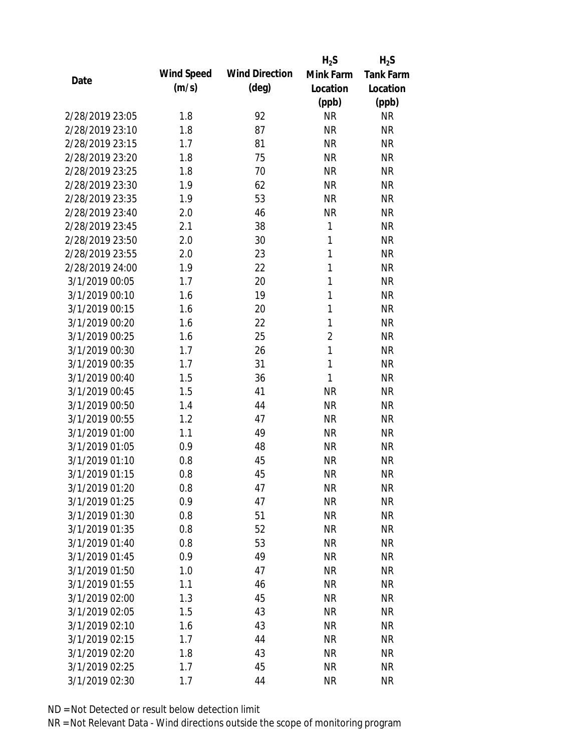| Date | Wind Speed (m/s) | Wind Direction (deg) | $H_2S$ Mink Farm Location (ppb) | $H_2S$ Tank Farm Location (ppb) |
|---|---|---|---|---|
| 2/28/2019 23:05 | 1.8 | 92 | NR | NR |
| 2/28/2019 23:10 | 1.8 | 87 | NR | NR |
| 2/28/2019 23:15 | 1.7 | 81 | NR | NR |
| 2/28/2019 23:20 | 1.8 | 75 | NR | NR |
| 2/28/2019 23:25 | 1.8 | 70 | NR | NR |
| 2/28/2019 23:30 | 1.9 | 62 | NR | NR |
| 2/28/2019 23:35 | 1.9 | 53 | NR | NR |
| 2/28/2019 23:40 | 2.0 | 46 | NR | NR |
| 2/28/2019 23:45 | 2.1 | 38 | 1 | NR |
| 2/28/2019 23:50 | 2.0 | 30 | 1 | NR |
| 2/28/2019 23:55 | 2.0 | 23 | 1 | NR |
| 2/28/2019 24:00 | 1.9 | 22 | 1 | NR |
| 3/1/2019 00:05 | 1.7 | 20 | 1 | NR |
| 3/1/2019 00:10 | 1.6 | 19 | 1 | NR |
| 3/1/2019 00:15 | 1.6 | 20 | 1 | NR |
| 3/1/2019 00:20 | 1.6 | 22 | 1 | NR |
| 3/1/2019 00:25 | 1.6 | 25 | 2 | NR |
| 3/1/2019 00:30 | 1.7 | 26 | 1 | NR |
| 3/1/2019 00:35 | 1.7 | 31 | 1 | NR |
| 3/1/2019 00:40 | 1.5 | 36 | 1 | NR |
| 3/1/2019 00:45 | 1.5 | 41 | NR | NR |
| 3/1/2019 00:50 | 1.4 | 44 | NR | NR |
| 3/1/2019 00:55 | 1.2 | 47 | NR | NR |
| 3/1/2019 01:00 | 1.1 | 49 | NR | NR |
| 3/1/2019 01:05 | 0.9 | 48 | NR | NR |
| 3/1/2019 01:10 | 0.8 | 45 | NR | NR |
| 3/1/2019 01:15 | 0.8 | 45 | NR | NR |
| 3/1/2019 01:20 | 0.8 | 47 | NR | NR |
| 3/1/2019 01:25 | 0.9 | 47 | NR | NR |
| 3/1/2019 01:30 | 0.8 | 51 | NR | NR |
| 3/1/2019 01:35 | 0.8 | 52 | NR | NR |
| 3/1/2019 01:40 | 0.8 | 53 | NR | NR |
| 3/1/2019 01:45 | 0.9 | 49 | NR | NR |
| 3/1/2019 01:50 | 1.0 | 47 | NR | NR |
| 3/1/2019 01:55 | 1.1 | 46 | NR | NR |
| 3/1/2019 02:00 | 1.3 | 45 | NR | NR |
| 3/1/2019 02:05 | 1.5 | 43 | NR | NR |
| 3/1/2019 02:10 | 1.6 | 43 | NR | NR |
| 3/1/2019 02:15 | 1.7 | 44 | NR | NR |
| 3/1/2019 02:20 | 1.8 | 43 | NR | NR |
| 3/1/2019 02:25 | 1.7 | 45 | NR | NR |
| 3/1/2019 02:30 | 1.7 | 44 | NR | NR |

ND = Not Detected or result below detection limit

NR = Not Relevant Data - Wind directions outside the scope of monitoring program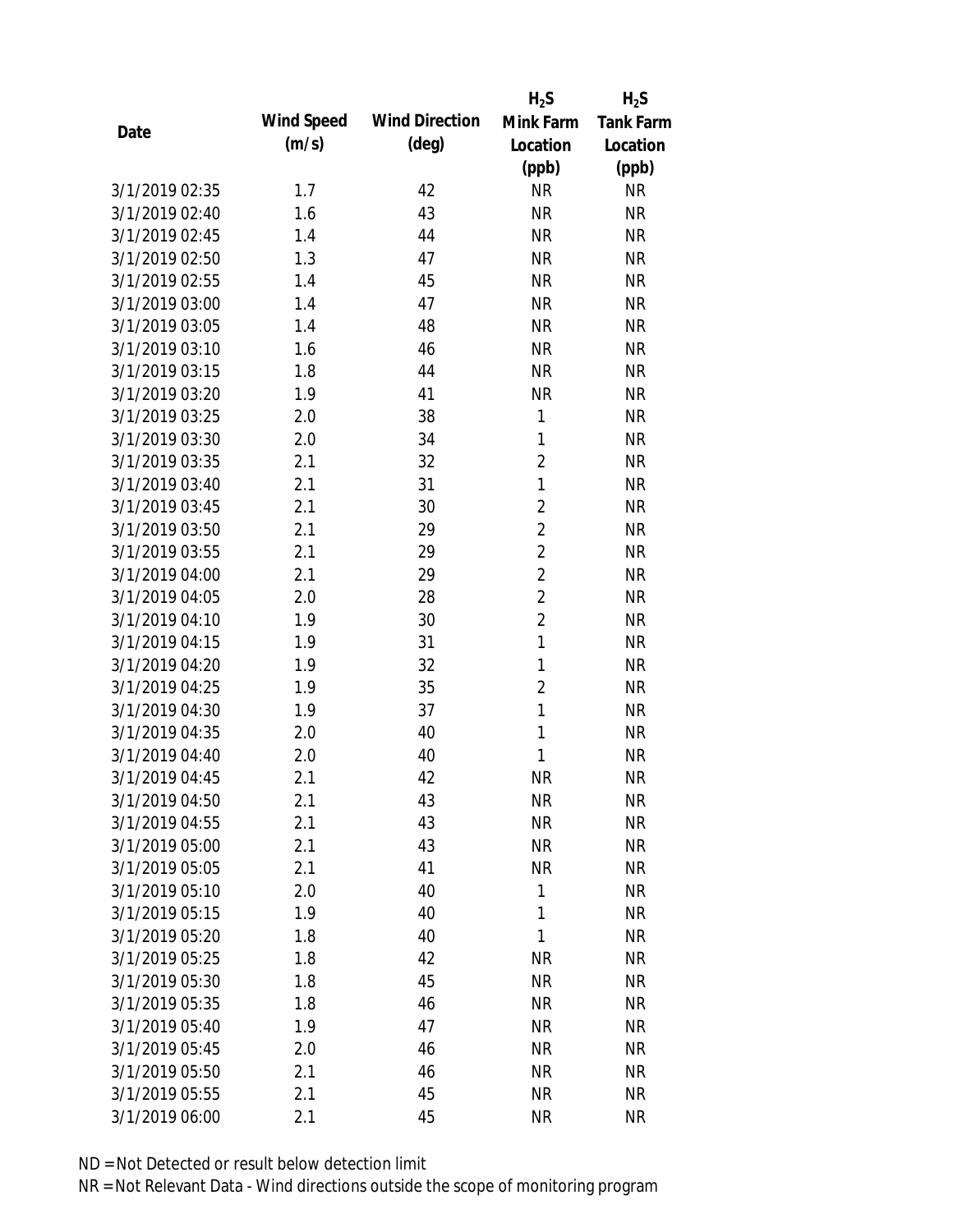| Date | Wind Speed (m/s) | Wind Direction (deg) | $H_2S$ Mink Farm Location (ppb) | $H_2S$ Tank Farm Location (ppb) |
|---|---|---|---|---|
| 3/1/2019 02:35 | 1.7 | 42 | NR | NR |
| 3/1/2019 02:40 | 1.6 | 43 | NR | NR |
| 3/1/2019 02:45 | 1.4 | 44 | NR | NR |
| 3/1/2019 02:50 | 1.3 | 47 | NR | NR |
| 3/1/2019 02:55 | 1.4 | 45 | NR | NR |
| 3/1/2019 03:00 | 1.4 | 47 | NR | NR |
| 3/1/2019 03:05 | 1.4 | 48 | NR | NR |
| 3/1/2019 03:10 | 1.6 | 46 | NR | NR |
| 3/1/2019 03:15 | 1.8 | 44 | NR | NR |
| 3/1/2019 03:20 | 1.9 | 41 | NR | NR |
| 3/1/2019 03:25 | 2.0 | 38 | 1 | NR |
| 3/1/2019 03:30 | 2.0 | 34 | 1 | NR |
| 3/1/2019 03:35 | 2.1 | 32 | 2 | NR |
| 3/1/2019 03:40 | 2.1 | 31 | 1 | NR |
| 3/1/2019 03:45 | 2.1 | 30 | 2 | NR |
| 3/1/2019 03:50 | 2.1 | 29 | 2 | NR |
| 3/1/2019 03:55 | 2.1 | 29 | 2 | NR |
| 3/1/2019 04:00 | 2.1 | 29 | 2 | NR |
| 3/1/2019 04:05 | 2.0 | 28 | 2 | NR |
| 3/1/2019 04:10 | 1.9 | 30 | 2 | NR |
| 3/1/2019 04:15 | 1.9 | 31 | 1 | NR |
| 3/1/2019 04:20 | 1.9 | 32 | 1 | NR |
| 3/1/2019 04:25 | 1.9 | 35 | 2 | NR |
| 3/1/2019 04:30 | 1.9 | 37 | 1 | NR |
| 3/1/2019 04:35 | 2.0 | 40 | 1 | NR |
| 3/1/2019 04:40 | 2.0 | 40 | 1 | NR |
| 3/1/2019 04:45 | 2.1 | 42 | NR | NR |
| 3/1/2019 04:50 | 2.1 | 43 | NR | NR |
| 3/1/2019 04:55 | 2.1 | 43 | NR | NR |
| 3/1/2019 05:00 | 2.1 | 43 | NR | NR |
| 3/1/2019 05:05 | 2.1 | 41 | NR | NR |
| 3/1/2019 05:10 | 2.0 | 40 | 1 | NR |
| 3/1/2019 05:15 | 1.9 | 40 | 1 | NR |
| 3/1/2019 05:20 | 1.8 | 40 | 1 | NR |
| 3/1/2019 05:25 | 1.8 | 42 | NR | NR |
| 3/1/2019 05:30 | 1.8 | 45 | NR | NR |
| 3/1/2019 05:35 | 1.8 | 46 | NR | NR |
| 3/1/2019 05:40 | 1.9 | 47 | NR | NR |
| 3/1/2019 05:45 | 2.0 | 46 | NR | NR |
| 3/1/2019 05:50 | 2.1 | 46 | NR | NR |
| 3/1/2019 05:55 | 2.1 | 45 | NR | NR |
| 3/1/2019 06:00 | 2.1 | 45 | NR | NR |

ND = Not Detected or result below detection limit
NR = Not Relevant Data - Wind directions outside the scope of monitoring program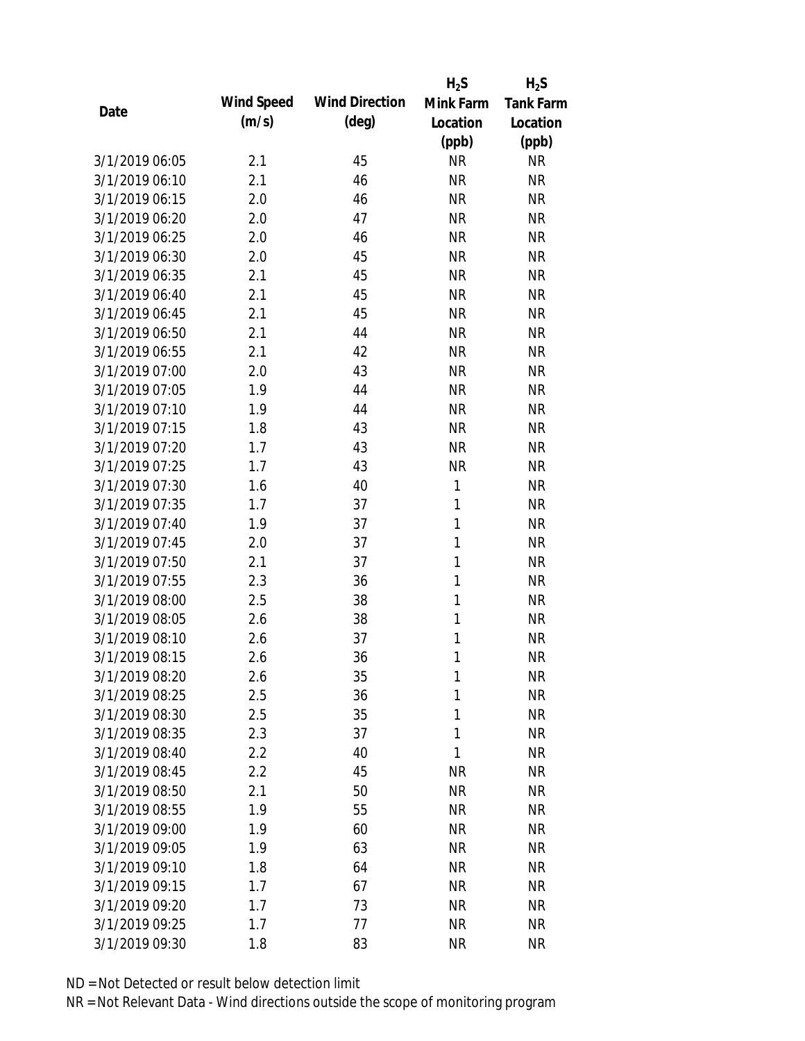| Date | Wind Speed (m/s) | Wind Direction (deg) | $H_2S$ Mink Farm Location (ppb) | $H_2S$ Tank Farm Location (ppb) |
|---|---|---|---|---|
| 3/1/2019 06:05 | 2.1 | 45 | NR | NR |
| 3/1/2019 06:10 | 2.1 | 46 | NR | NR |
| 3/1/2019 06:15 | 2.0 | 46 | NR | NR |
| 3/1/2019 06:20 | 2.0 | 47 | NR | NR |
| 3/1/2019 06:25 | 2.0 | 46 | NR | NR |
| 3/1/2019 06:30 | 2.0 | 45 | NR | NR |
| 3/1/2019 06:35 | 2.1 | 45 | NR | NR |
| 3/1/2019 06:40 | 2.1 | 45 | NR | NR |
| 3/1/2019 06:45 | 2.1 | 45 | NR | NR |
| 3/1/2019 06:50 | 2.1 | 44 | NR | NR |
| 3/1/2019 06:55 | 2.1 | 42 | NR | NR |
| 3/1/2019 07:00 | 2.0 | 43 | NR | NR |
| 3/1/2019 07:05 | 1.9 | 44 | NR | NR |
| 3/1/2019 07:10 | 1.9 | 44 | NR | NR |
| 3/1/2019 07:15 | 1.8 | 43 | NR | NR |
| 3/1/2019 07:20 | 1.7 | 43 | NR | NR |
| 3/1/2019 07:25 | 1.7 | 43 | NR | NR |
| 3/1/2019 07:30 | 1.6 | 40 | 1 | NR |
| 3/1/2019 07:35 | 1.7 | 37 | 1 | NR |
| 3/1/2019 07:40 | 1.9 | 37 | 1 | NR |
| 3/1/2019 07:45 | 2.0 | 37 | 1 | NR |
| 3/1/2019 07:50 | 2.1 | 37 | 1 | NR |
| 3/1/2019 07:55 | 2.3 | 36 | 1 | NR |
| 3/1/2019 08:00 | 2.5 | 38 | 1 | NR |
| 3/1/2019 08:05 | 2.6 | 38 | 1 | NR |
| 3/1/2019 08:10 | 2.6 | 37 | 1 | NR |
| 3/1/2019 08:15 | 2.6 | 36 | 1 | NR |
| 3/1/2019 08:20 | 2.6 | 35 | 1 | NR |
| 3/1/2019 08:25 | 2.5 | 36 | 1 | NR |
| 3/1/2019 08:30 | 2.5 | 35 | 1 | NR |
| 3/1/2019 08:35 | 2.3 | 37 | 1 | NR |
| 3/1/2019 08:40 | 2.2 | 40 | 1 | NR |
| 3/1/2019 08:45 | 2.2 | 45 | NR | NR |
| 3/1/2019 08:50 | 2.1 | 50 | NR | NR |
| 3/1/2019 08:55 | 1.9 | 55 | NR | NR |
| 3/1/2019 09:00 | 1.9 | 60 | NR | NR |
| 3/1/2019 09:05 | 1.9 | 63 | NR | NR |
| 3/1/2019 09:10 | 1.8 | 64 | NR | NR |
| 3/1/2019 09:15 | 1.7 | 67 | NR | NR |
| 3/1/2019 09:20 | 1.7 | 73 | NR | NR |
| 3/1/2019 09:25 | 1.7 | 77 | NR | NR |
| 3/1/2019 09:30 | 1.8 | 83 | NR | NR |

ND = Not Detected or result below detection limit

NR = Not Relevant Data - Wind directions outside the scope of monitoring program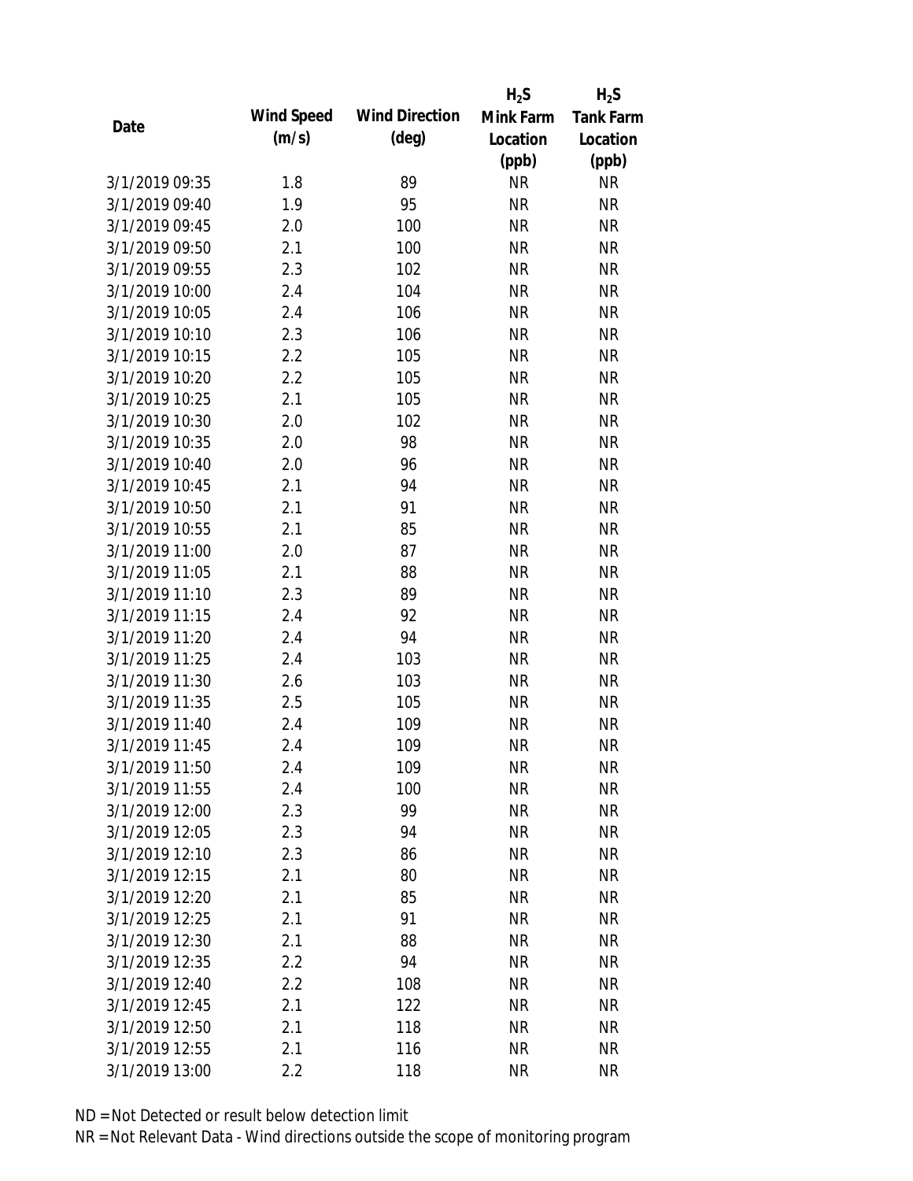| Date | Wind Speed (m/s) | Wind Direction (deg) | $H_2S$ Mink Farm Location (ppb) | $H_2S$ Tank Farm Location (ppb) |
|---|---|---|---|---|
| 3/1/2019 09:35 | 1.8 | 89 | NR | NR |
| 3/1/2019 09:40 | 1.9 | 95 | NR | NR |
| 3/1/2019 09:45 | 2.0 | 100 | NR | NR |
| 3/1/2019 09:50 | 2.1 | 100 | NR | NR |
| 3/1/2019 09:55 | 2.3 | 102 | NR | NR |
| 3/1/2019 10:00 | 2.4 | 104 | NR | NR |
| 3/1/2019 10:05 | 2.4 | 106 | NR | NR |
| 3/1/2019 10:10 | 2.3 | 106 | NR | NR |
| 3/1/2019 10:15 | 2.2 | 105 | NR | NR |
| 3/1/2019 10:20 | 2.2 | 105 | NR | NR |
| 3/1/2019 10:25 | 2.1 | 105 | NR | NR |
| 3/1/2019 10:30 | 2.0 | 102 | NR | NR |
| 3/1/2019 10:35 | 2.0 | 98 | NR | NR |
| 3/1/2019 10:40 | 2.0 | 96 | NR | NR |
| 3/1/2019 10:45 | 2.1 | 94 | NR | NR |
| 3/1/2019 10:50 | 2.1 | 91 | NR | NR |
| 3/1/2019 10:55 | 2.1 | 85 | NR | NR |
| 3/1/2019 11:00 | 2.0 | 87 | NR | NR |
| 3/1/2019 11:05 | 2.1 | 88 | NR | NR |
| 3/1/2019 11:10 | 2.3 | 89 | NR | NR |
| 3/1/2019 11:15 | 2.4 | 92 | NR | NR |
| 3/1/2019 11:20 | 2.4 | 94 | NR | NR |
| 3/1/2019 11:25 | 2.4 | 103 | NR | NR |
| 3/1/2019 11:30 | 2.6 | 103 | NR | NR |
| 3/1/2019 11:35 | 2.5 | 105 | NR | NR |
| 3/1/2019 11:40 | 2.4 | 109 | NR | NR |
| 3/1/2019 11:45 | 2.4 | 109 | NR | NR |
| 3/1/2019 11:50 | 2.4 | 109 | NR | NR |
| 3/1/2019 11:55 | 2.4 | 100 | NR | NR |
| 3/1/2019 12:00 | 2.3 | 99 | NR | NR |
| 3/1/2019 12:05 | 2.3 | 94 | NR | NR |
| 3/1/2019 12:10 | 2.3 | 86 | NR | NR |
| 3/1/2019 12:15 | 2.1 | 80 | NR | NR |
| 3/1/2019 12:20 | 2.1 | 85 | NR | NR |
| 3/1/2019 12:25 | 2.1 | 91 | NR | NR |
| 3/1/2019 12:30 | 2.1 | 88 | NR | NR |
| 3/1/2019 12:35 | 2.2 | 94 | NR | NR |
| 3/1/2019 12:40 | 2.2 | 108 | NR | NR |
| 3/1/2019 12:45 | 2.1 | 122 | NR | NR |
| 3/1/2019 12:50 | 2.1 | 118 | NR | NR |
| 3/1/2019 12:55 | 2.1 | 116 | NR | NR |
| 3/1/2019 13:00 | 2.2 | 118 | NR | NR |

ND = Not Detected or result below detection limit

NR = Not Relevant Data - Wind directions outside the scope of monitoring program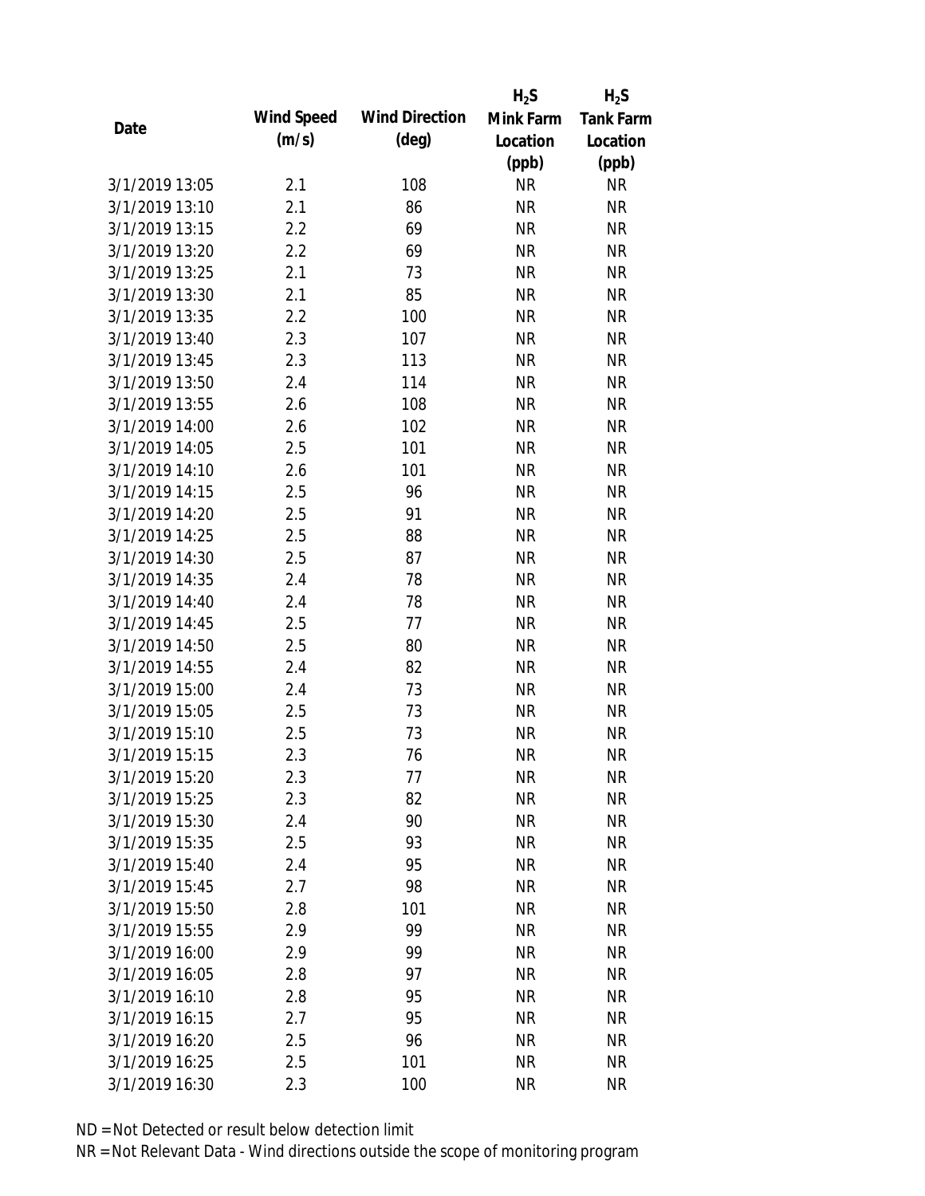| Date | Wind Speed (m/s) | Wind Direction (deg) | $H_2S$ Mink Farm Location (ppb) | $H_2S$ Tank Farm Location (ppb) |
|---|---|---|---|---|
| 3/1/2019 13:05 | 2.1 | 108 | NR | NR |
| 3/1/2019 13:10 | 2.1 | 86 | NR | NR |
| 3/1/2019 13:15 | 2.2 | 69 | NR | NR |
| 3/1/2019 13:20 | 2.2 | 69 | NR | NR |
| 3/1/2019 13:25 | 2.1 | 73 | NR | NR |
| 3/1/2019 13:30 | 2.1 | 85 | NR | NR |
| 3/1/2019 13:35 | 2.2 | 100 | NR | NR |
| 3/1/2019 13:40 | 2.3 | 107 | NR | NR |
| 3/1/2019 13:45 | 2.3 | 113 | NR | NR |
| 3/1/2019 13:50 | 2.4 | 114 | NR | NR |
| 3/1/2019 13:55 | 2.6 | 108 | NR | NR |
| 3/1/2019 14:00 | 2.6 | 102 | NR | NR |
| 3/1/2019 14:05 | 2.5 | 101 | NR | NR |
| 3/1/2019 14:10 | 2.6 | 101 | NR | NR |
| 3/1/2019 14:15 | 2.5 | 96 | NR | NR |
| 3/1/2019 14:20 | 2.5 | 91 | NR | NR |
| 3/1/2019 14:25 | 2.5 | 88 | NR | NR |
| 3/1/2019 14:30 | 2.5 | 87 | NR | NR |
| 3/1/2019 14:35 | 2.4 | 78 | NR | NR |
| 3/1/2019 14:40 | 2.4 | 78 | NR | NR |
| 3/1/2019 14:45 | 2.5 | 77 | NR | NR |
| 3/1/2019 14:50 | 2.5 | 80 | NR | NR |
| 3/1/2019 14:55 | 2.4 | 82 | NR | NR |
| 3/1/2019 15:00 | 2.4 | 73 | NR | NR |
| 3/1/2019 15:05 | 2.5 | 73 | NR | NR |
| 3/1/2019 15:10 | 2.5 | 73 | NR | NR |
| 3/1/2019 15:15 | 2.3 | 76 | NR | NR |
| 3/1/2019 15:20 | 2.3 | 77 | NR | NR |
| 3/1/2019 15:25 | 2.3 | 82 | NR | NR |
| 3/1/2019 15:30 | 2.4 | 90 | NR | NR |
| 3/1/2019 15:35 | 2.5 | 93 | NR | NR |
| 3/1/2019 15:40 | 2.4 | 95 | NR | NR |
| 3/1/2019 15:45 | 2.7 | 98 | NR | NR |
| 3/1/2019 15:50 | 2.8 | 101 | NR | NR |
| 3/1/2019 15:55 | 2.9 | 99 | NR | NR |
| 3/1/2019 16:00 | 2.9 | 99 | NR | NR |
| 3/1/2019 16:05 | 2.8 | 97 | NR | NR |
| 3/1/2019 16:10 | 2.8 | 95 | NR | NR |
| 3/1/2019 16:15 | 2.7 | 95 | NR | NR |
| 3/1/2019 16:20 | 2.5 | 96 | NR | NR |
| 3/1/2019 16:25 | 2.5 | 101 | NR | NR |
| 3/1/2019 16:30 | 2.3 | 100 | NR | NR |

ND = Not Detected or result below detection limit

NR = Not Relevant Data - Wind directions outside the scope of monitoring program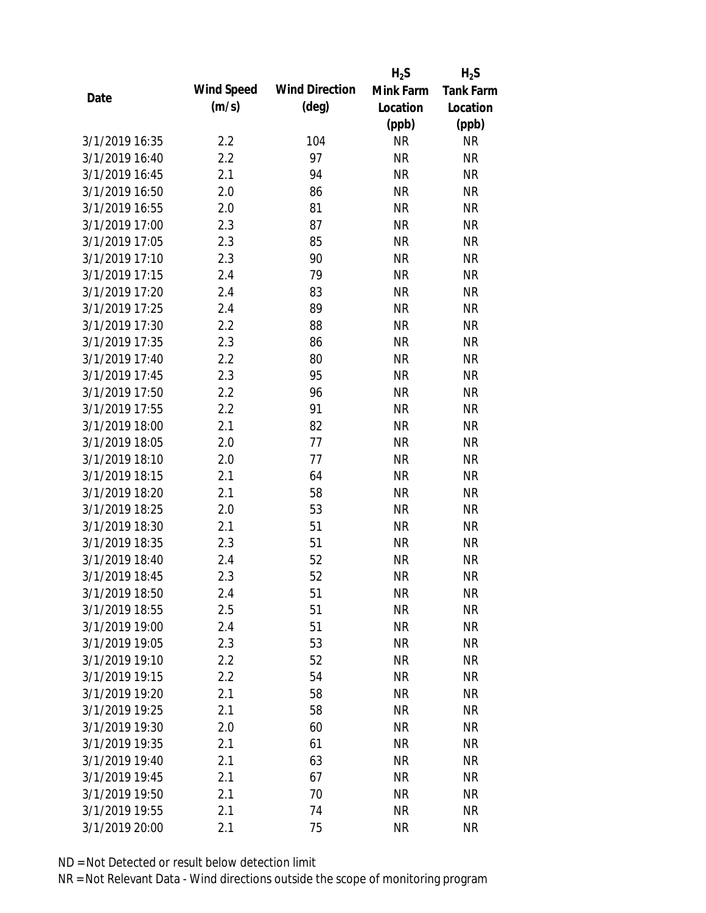| Date | Wind Speed (m/s) | Wind Direction (deg) | $H_2S$ Mink Farm Location (ppb) | $H_2S$ Tank Farm Location (ppb) |
|---|---|---|---|---|
| 3/1/2019 16:35 | 2.2 | 104 | NR | NR |
| 3/1/2019 16:40 | 2.2 | 97 | NR | NR |
| 3/1/2019 16:45 | 2.1 | 94 | NR | NR |
| 3/1/2019 16:50 | 2.0 | 86 | NR | NR |
| 3/1/2019 16:55 | 2.0 | 81 | NR | NR |
| 3/1/2019 17:00 | 2.3 | 87 | NR | NR |
| 3/1/2019 17:05 | 2.3 | 85 | NR | NR |
| 3/1/2019 17:10 | 2.3 | 90 | NR | NR |
| 3/1/2019 17:15 | 2.4 | 79 | NR | NR |
| 3/1/2019 17:20 | 2.4 | 83 | NR | NR |
| 3/1/2019 17:25 | 2.4 | 89 | NR | NR |
| 3/1/2019 17:30 | 2.2 | 88 | NR | NR |
| 3/1/2019 17:35 | 2.3 | 86 | NR | NR |
| 3/1/2019 17:40 | 2.2 | 80 | NR | NR |
| 3/1/2019 17:45 | 2.3 | 95 | NR | NR |
| 3/1/2019 17:50 | 2.2 | 96 | NR | NR |
| 3/1/2019 17:55 | 2.2 | 91 | NR | NR |
| 3/1/2019 18:00 | 2.1 | 82 | NR | NR |
| 3/1/2019 18:05 | 2.0 | 77 | NR | NR |
| 3/1/2019 18:10 | 2.0 | 77 | NR | NR |
| 3/1/2019 18:15 | 2.1 | 64 | NR | NR |
| 3/1/2019 18:20 | 2.1 | 58 | NR | NR |
| 3/1/2019 18:25 | 2.0 | 53 | NR | NR |
| 3/1/2019 18:30 | 2.1 | 51 | NR | NR |
| 3/1/2019 18:35 | 2.3 | 51 | NR | NR |
| 3/1/2019 18:40 | 2.4 | 52 | NR | NR |
| 3/1/2019 18:45 | 2.3 | 52 | NR | NR |
| 3/1/2019 18:50 | 2.4 | 51 | NR | NR |
| 3/1/2019 18:55 | 2.5 | 51 | NR | NR |
| 3/1/2019 19:00 | 2.4 | 51 | NR | NR |
| 3/1/2019 19:05 | 2.3 | 53 | NR | NR |
| 3/1/2019 19:10 | 2.2 | 52 | NR | NR |
| 3/1/2019 19:15 | 2.2 | 54 | NR | NR |
| 3/1/2019 19:20 | 2.1 | 58 | NR | NR |
| 3/1/2019 19:25 | 2.1 | 58 | NR | NR |
| 3/1/2019 19:30 | 2.0 | 60 | NR | NR |
| 3/1/2019 19:35 | 2.1 | 61 | NR | NR |
| 3/1/2019 19:40 | 2.1 | 63 | NR | NR |
| 3/1/2019 19:45 | 2.1 | 67 | NR | NR |
| 3/1/2019 19:50 | 2.1 | 70 | NR | NR |
| 3/1/2019 19:55 | 2.1 | 74 | NR | NR |
| 3/1/2019 20:00 | 2.1 | 75 | NR | NR |

ND = Not Detected or result below detection limit
NR = Not Relevant Data - Wind directions outside the scope of monitoring program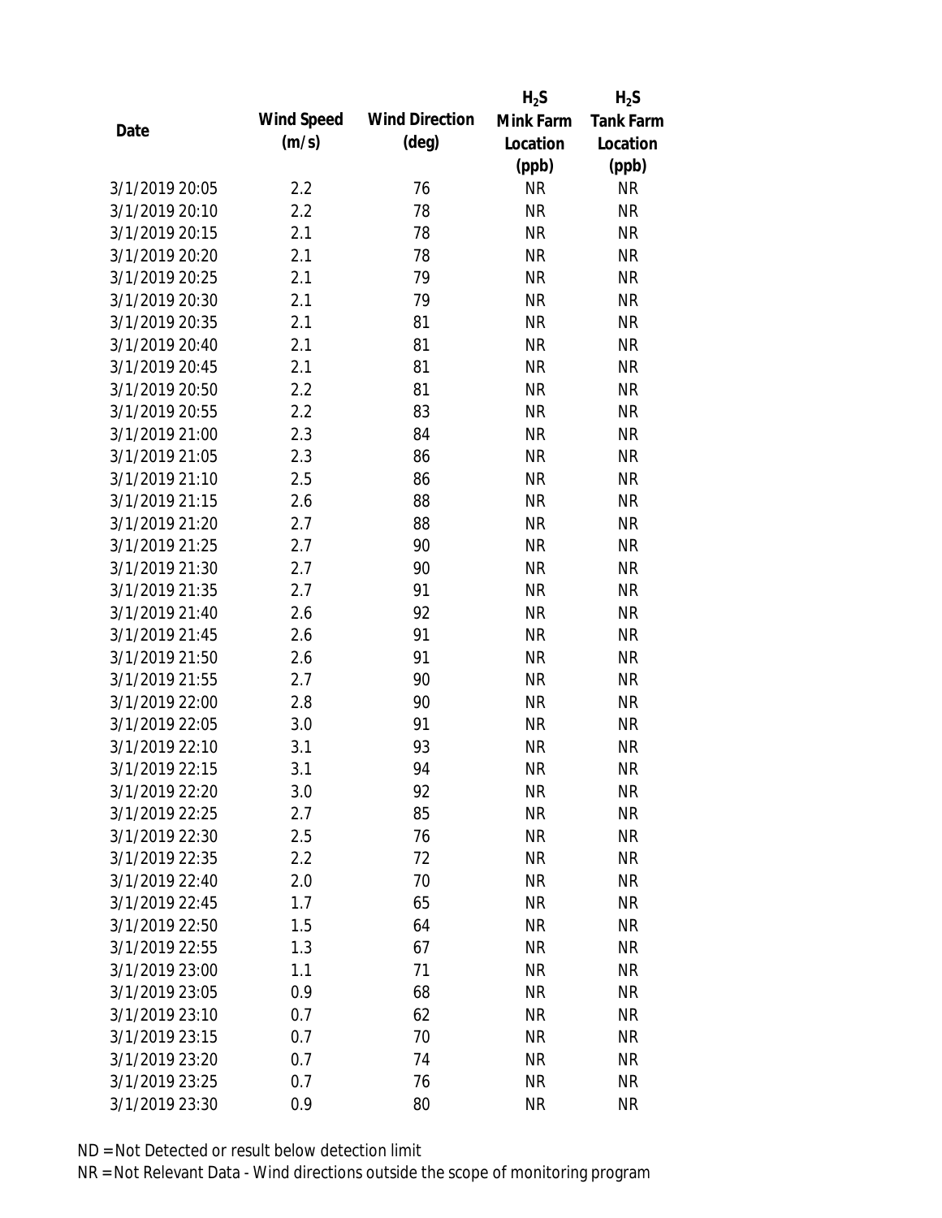| Date | Wind Speed (m/s) | Wind Direction (deg) | $H_2S$ Mink Farm Location (ppb) | $H_2S$ Tank Farm Location (ppb) |
|---|---|---|---|---|
| 3/1/2019 20:05 | 2.2 | 76 | NR | NR |
| 3/1/2019 20:10 | 2.2 | 78 | NR | NR |
| 3/1/2019 20:15 | 2.1 | 78 | NR | NR |
| 3/1/2019 20:20 | 2.1 | 78 | NR | NR |
| 3/1/2019 20:25 | 2.1 | 79 | NR | NR |
| 3/1/2019 20:30 | 2.1 | 79 | NR | NR |
| 3/1/2019 20:35 | 2.1 | 81 | NR | NR |
| 3/1/2019 20:40 | 2.1 | 81 | NR | NR |
| 3/1/2019 20:45 | 2.1 | 81 | NR | NR |
| 3/1/2019 20:50 | 2.2 | 81 | NR | NR |
| 3/1/2019 20:55 | 2.2 | 83 | NR | NR |
| 3/1/2019 21:00 | 2.3 | 84 | NR | NR |
| 3/1/2019 21:05 | 2.3 | 86 | NR | NR |
| 3/1/2019 21:10 | 2.5 | 86 | NR | NR |
| 3/1/2019 21:15 | 2.6 | 88 | NR | NR |
| 3/1/2019 21:20 | 2.7 | 88 | NR | NR |
| 3/1/2019 21:25 | 2.7 | 90 | NR | NR |
| 3/1/2019 21:30 | 2.7 | 90 | NR | NR |
| 3/1/2019 21:35 | 2.7 | 91 | NR | NR |
| 3/1/2019 21:40 | 2.6 | 92 | NR | NR |
| 3/1/2019 21:45 | 2.6 | 91 | NR | NR |
| 3/1/2019 21:50 | 2.6 | 91 | NR | NR |
| 3/1/2019 21:55 | 2.7 | 90 | NR | NR |
| 3/1/2019 22:00 | 2.8 | 90 | NR | NR |
| 3/1/2019 22:05 | 3.0 | 91 | NR | NR |
| 3/1/2019 22:10 | 3.1 | 93 | NR | NR |
| 3/1/2019 22:15 | 3.1 | 94 | NR | NR |
| 3/1/2019 22:20 | 3.0 | 92 | NR | NR |
| 3/1/2019 22:25 | 2.7 | 85 | NR | NR |
| 3/1/2019 22:30 | 2.5 | 76 | NR | NR |
| 3/1/2019 22:35 | 2.2 | 72 | NR | NR |
| 3/1/2019 22:40 | 2.0 | 70 | NR | NR |
| 3/1/2019 22:45 | 1.7 | 65 | NR | NR |
| 3/1/2019 22:50 | 1.5 | 64 | NR | NR |
| 3/1/2019 22:55 | 1.3 | 67 | NR | NR |
| 3/1/2019 23:00 | 1.1 | 71 | NR | NR |
| 3/1/2019 23:05 | 0.9 | 68 | NR | NR |
| 3/1/2019 23:10 | 0.7 | 62 | NR | NR |
| 3/1/2019 23:15 | 0.7 | 70 | NR | NR |
| 3/1/2019 23:20 | 0.7 | 74 | NR | NR |
| 3/1/2019 23:25 | 0.7 | 76 | NR | NR |
| 3/1/2019 23:30 | 0.9 | 80 | NR | NR |

ND = Not Detected or result below detection limit

NR = Not Relevant Data - Wind directions outside the scope of monitoring program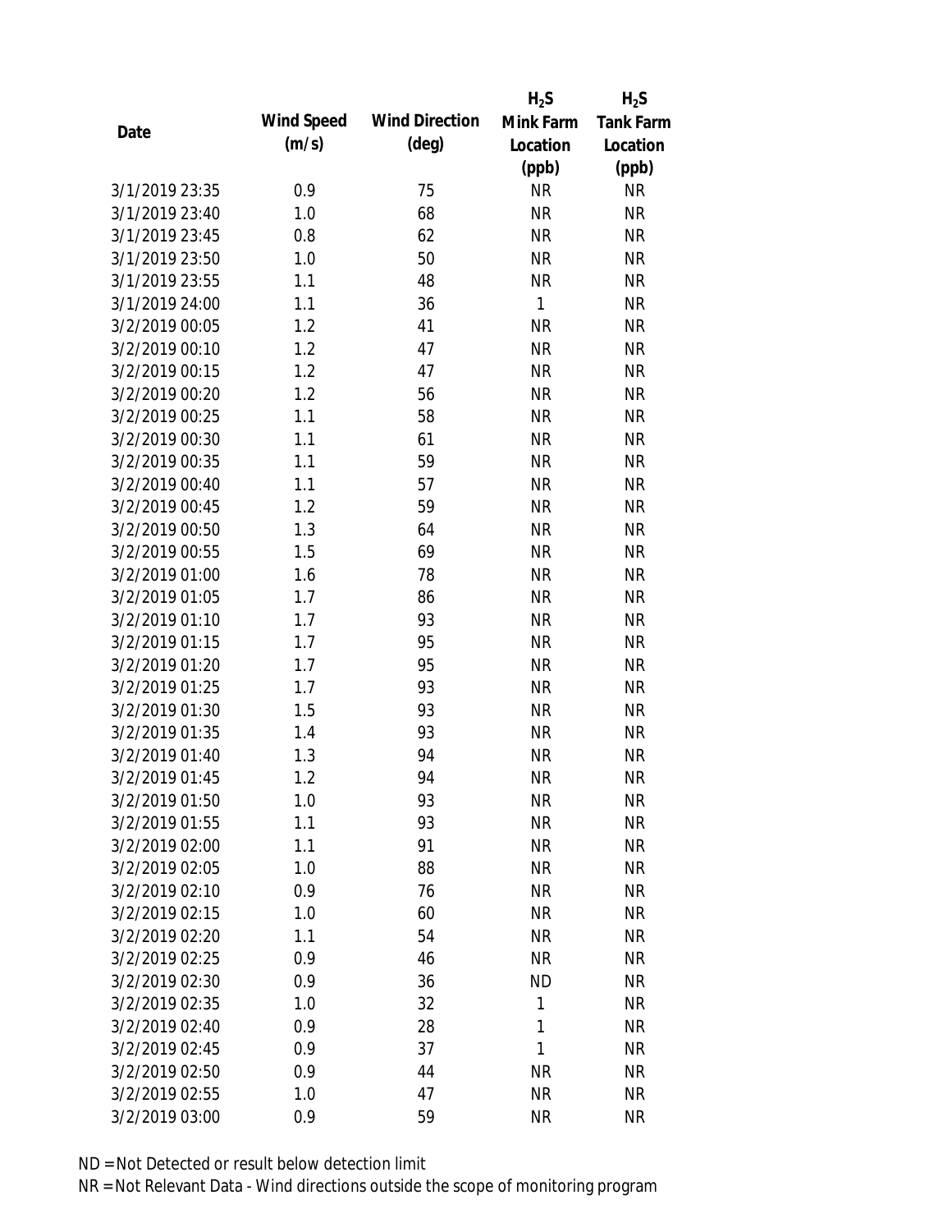| Date | Wind Speed (m/s) | Wind Direction (deg) | $H_2S$ Mink Farm Location (ppb) | $H_2S$ Tank Farm Location (ppb) |
|---|---|---|---|---|
| 3/1/2019 23:35 | 0.9 | 75 | NR | NR |
| 3/1/2019 23:40 | 1.0 | 68 | NR | NR |
| 3/1/2019 23:45 | 0.8 | 62 | NR | NR |
| 3/1/2019 23:50 | 1.0 | 50 | NR | NR |
| 3/1/2019 23:55 | 1.1 | 48 | NR | NR |
| 3/1/2019 24:00 | 1.1 | 36 | 1 | NR |
| 3/2/2019 00:05 | 1.2 | 41 | NR | NR |
| 3/2/2019 00:10 | 1.2 | 47 | NR | NR |
| 3/2/2019 00:15 | 1.2 | 47 | NR | NR |
| 3/2/2019 00:20 | 1.2 | 56 | NR | NR |
| 3/2/2019 00:25 | 1.1 | 58 | NR | NR |
| 3/2/2019 00:30 | 1.1 | 61 | NR | NR |
| 3/2/2019 00:35 | 1.1 | 59 | NR | NR |
| 3/2/2019 00:40 | 1.1 | 57 | NR | NR |
| 3/2/2019 00:45 | 1.2 | 59 | NR | NR |
| 3/2/2019 00:50 | 1.3 | 64 | NR | NR |
| 3/2/2019 00:55 | 1.5 | 69 | NR | NR |
| 3/2/2019 01:00 | 1.6 | 78 | NR | NR |
| 3/2/2019 01:05 | 1.7 | 86 | NR | NR |
| 3/2/2019 01:10 | 1.7 | 93 | NR | NR |
| 3/2/2019 01:15 | 1.7 | 95 | NR | NR |
| 3/2/2019 01:20 | 1.7 | 95 | NR | NR |
| 3/2/2019 01:25 | 1.7 | 93 | NR | NR |
| 3/2/2019 01:30 | 1.5 | 93 | NR | NR |
| 3/2/2019 01:35 | 1.4 | 93 | NR | NR |
| 3/2/2019 01:40 | 1.3 | 94 | NR | NR |
| 3/2/2019 01:45 | 1.2 | 94 | NR | NR |
| 3/2/2019 01:50 | 1.0 | 93 | NR | NR |
| 3/2/2019 01:55 | 1.1 | 93 | NR | NR |
| 3/2/2019 02:00 | 1.1 | 91 | NR | NR |
| 3/2/2019 02:05 | 1.0 | 88 | NR | NR |
| 3/2/2019 02:10 | 0.9 | 76 | NR | NR |
| 3/2/2019 02:15 | 1.0 | 60 | NR | NR |
| 3/2/2019 02:20 | 1.1 | 54 | NR | NR |
| 3/2/2019 02:25 | 0.9 | 46 | NR | NR |
| 3/2/2019 02:30 | 0.9 | 36 | ND | NR |
| 3/2/2019 02:35 | 1.0 | 32 | 1 | NR |
| 3/2/2019 02:40 | 0.9 | 28 | 1 | NR |
| 3/2/2019 02:45 | 0.9 | 37 | 1 | NR |
| 3/2/2019 02:50 | 0.9 | 44 | NR | NR |
| 3/2/2019 02:55 | 1.0 | 47 | NR | NR |
| 3/2/2019 03:00 | 0.9 | 59 | NR | NR |

ND = Not Detected or result below detection limit

NR = Not Relevant Data - Wind directions outside the scope of monitoring program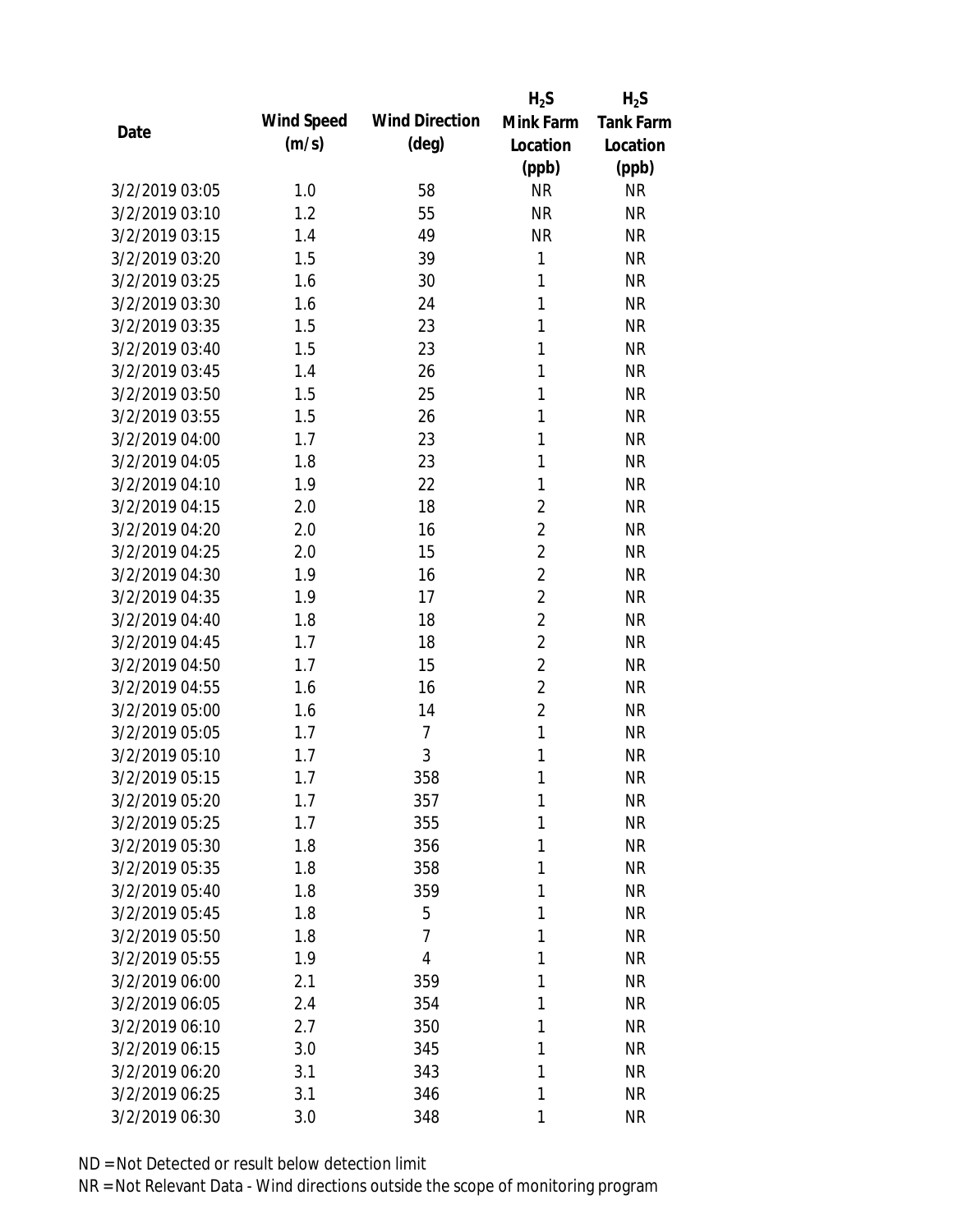| Date | Wind Speed (m/s) | Wind Direction (deg) | $H_2S$ Mink Farm Location (ppb) | $H_2S$ Tank Farm Location (ppb) |
|---|---|---|---|---|
| 3/2/2019 03:05 | 1.0 | 58 | NR | NR |
| 3/2/2019 03:10 | 1.2 | 55 | NR | NR |
| 3/2/2019 03:15 | 1.4 | 49 | NR | NR |
| 3/2/2019 03:20 | 1.5 | 39 | 1 | NR |
| 3/2/2019 03:25 | 1.6 | 30 | 1 | NR |
| 3/2/2019 03:30 | 1.6 | 24 | 1 | NR |
| 3/2/2019 03:35 | 1.5 | 23 | 1 | NR |
| 3/2/2019 03:40 | 1.5 | 23 | 1 | NR |
| 3/2/2019 03:45 | 1.4 | 26 | 1 | NR |
| 3/2/2019 03:50 | 1.5 | 25 | 1 | NR |
| 3/2/2019 03:55 | 1.5 | 26 | 1 | NR |
| 3/2/2019 04:00 | 1.7 | 23 | 1 | NR |
| 3/2/2019 04:05 | 1.8 | 23 | 1 | NR |
| 3/2/2019 04:10 | 1.9 | 22 | 1 | NR |
| 3/2/2019 04:15 | 2.0 | 18 | 2 | NR |
| 3/2/2019 04:20 | 2.0 | 16 | 2 | NR |
| 3/2/2019 04:25 | 2.0 | 15 | 2 | NR |
| 3/2/2019 04:30 | 1.9 | 16 | 2 | NR |
| 3/2/2019 04:35 | 1.9 | 17 | 2 | NR |
| 3/2/2019 04:40 | 1.8 | 18 | 2 | NR |
| 3/2/2019 04:45 | 1.7 | 18 | 2 | NR |
| 3/2/2019 04:50 | 1.7 | 15 | 2 | NR |
| 3/2/2019 04:55 | 1.6 | 16 | 2 | NR |
| 3/2/2019 05:00 | 1.6 | 14 | 2 | NR |
| 3/2/2019 05:05 | 1.7 | 7 | 1 | NR |
| 3/2/2019 05:10 | 1.7 | 3 | 1 | NR |
| 3/2/2019 05:15 | 1.7 | 358 | 1 | NR |
| 3/2/2019 05:20 | 1.7 | 357 | 1 | NR |
| 3/2/2019 05:25 | 1.7 | 355 | 1 | NR |
| 3/2/2019 05:30 | 1.8 | 356 | 1 | NR |
| 3/2/2019 05:35 | 1.8 | 358 | 1 | NR |
| 3/2/2019 05:40 | 1.8 | 359 | 1 | NR |
| 3/2/2019 05:45 | 1.8 | 5 | 1 | NR |
| 3/2/2019 05:50 | 1.8 | 7 | 1 | NR |
| 3/2/2019 05:55 | 1.9 | 4 | 1 | NR |
| 3/2/2019 06:00 | 2.1 | 359 | 1 | NR |
| 3/2/2019 06:05 | 2.4 | 354 | 1 | NR |
| 3/2/2019 06:10 | 2.7 | 350 | 1 | NR |
| 3/2/2019 06:15 | 3.0 | 345 | 1 | NR |
| 3/2/2019 06:20 | 3.1 | 343 | 1 | NR |
| 3/2/2019 06:25 | 3.1 | 346 | 1 | NR |
| 3/2/2019 06:30 | 3.0 | 348 | 1 | NR |

ND = Not Detected or result below detection limit

NR = Not Relevant Data - Wind directions outside the scope of monitoring program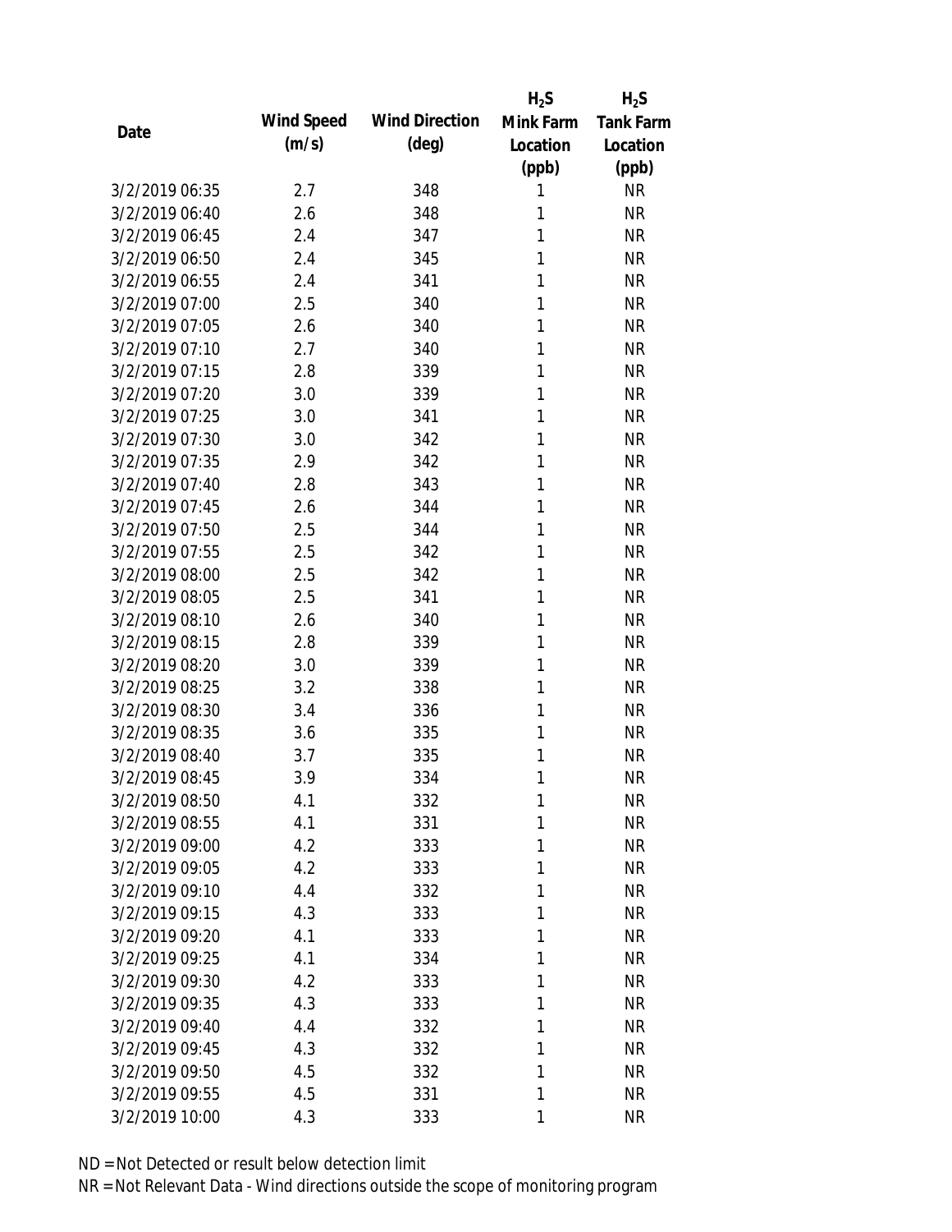| Date | Wind Speed (m/s) | Wind Direction (deg) | $H_2S$ Mink Farm Location (ppb) | $H_2S$ Tank Farm Location (ppb) |
|---|---|---|---|---|
| 3/2/2019 06:35 | 2.7 | 348 | 1 | NR |
| 3/2/2019 06:40 | 2.6 | 348 | 1 | NR |
| 3/2/2019 06:45 | 2.4 | 347 | 1 | NR |
| 3/2/2019 06:50 | 2.4 | 345 | 1 | NR |
| 3/2/2019 06:55 | 2.4 | 341 | 1 | NR |
| 3/2/2019 07:00 | 2.5 | 340 | 1 | NR |
| 3/2/2019 07:05 | 2.6 | 340 | 1 | NR |
| 3/2/2019 07:10 | 2.7 | 340 | 1 | NR |
| 3/2/2019 07:15 | 2.8 | 339 | 1 | NR |
| 3/2/2019 07:20 | 3.0 | 339 | 1 | NR |
| 3/2/2019 07:25 | 3.0 | 341 | 1 | NR |
| 3/2/2019 07:30 | 3.0 | 342 | 1 | NR |
| 3/2/2019 07:35 | 2.9 | 342 | 1 | NR |
| 3/2/2019 07:40 | 2.8 | 343 | 1 | NR |
| 3/2/2019 07:45 | 2.6 | 344 | 1 | NR |
| 3/2/2019 07:50 | 2.5 | 344 | 1 | NR |
| 3/2/2019 07:55 | 2.5 | 342 | 1 | NR |
| 3/2/2019 08:00 | 2.5 | 342 | 1 | NR |
| 3/2/2019 08:05 | 2.5 | 341 | 1 | NR |
| 3/2/2019 08:10 | 2.6 | 340 | 1 | NR |
| 3/2/2019 08:15 | 2.8 | 339 | 1 | NR |
| 3/2/2019 08:20 | 3.0 | 339 | 1 | NR |
| 3/2/2019 08:25 | 3.2 | 338 | 1 | NR |
| 3/2/2019 08:30 | 3.4 | 336 | 1 | NR |
| 3/2/2019 08:35 | 3.6 | 335 | 1 | NR |
| 3/2/2019 08:40 | 3.7 | 335 | 1 | NR |
| 3/2/2019 08:45 | 3.9 | 334 | 1 | NR |
| 3/2/2019 08:50 | 4.1 | 332 | 1 | NR |
| 3/2/2019 08:55 | 4.1 | 331 | 1 | NR |
| 3/2/2019 09:00 | 4.2 | 333 | 1 | NR |
| 3/2/2019 09:05 | 4.2 | 333 | 1 | NR |
| 3/2/2019 09:10 | 4.4 | 332 | 1 | NR |
| 3/2/2019 09:15 | 4.3 | 333 | 1 | NR |
| 3/2/2019 09:20 | 4.1 | 333 | 1 | NR |
| 3/2/2019 09:25 | 4.1 | 334 | 1 | NR |
| 3/2/2019 09:30 | 4.2 | 333 | 1 | NR |
| 3/2/2019 09:35 | 4.3 | 333 | 1 | NR |
| 3/2/2019 09:40 | 4.4 | 332 | 1 | NR |
| 3/2/2019 09:45 | 4.3 | 332 | 1 | NR |
| 3/2/2019 09:50 | 4.5 | 332 | 1 | NR |
| 3/2/2019 09:55 | 4.5 | 331 | 1 | NR |
| 3/2/2019 10:00 | 4.3 | 333 | 1 | NR |

ND = Not Detected or result below detection limit

NR = Not Relevant Data - Wind directions outside the scope of monitoring program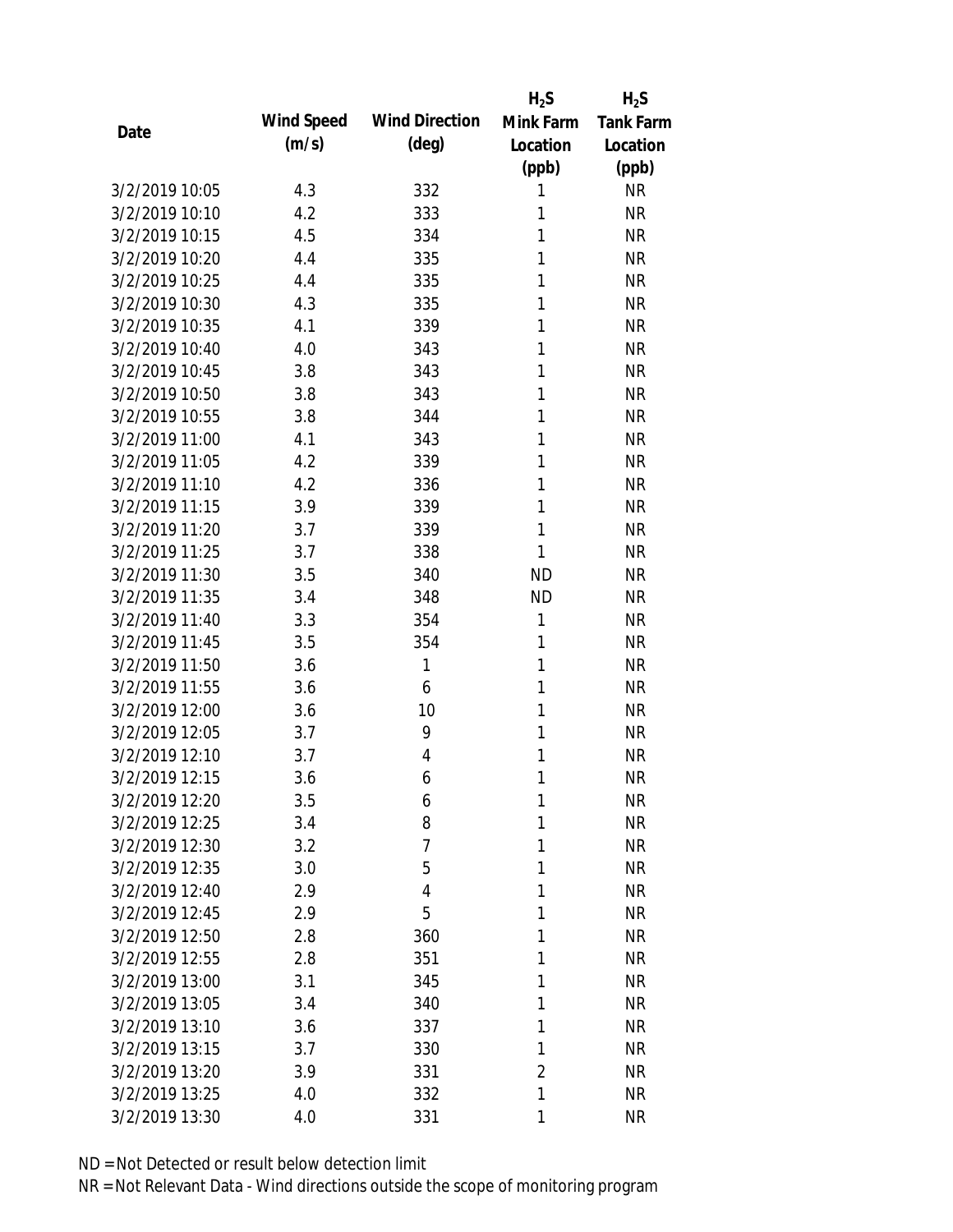| Date | Wind Speed (m/s) | Wind Direction (deg) | $H_2S$ Mink Farm Location (ppb) | $H_2S$ Tank Farm Location (ppb) |
|---|---|---|---|---|
| 3/2/2019 10:05 | 4.3 | 332 | 1 | NR |
| 3/2/2019 10:10 | 4.2 | 333 | 1 | NR |
| 3/2/2019 10:15 | 4.5 | 334 | 1 | NR |
| 3/2/2019 10:20 | 4.4 | 335 | 1 | NR |
| 3/2/2019 10:25 | 4.4 | 335 | 1 | NR |
| 3/2/2019 10:30 | 4.3 | 335 | 1 | NR |
| 3/2/2019 10:35 | 4.1 | 339 | 1 | NR |
| 3/2/2019 10:40 | 4.0 | 343 | 1 | NR |
| 3/2/2019 10:45 | 3.8 | 343 | 1 | NR |
| 3/2/2019 10:50 | 3.8 | 343 | 1 | NR |
| 3/2/2019 10:55 | 3.8 | 344 | 1 | NR |
| 3/2/2019 11:00 | 4.1 | 343 | 1 | NR |
| 3/2/2019 11:05 | 4.2 | 339 | 1 | NR |
| 3/2/2019 11:10 | 4.2 | 336 | 1 | NR |
| 3/2/2019 11:15 | 3.9 | 339 | 1 | NR |
| 3/2/2019 11:20 | 3.7 | 339 | 1 | NR |
| 3/2/2019 11:25 | 3.7 | 338 | 1 | NR |
| 3/2/2019 11:30 | 3.5 | 340 | ND | NR |
| 3/2/2019 11:35 | 3.4 | 348 | ND | NR |
| 3/2/2019 11:40 | 3.3 | 354 | 1 | NR |
| 3/2/2019 11:45 | 3.5 | 354 | 1 | NR |
| 3/2/2019 11:50 | 3.6 | 1 | 1 | NR |
| 3/2/2019 11:55 | 3.6 | 6 | 1 | NR |
| 3/2/2019 12:00 | 3.6 | 10 | 1 | NR |
| 3/2/2019 12:05 | 3.7 | 9 | 1 | NR |
| 3/2/2019 12:10 | 3.7 | 4 | 1 | NR |
| 3/2/2019 12:15 | 3.6 | 6 | 1 | NR |
| 3/2/2019 12:20 | 3.5 | 6 | 1 | NR |
| 3/2/2019 12:25 | 3.4 | 8 | 1 | NR |
| 3/2/2019 12:30 | 3.2 | 7 | 1 | NR |
| 3/2/2019 12:35 | 3.0 | 5 | 1 | NR |
| 3/2/2019 12:40 | 2.9 | 4 | 1 | NR |
| 3/2/2019 12:45 | 2.9 | 5 | 1 | NR |
| 3/2/2019 12:50 | 2.8 | 360 | 1 | NR |
| 3/2/2019 12:55 | 2.8 | 351 | 1 | NR |
| 3/2/2019 13:00 | 3.1 | 345 | 1 | NR |
| 3/2/2019 13:05 | 3.4 | 340 | 1 | NR |
| 3/2/2019 13:10 | 3.6 | 337 | 1 | NR |
| 3/2/2019 13:15 | 3.7 | 330 | 1 | NR |
| 3/2/2019 13:20 | 3.9 | 331 | 2 | NR |
| 3/2/2019 13:25 | 4.0 | 332 | 1 | NR |
| 3/2/2019 13:30 | 4.0 | 331 | 1 | NR |

ND = Not Detected or result below detection limit

NR = Not Relevant Data - Wind directions outside the scope of monitoring program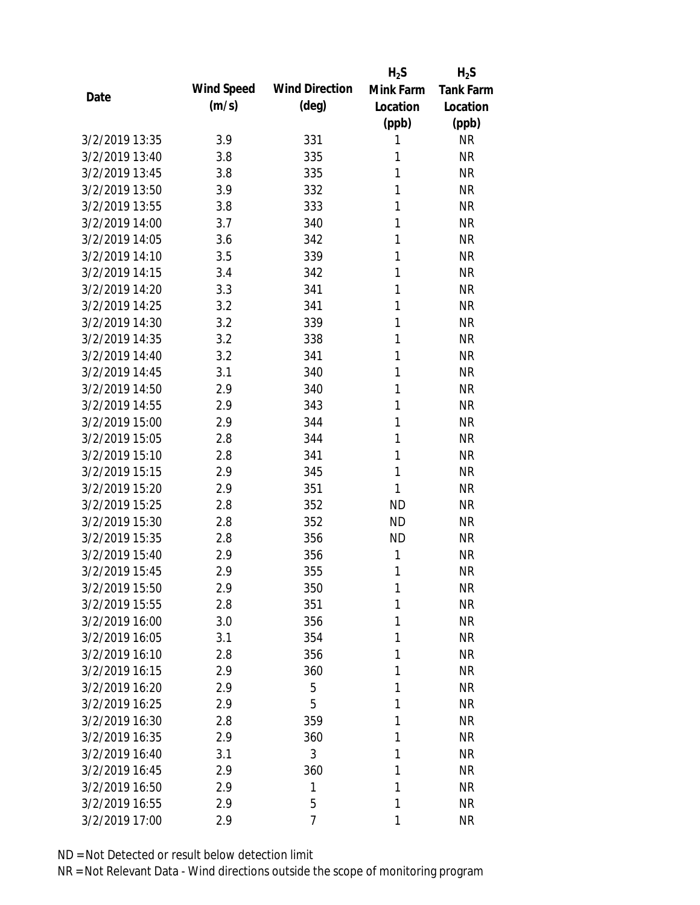| Date | Wind Speed (m/s) | Wind Direction (deg) | $H_2S$ Mink Farm Location (ppb) | $H_2S$ Tank Farm Location (ppb) |
|---|---|---|---|---|
| 3/2/2019 13:35 | 3.9 | 331 | 1 | NR |
| 3/2/2019 13:40 | 3.8 | 335 | 1 | NR |
| 3/2/2019 13:45 | 3.8 | 335 | 1 | NR |
| 3/2/2019 13:50 | 3.9 | 332 | 1 | NR |
| 3/2/2019 13:55 | 3.8 | 333 | 1 | NR |
| 3/2/2019 14:00 | 3.7 | 340 | 1 | NR |
| 3/2/2019 14:05 | 3.6 | 342 | 1 | NR |
| 3/2/2019 14:10 | 3.5 | 339 | 1 | NR |
| 3/2/2019 14:15 | 3.4 | 342 | 1 | NR |
| 3/2/2019 14:20 | 3.3 | 341 | 1 | NR |
| 3/2/2019 14:25 | 3.2 | 341 | 1 | NR |
| 3/2/2019 14:30 | 3.2 | 339 | 1 | NR |
| 3/2/2019 14:35 | 3.2 | 338 | 1 | NR |
| 3/2/2019 14:40 | 3.2 | 341 | 1 | NR |
| 3/2/2019 14:45 | 3.1 | 340 | 1 | NR |
| 3/2/2019 14:50 | 2.9 | 340 | 1 | NR |
| 3/2/2019 14:55 | 2.9 | 343 | 1 | NR |
| 3/2/2019 15:00 | 2.9 | 344 | 1 | NR |
| 3/2/2019 15:05 | 2.8 | 344 | 1 | NR |
| 3/2/2019 15:10 | 2.8 | 341 | 1 | NR |
| 3/2/2019 15:15 | 2.9 | 345 | 1 | NR |
| 3/2/2019 15:20 | 2.9 | 351 | 1 | NR |
| 3/2/2019 15:25 | 2.8 | 352 | ND | NR |
| 3/2/2019 15:30 | 2.8 | 352 | ND | NR |
| 3/2/2019 15:35 | 2.8 | 356 | ND | NR |
| 3/2/2019 15:40 | 2.9 | 356 | 1 | NR |
| 3/2/2019 15:45 | 2.9 | 355 | 1 | NR |
| 3/2/2019 15:50 | 2.9 | 350 | 1 | NR |
| 3/2/2019 15:55 | 2.8 | 351 | 1 | NR |
| 3/2/2019 16:00 | 3.0 | 356 | 1 | NR |
| 3/2/2019 16:05 | 3.1 | 354 | 1 | NR |
| 3/2/2019 16:10 | 2.8 | 356 | 1 | NR |
| 3/2/2019 16:15 | 2.9 | 360 | 1 | NR |
| 3/2/2019 16:20 | 2.9 | 5 | 1 | NR |
| 3/2/2019 16:25 | 2.9 | 5 | 1 | NR |
| 3/2/2019 16:30 | 2.8 | 359 | 1 | NR |
| 3/2/2019 16:35 | 2.9 | 360 | 1 | NR |
| 3/2/2019 16:40 | 3.1 | 3 | 1 | NR |
| 3/2/2019 16:45 | 2.9 | 360 | 1 | NR |
| 3/2/2019 16:50 | 2.9 | 1 | 1 | NR |
| 3/2/2019 16:55 | 2.9 | 5 | 1 | NR |
| 3/2/2019 17:00 | 2.9 | 7 | 1 | NR |

ND = Not Detected or result below detection limit

NR = Not Relevant Data - Wind directions outside the scope of monitoring program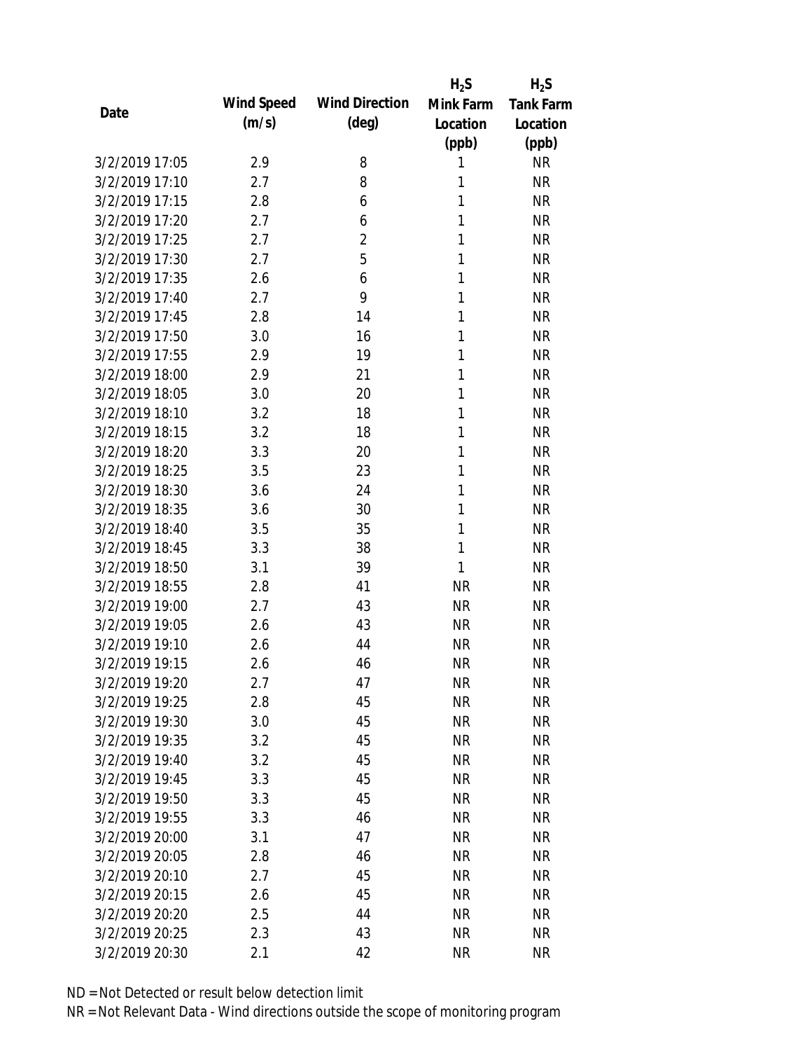| Date | Wind Speed (m/s) | Wind Direction (deg) | $H_2S$ Mink Farm Location (ppb) | $H_2S$ Tank Farm Location (ppb) |
|---|---|---|---|---|
| 3/2/2019 17:05 | 2.9 | 8 | 1 | NR |
| 3/2/2019 17:10 | 2.7 | 8 | 1 | NR |
| 3/2/2019 17:15 | 2.8 | 6 | 1 | NR |
| 3/2/2019 17:20 | 2.7 | 6 | 1 | NR |
| 3/2/2019 17:25 | 2.7 | 2 | 1 | NR |
| 3/2/2019 17:30 | 2.7 | 5 | 1 | NR |
| 3/2/2019 17:35 | 2.6 | 6 | 1 | NR |
| 3/2/2019 17:40 | 2.7 | 9 | 1 | NR |
| 3/2/2019 17:45 | 2.8 | 14 | 1 | NR |
| 3/2/2019 17:50 | 3.0 | 16 | 1 | NR |
| 3/2/2019 17:55 | 2.9 | 19 | 1 | NR |
| 3/2/2019 18:00 | 2.9 | 21 | 1 | NR |
| 3/2/2019 18:05 | 3.0 | 20 | 1 | NR |
| 3/2/2019 18:10 | 3.2 | 18 | 1 | NR |
| 3/2/2019 18:15 | 3.2 | 18 | 1 | NR |
| 3/2/2019 18:20 | 3.3 | 20 | 1 | NR |
| 3/2/2019 18:25 | 3.5 | 23 | 1 | NR |
| 3/2/2019 18:30 | 3.6 | 24 | 1 | NR |
| 3/2/2019 18:35 | 3.6 | 30 | 1 | NR |
| 3/2/2019 18:40 | 3.5 | 35 | 1 | NR |
| 3/2/2019 18:45 | 3.3 | 38 | 1 | NR |
| 3/2/2019 18:50 | 3.1 | 39 | 1 | NR |
| 3/2/2019 18:55 | 2.8 | 41 | NR | NR |
| 3/2/2019 19:00 | 2.7 | 43 | NR | NR |
| 3/2/2019 19:05 | 2.6 | 43 | NR | NR |
| 3/2/2019 19:10 | 2.6 | 44 | NR | NR |
| 3/2/2019 19:15 | 2.6 | 46 | NR | NR |
| 3/2/2019 19:20 | 2.7 | 47 | NR | NR |
| 3/2/2019 19:25 | 2.8 | 45 | NR | NR |
| 3/2/2019 19:30 | 3.0 | 45 | NR | NR |
| 3/2/2019 19:35 | 3.2 | 45 | NR | NR |
| 3/2/2019 19:40 | 3.2 | 45 | NR | NR |
| 3/2/2019 19:45 | 3.3 | 45 | NR | NR |
| 3/2/2019 19:50 | 3.3 | 45 | NR | NR |
| 3/2/2019 19:55 | 3.3 | 46 | NR | NR |
| 3/2/2019 20:00 | 3.1 | 47 | NR | NR |
| 3/2/2019 20:05 | 2.8 | 46 | NR | NR |
| 3/2/2019 20:10 | 2.7 | 45 | NR | NR |
| 3/2/2019 20:15 | 2.6 | 45 | NR | NR |
| 3/2/2019 20:20 | 2.5 | 44 | NR | NR |
| 3/2/2019 20:25 | 2.3 | 43 | NR | NR |
| 3/2/2019 20:30 | 2.1 | 42 | NR | NR |

ND = Not Detected or result below detection limit

NR = Not Relevant Data - Wind directions outside the scope of monitoring program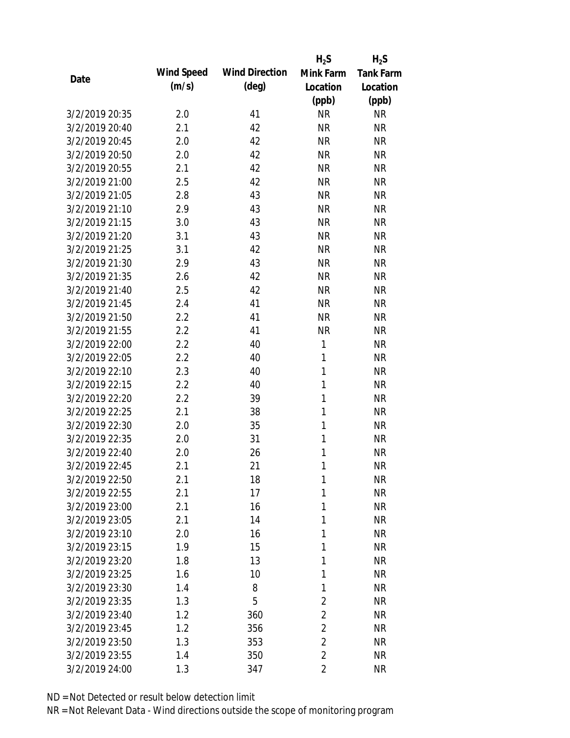| Date | Wind Speed (m/s) | Wind Direction (deg) | $H_2S$ Mink Farm Location (ppb) | $H_2S$ Tank Farm Location (ppb) |
|---|---|---|---|---|
| 3/2/2019 20:35 | 2.0 | 41 | NR | NR |
| 3/2/2019 20:40 | 2.1 | 42 | NR | NR |
| 3/2/2019 20:45 | 2.0 | 42 | NR | NR |
| 3/2/2019 20:50 | 2.0 | 42 | NR | NR |
| 3/2/2019 20:55 | 2.1 | 42 | NR | NR |
| 3/2/2019 21:00 | 2.5 | 42 | NR | NR |
| 3/2/2019 21:05 | 2.8 | 43 | NR | NR |
| 3/2/2019 21:10 | 2.9 | 43 | NR | NR |
| 3/2/2019 21:15 | 3.0 | 43 | NR | NR |
| 3/2/2019 21:20 | 3.1 | 43 | NR | NR |
| 3/2/2019 21:25 | 3.1 | 42 | NR | NR |
| 3/2/2019 21:30 | 2.9 | 43 | NR | NR |
| 3/2/2019 21:35 | 2.6 | 42 | NR | NR |
| 3/2/2019 21:40 | 2.5 | 42 | NR | NR |
| 3/2/2019 21:45 | 2.4 | 41 | NR | NR |
| 3/2/2019 21:50 | 2.2 | 41 | NR | NR |
| 3/2/2019 21:55 | 2.2 | 41 | NR | NR |
| 3/2/2019 22:00 | 2.2 | 40 | 1 | NR |
| 3/2/2019 22:05 | 2.2 | 40 | 1 | NR |
| 3/2/2019 22:10 | 2.3 | 40 | 1 | NR |
| 3/2/2019 22:15 | 2.2 | 40 | 1 | NR |
| 3/2/2019 22:20 | 2.2 | 39 | 1 | NR |
| 3/2/2019 22:25 | 2.1 | 38 | 1 | NR |
| 3/2/2019 22:30 | 2.0 | 35 | 1 | NR |
| 3/2/2019 22:35 | 2.0 | 31 | 1 | NR |
| 3/2/2019 22:40 | 2.0 | 26 | 1 | NR |
| 3/2/2019 22:45 | 2.1 | 21 | 1 | NR |
| 3/2/2019 22:50 | 2.1 | 18 | 1 | NR |
| 3/2/2019 22:55 | 2.1 | 17 | 1 | NR |
| 3/2/2019 23:00 | 2.1 | 16 | 1 | NR |
| 3/2/2019 23:05 | 2.1 | 14 | 1 | NR |
| 3/2/2019 23:10 | 2.0 | 16 | 1 | NR |
| 3/2/2019 23:15 | 1.9 | 15 | 1 | NR |
| 3/2/2019 23:20 | 1.8 | 13 | 1 | NR |
| 3/2/2019 23:25 | 1.6 | 10 | 1 | NR |
| 3/2/2019 23:30 | 1.4 | 8 | 1 | NR |
| 3/2/2019 23:35 | 1.3 | 5 | 2 | NR |
| 3/2/2019 23:40 | 1.2 | 360 | 2 | NR |
| 3/2/2019 23:45 | 1.2 | 356 | 2 | NR |
| 3/2/2019 23:50 | 1.3 | 353 | 2 | NR |
| 3/2/2019 23:55 | 1.4 | 350 | 2 | NR |
| 3/2/2019 24:00 | 1.3 | 347 | 2 | NR |

ND = Not Detected or result below detection limit
NR = Not Relevant Data - Wind directions outside the scope of monitoring program